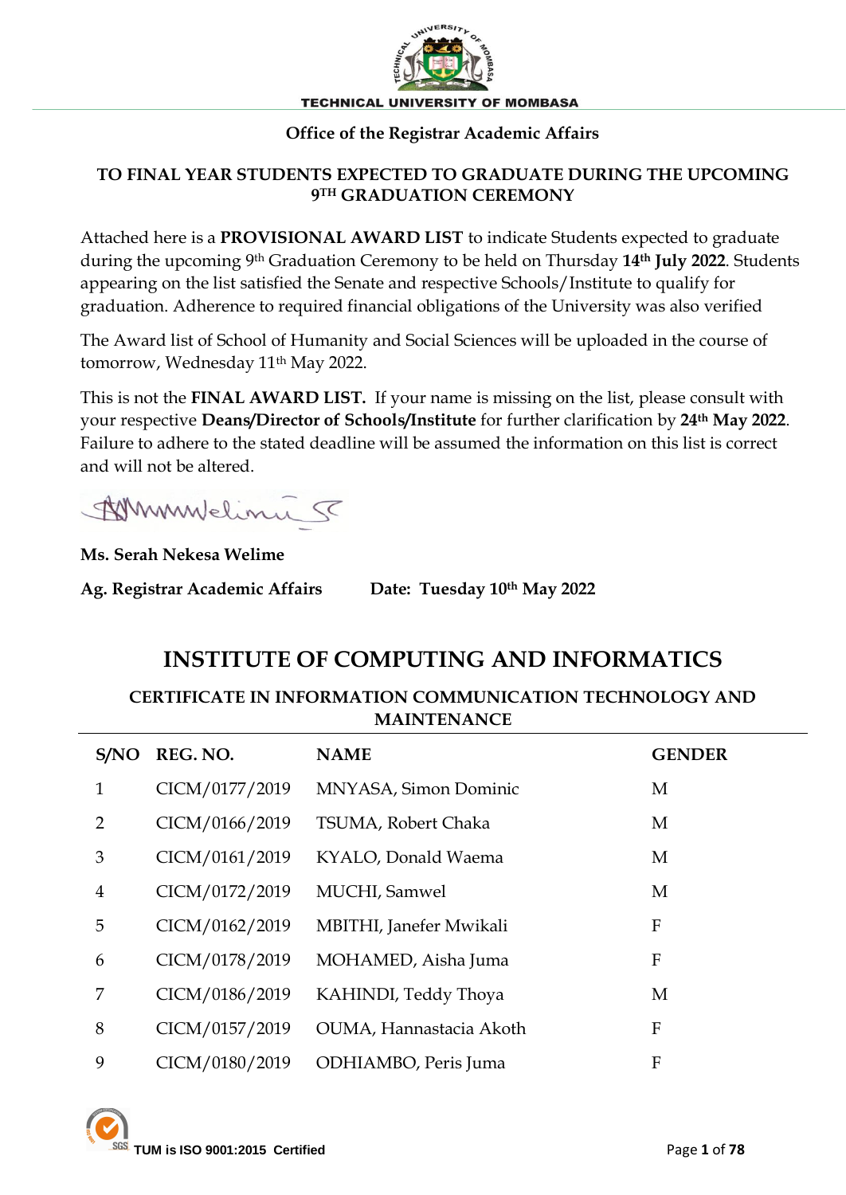TECHNICAL UNIVERSITY OF MOMBASA

**Office of the Registrar Academic Affairs**

**TO FINAL YEAR STUDENTS EXPECTED TO GRADUATE DURING THE UPCOMING 9TH GRADUATION CEREMONY**

Attached here is a **PROVISIONAL AWARD LIST** to indicate Students expected to graduate during the upcoming 9th Graduation Ceremony to be held on Thursday **14th July 2022**. Students appearing on the list satisfied the Senate and respective Schools/Institute to qualify for graduation. Adherence to required financial obligations of the University was also verified

The Award list of School of Humanity and Social Sciences will be uploaded in the course of tomorrow, Wednesday 11th May 2022.

This is not the **FINAL AWARD LIST.** If your name is missing on the list, please consult with your respective **Deans/Director of Schools/Institute** for further clarification by **24th May 2022**. Failure to adhere to the stated deadline will be assumed the information on this list is correct and will not be altered.

**Ms. Serah Nekesa Welime**

**Ag. Registrar Academic Affairs** **Date: Tuesday 10th May 2022**

# INSTITUTE OF COMPUTING AND INFORMATICS

## CERTIFICATE IN INFORMATION COMMUNICATION TECHNOLOGY AND MAINTENANCE

| S/NO | REG. NO. | NAME | GENDER |
|---|---|---|---|
| 1 | CICM/0177/2019 | MNYASA, Simon Dominic | M |
| 2 | CICM/0166/2019 | TSUMA, Robert Chaka | M |
| 3 | CICM/0161/2019 | KYALO, Donald Waema | M |
| 4 | CICM/0172/2019 | MUCHI, Samwel | M |
| 5 | CICM/0162/2019 | MBITHI, Janefer Mwikali | F |
| 6 | CICM/0178/2019 | MOHAMED, Aisha Juma | F |
| 7 | CICM/0186/2019 | KAHINDI, Teddy Thoya | M |
| 8 | CICM/0157/2019 | OUMA, Hannastacia Akoth | F |
| 9 | CICM/0180/2019 | ODHIAMBO, Peris Juma | F |

TUM is ISO 9001:2015 Certified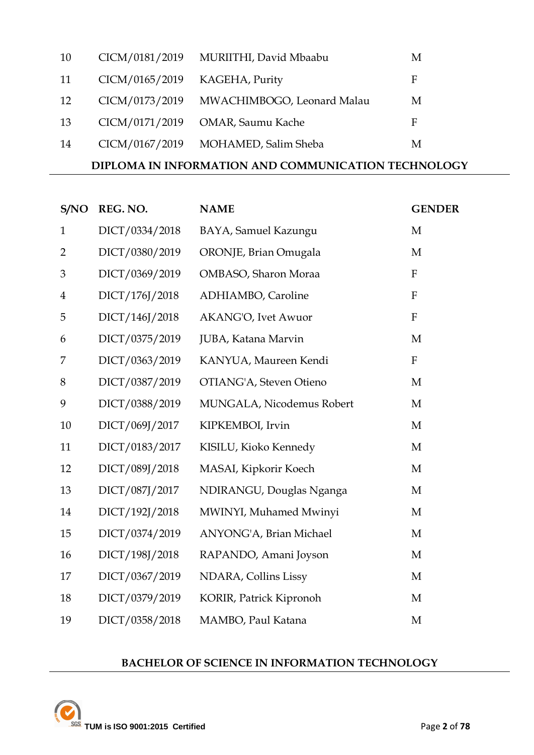| | | | |
|---|---|---|---|
| 10 | CICM/0181/2019 | MURIITHI, David Mbaabu | M |
| 11 | CICM/0165/2019 | KAGEHA, Purity | F |
| 12 | CICM/0173/2019 | MWACHIMBOGO, Leonard Malau | M |
| 13 | CICM/0171/2019 | OMAR, Saumu Kache | F |
| 14 | CICM/0167/2019 | MOHAMED, Salim Sheba | M |

## DIPLOMA IN INFORMATION AND COMMUNICATION TECHNOLOGY

| S/NO | REG. NO. | NAME | GENDER |
|---|---|---|---|
| 1 | DICT/0334/2018 | BAYA, Samuel Kazungu | M |
| 2 | DICT/0380/2019 | ORONJE, Brian Omugala | M |
| 3 | DICT/0369/2019 | OMBASO, Sharon Moraa | F |
| 4 | DICT/176J/2018 | ADHIAMBO, Caroline | F |
| 5 | DICT/146J/2018 | AKANG'O, Ivet Awuor | F |
| 6 | DICT/0375/2019 | JUBA, Katana Marvin | M |
| 7 | DICT/0363/2019 | KANYUA, Maureen Kendi | F |
| 8 | DICT/0387/2019 | OTIANG'A, Steven Otieno | M |
| 9 | DICT/0388/2019 | MUNGALA, Nicodemus Robert | M |
| 10 | DICT/069J/2017 | KIPKEMBOI, Irvin | M |
| 11 | DICT/0183/2017 | KISILU, Kioko Kennedy | M |
| 12 | DICT/089J/2018 | MASAI, Kipkorir Koech | M |
| 13 | DICT/087J/2017 | NDIRANGU, Douglas Nganga | M |
| 14 | DICT/192J/2018 | MWINYI, Muhamed Mwinyi | M |
| 15 | DICT/0374/2019 | ANYONG'A, Brian Michael | M |
| 16 | DICT/198J/2018 | RAPANDO, Amani Joyson | M |
| 17 | DICT/0367/2019 | NDARA, Collins Lissy | M |
| 18 | DICT/0379/2019 | KORIR, Patrick Kipronoh | M |
| 19 | DICT/0358/2018 | MAMBO, Paul Katana | M |

## BACHELOR OF SCIENCE IN INFORMATION TECHNOLOGY

TUM is ISO 9001:2015 Certified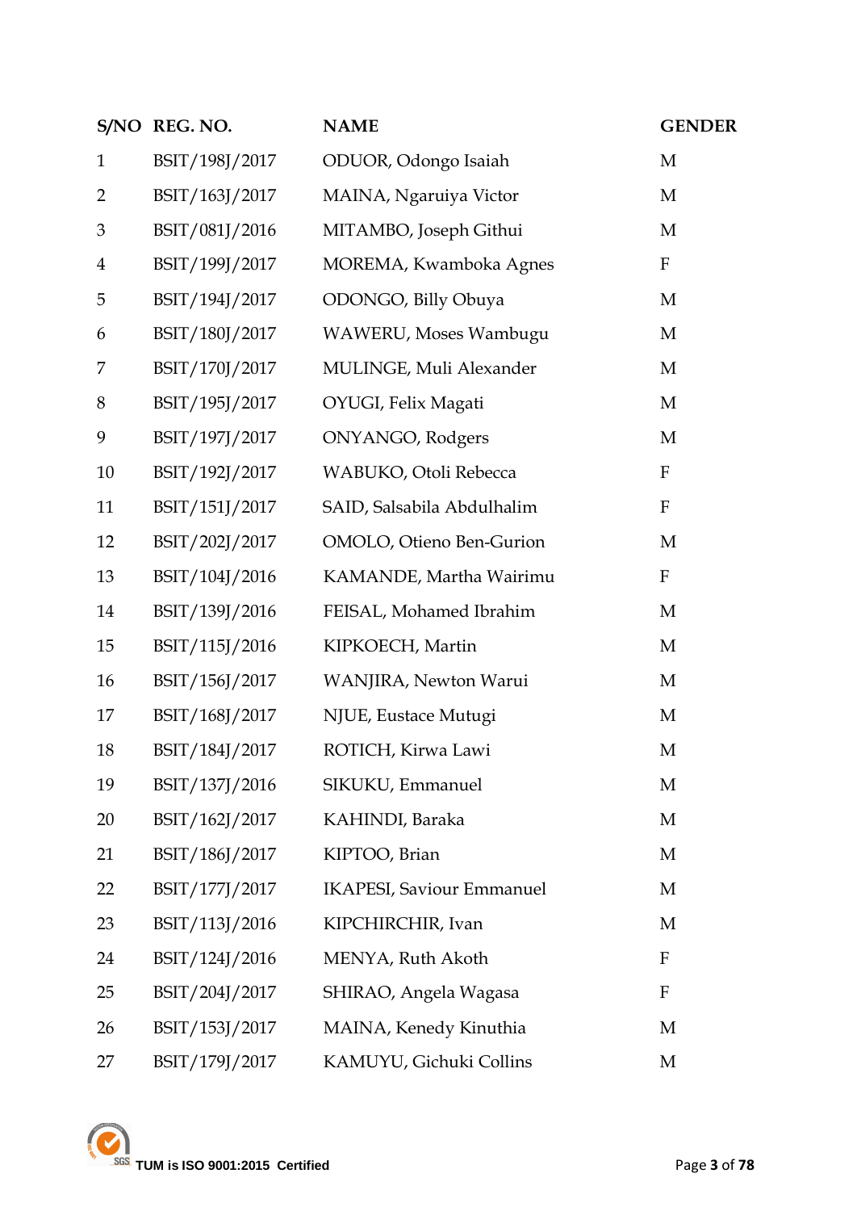| S/NO | REG. NO. | NAME | GENDER |
|---|---|---|---|
| 1 | BSIT/198J/2017 | ODUOR, Odongo Isaiah | M |
| 2 | BSIT/163J/2017 | MAINA, Ngaruiya Victor | M |
| 3 | BSIT/081J/2016 | MITAMBO, Joseph Githui | M |
| 4 | BSIT/199J/2017 | MOREMA, Kwamboka Agnes | F |
| 5 | BSIT/194J/2017 | ODONGO, Billy Obuya | M |
| 6 | BSIT/180J/2017 | WAWERU, Moses Wambugu | M |
| 7 | BSIT/170J/2017 | MULINGE, Muli Alexander | M |
| 8 | BSIT/195J/2017 | OYUGI, Felix Magati | M |
| 9 | BSIT/197J/2017 | ONYANGO, Rodgers | M |
| 10 | BSIT/192J/2017 | WABUKO, Otoli Rebecca | F |
| 11 | BSIT/151J/2017 | SAID, Salsabila Abdulhalim | F |
| 12 | BSIT/202J/2017 | OMOLO, Otieno Ben-Gurion | M |
| 13 | BSIT/104J/2016 | KAMANDE, Martha Wairimu | F |
| 14 | BSIT/139J/2016 | FEISAL, Mohamed Ibrahim | M |
| 15 | BSIT/115J/2016 | KIPKOECH, Martin | M |
| 16 | BSIT/156J/2017 | WANJIRA, Newton Warui | M |
| 17 | BSIT/168J/2017 | NJUE, Eustace Mutugi | M |
| 18 | BSIT/184J/2017 | ROTICH, Kirwa Lawi | M |
| 19 | BSIT/137J/2016 | SIKUKU, Emmanuel | M |
| 20 | BSIT/162J/2017 | KAHINDI, Baraka | M |
| 21 | BSIT/186J/2017 | KIPTOO, Brian | M |
| 22 | BSIT/177J/2017 | IKAPESI, Saviour Emmanuel | M |
| 23 | BSIT/113J/2016 | KIPCHIRCHIR, Ivan | M |
| 24 | BSIT/124J/2016 | MENYA, Ruth Akoth | F |
| 25 | BSIT/204J/2017 | SHIRAO, Angela Wagasa | F |
| 26 | BSIT/153J/2017 | MAINA, Kenedy Kinuthia | M |
| 27 | BSIT/179J/2017 | KAMUYU, Gichuki Collins | M |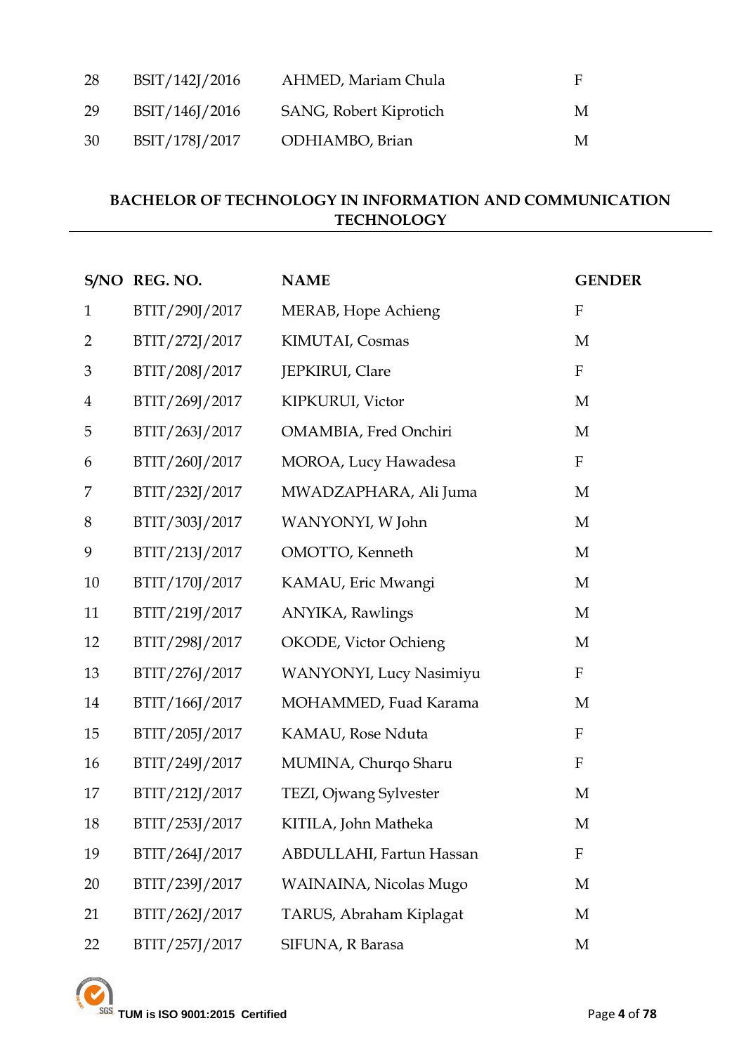| | | | |
|---|---|---|---|
| 28 | BSIT/142J/2016 | AHMED, Mariam Chula | F |
| 29 | BSIT/146J/2016 | SANG, Robert Kiprotich | M |
| 30 | BSIT/178J/2017 | ODHIAMBO, Brian | M |

## BACHELOR OF TECHNOLOGY IN INFORMATION AND COMMUNICATION TECHNOLOGY

| S/NO | REG. NO. | NAME | GENDER |
|---|---|---|---|
| 1 | BTIT/290J/2017 | MERAB, Hope Achieng | F |
| 2 | BTIT/272J/2017 | KIMUTAI, Cosmas | M |
| 3 | BTIT/208J/2017 | JEPKIRUI, Clare | F |
| 4 | BTIT/269J/2017 | KIPKURUI, Victor | M |
| 5 | BTIT/263J/2017 | OMAMBIA, Fred Onchiri | M |
| 6 | BTIT/260J/2017 | MOROA, Lucy Hawadesa | F |
| 7 | BTIT/232J/2017 | MWADZAPHARA, Ali Juma | M |
| 8 | BTIT/303J/2017 | WANYONYI, W John | M |
| 9 | BTIT/213J/2017 | OMOTTO, Kenneth | M |
| 10 | BTIT/170J/2017 | KAMAU, Eric Mwangi | M |
| 11 | BTIT/219J/2017 | ANYIKA, Rawlings | M |
| 12 | BTIT/298J/2017 | OKODE, Victor Ochieng | M |
| 13 | BTIT/276J/2017 | WANYONYI, Lucy Nasimiyu | F |
| 14 | BTIT/166J/2017 | MOHAMMED, Fuad Karama | M |
| 15 | BTIT/205J/2017 | KAMAU, Rose Nduta | F |
| 16 | BTIT/249J/2017 | MUMINA, Churqo Sharu | F |
| 17 | BTIT/212J/2017 | TEZI, Ojwang Sylvester | M |
| 18 | BTIT/253J/2017 | KITILA, John Matheka | M |
| 19 | BTIT/264J/2017 | ABDULLAHI, Fartun Hassan | F |
| 20 | BTIT/239J/2017 | WAINAINA, Nicolas Mugo | M |
| 21 | BTIT/262J/2017 | TARUS, Abraham Kiplagat | M |
| 22 | BTIT/257J/2017 | SIFUNA, R Barasa | M |

TUM is ISO 9001:2015 Certified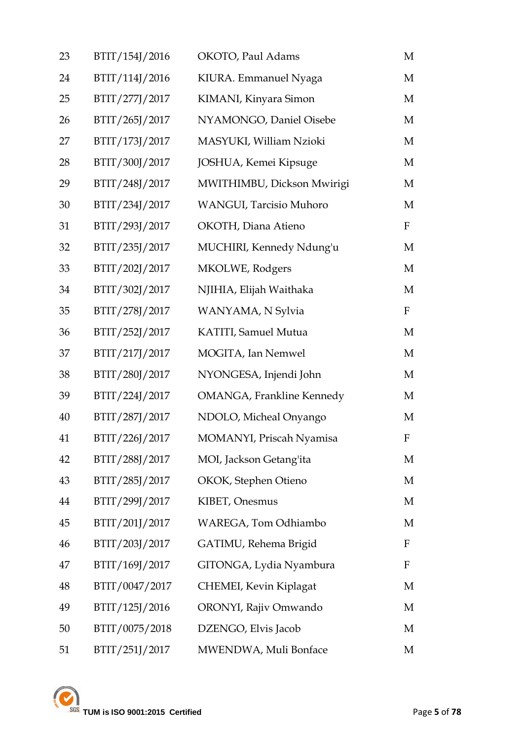| 23 | BTIT/154J/2016 | OKOTO, Paul Adams | M |
|---|---|---|---|
| 24 | BTIT/114J/2016 | KIURA. Emmanuel Nyaga | M |
| 25 | BTIT/277J/2017 | KIMANI, Kinyara Simon | M |
| 26 | BTIT/265J/2017 | NYAMONGO, Daniel Oisebe | M |
| 27 | BTIT/173J/2017 | MASYUKI, William Nzioki | M |
| 28 | BTIT/300J/2017 | JOSHUA, Kemei Kipsuge | M |
| 29 | BTIT/248J/2017 | MWITHIMBU, Dickson Mwirigi | M |
| 30 | BTIT/234J/2017 | WANGUI, Tarcisio Muhoro | M |
| 31 | BTIT/293J/2017 | OKOTH, Diana Atieno | F |
| 32 | BTIT/235J/2017 | MUCHIRI, Kennedy Ndung'u | M |
| 33 | BTIT/202J/2017 | MKOLWE, Rodgers | M |
| 34 | BTIT/302J/2017 | NJIHIA, Elijah Waithaka | M |
| 35 | BTIT/278J/2017 | WANYAMA, N Sylvia | F |
| 36 | BTIT/252J/2017 | KATITI, Samuel Mutua | M |
| 37 | BTIT/217J/2017 | MOGITA, Ian Nemwel | M |
| 38 | BTIT/280J/2017 | NYONGESA, Injendi John | M |
| 39 | BTIT/224J/2017 | OMANGA, Frankline Kennedy | M |
| 40 | BTIT/287J/2017 | NDOLO, Micheal Onyango | M |
| 41 | BTIT/226J/2017 | MOMANYI, Priscah Nyamisa | F |
| 42 | BTIT/288J/2017 | MOI, Jackson Getang'ita | M |
| 43 | BTIT/285J/2017 | OKOK, Stephen Otieno | M |
| 44 | BTIT/299J/2017 | KIBET, Onesmus | M |
| 45 | BTIT/201J/2017 | WAREGA, Tom Odhiambo | M |
| 46 | BTIT/203J/2017 | GATIMU, Rehema Brigid | F |
| 47 | BTIT/169J/2017 | GITONGA, Lydia Nyambura | F |
| 48 | BTIT/0047/2017 | CHEMEI, Kevin Kiplagat | M |
| 49 | BTIT/125J/2016 | ORONYI, Rajiv Omwando | M |
| 50 | BTIT/0075/2018 | DZENGO, Elvis Jacob | M |
| 51 | BTIT/251J/2017 | MWENDWA, Muli Bonface | M |

TUM is ISO 9001:2015 Certified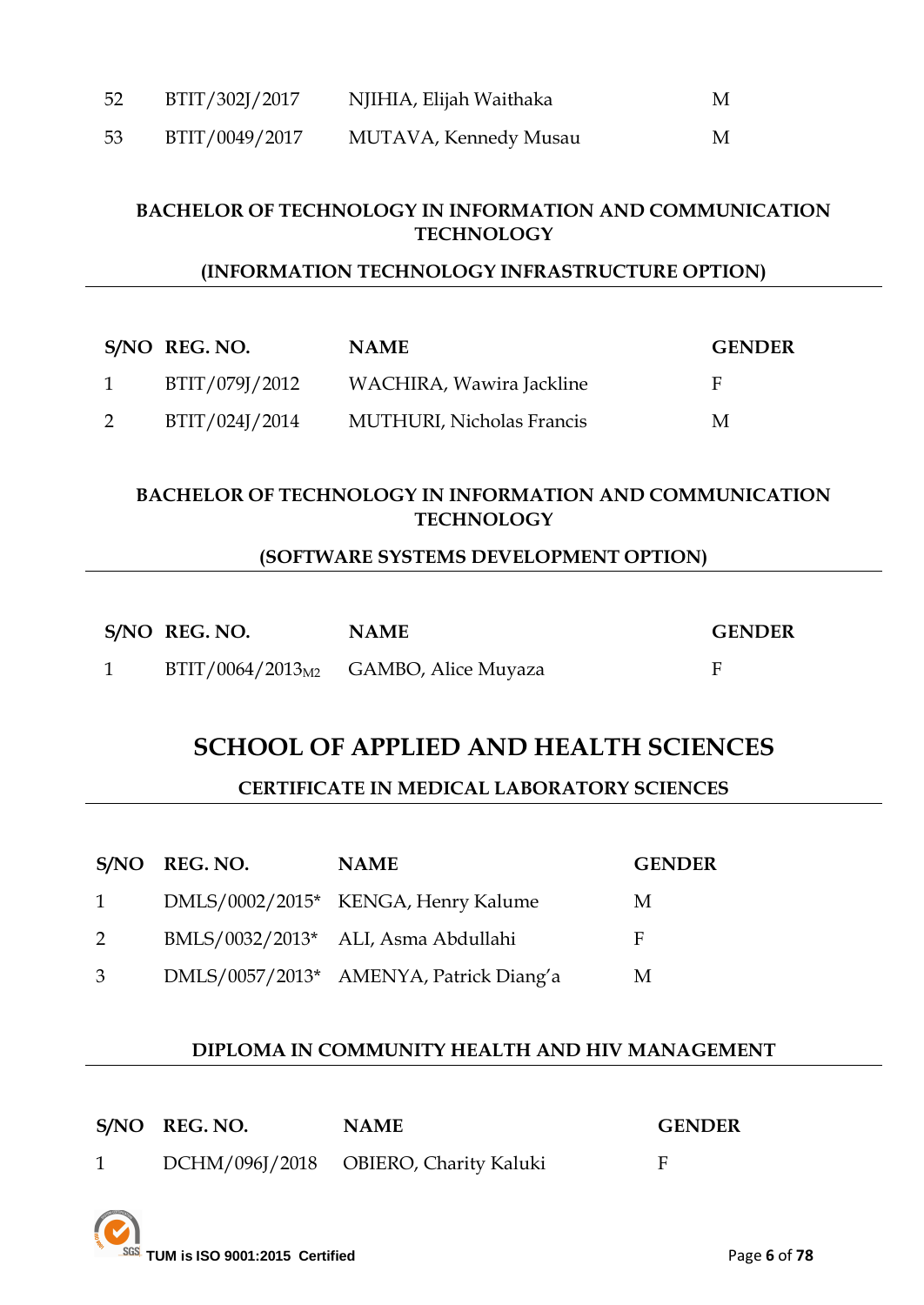| | | | |
|---|---|---|---|
| 52 | BTIT/302J/2017 | NJIHIA, Elijah Waithaka | M |
| 53 | BTIT/0049/2017 | MUTAVA, Kennedy Musau | M |

### BACHELOR OF TECHNOLOGY IN INFORMATION AND COMMUNICATION TECHNOLOGY

### (INFORMATION TECHNOLOGY INFRASTRUCTURE OPTION)

| S/NO | REG. NO. | NAME | GENDER |
|---|---|---|---|
| 1 | BTIT/079J/2012 | WACHIRA, Wawira Jackline | F |
| 2 | BTIT/024J/2014 | MUTHURI, Nicholas Francis | M |

### BACHELOR OF TECHNOLOGY IN INFORMATION AND COMMUNICATION TECHNOLOGY

### (SOFTWARE SYSTEMS DEVELOPMENT OPTION)

| S/NO | REG. NO. | NAME | GENDER |
|---|---|---|---|
| 1 | BTIT/0064/2013$_{M2}$ | GAMBO, Alice Muyaza | F |

## SCHOOL OF APPLIED AND HEALTH SCIENCES

### CERTIFICATE IN MEDICAL LABORATORY SCIENCES

| S/NO | REG. NO. | NAME | GENDER |
|---|---|---|---|
| 1 | DMLS/0002/2015* | KENGA, Henry Kalume | M |
| 2 | BMLS/0032/2013* | ALI, Asma Abdullahi | F |
| 3 | DMLS/0057/2013* | AMENYA, Patrick Diang'a | M |

### DIPLOMA IN COMMUNITY HEALTH AND HIV MANAGEMENT

| S/NO | REG. NO. | NAME | GENDER |
|---|---|---|---|
| 1 | DCHM/096J/2018 | OBIERO, Charity Kaluki | F |

TUM is ISO 9001:2015 Certified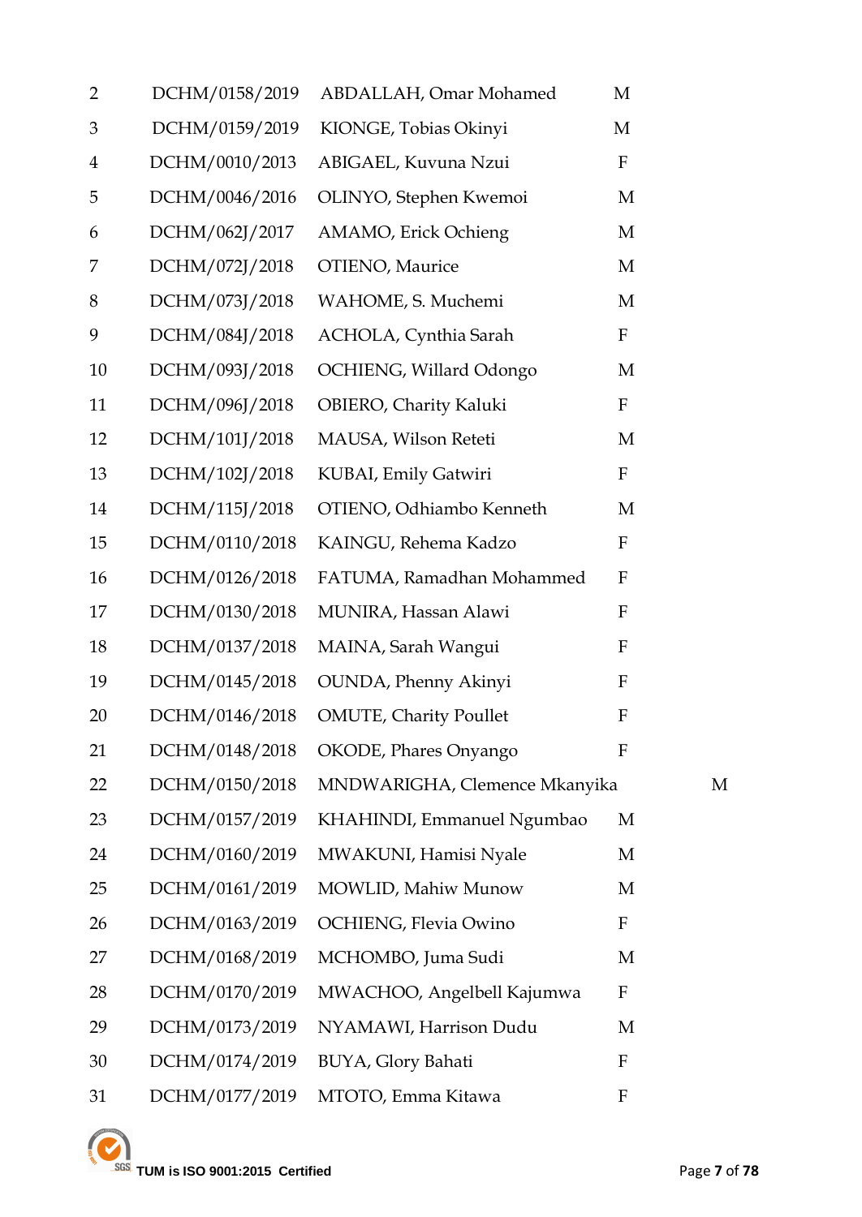| | | | |
|---|---|---|---|
| 2 | DCHM/0158/2019 | ABDALLAH, Omar Mohamed | M |
| 3 | DCHM/0159/2019 | KIONGE, Tobias Okinyi | M |
| 4 | DCHM/0010/2013 | ABIGAEL, Kuvuna Nzui | F |
| 5 | DCHM/0046/2016 | OLINYO, Stephen Kwemoi | M |
| 6 | DCHM/062J/2017 | AMAMO, Erick Ochieng | M |
| 7 | DCHM/072J/2018 | OTIENO, Maurice | M |
| 8 | DCHM/073J/2018 | WAHOME, S. Muchemi | M |
| 9 | DCHM/084J/2018 | ACHOLA, Cynthia Sarah | F |
| 10 | DCHM/093J/2018 | OCHIENG, Willard Odongo | M |
| 11 | DCHM/096J/2018 | OBIERO, Charity Kaluki | F |
| 12 | DCHM/101J/2018 | MAUSA, Wilson Reteti | M |
| 13 | DCHM/102J/2018 | KUBAI, Emily Gatwiri | F |
| 14 | DCHM/115J/2018 | OTIENO, Odhiambo Kenneth | M |
| 15 | DCHM/0110/2018 | KAINGU, Rehema Kadzo | F |
| 16 | DCHM/0126/2018 | FATUMA, Ramadhan Mohammed | F |
| 17 | DCHM/0130/2018 | MUNIRA, Hassan Alawi | F |
| 18 | DCHM/0137/2018 | MAINA, Sarah Wangui | F |
| 19 | DCHM/0145/2018 | OUNDA, Phenny Akinyi | F |
| 20 | DCHM/0146/2018 | OMUTE, Charity Poullet | F |
| 21 | DCHM/0148/2018 | OKODE, Phares Onyango | F |
| 22 | DCHM/0150/2018 | MNDWARIGHA, Clemence Mkanyika | M |
| 23 | DCHM/0157/2019 | KHAHINDI, Emmanuel Ngumbao | M |
| 24 | DCHM/0160/2019 | MWAKUNI, Hamisi Nyale | M |
| 25 | DCHM/0161/2019 | MOWLID, Mahiw Munow | M |
| 26 | DCHM/0163/2019 | OCHIENG, Flevia Owino | F |
| 27 | DCHM/0168/2019 | MCHOMBO, Juma Sudi | M |
| 28 | DCHM/0170/2019 | MWACHOO, Angelbell Kajumwa | F |
| 29 | DCHM/0173/2019 | NYAMAWI, Harrison Dudu | M |
| 30 | DCHM/0174/2019 | BUYA, Glory Bahati | F |
| 31 | DCHM/0177/2019 | MTOTO, Emma Kitawa | F |

TUM is ISO 9001:2015 Certified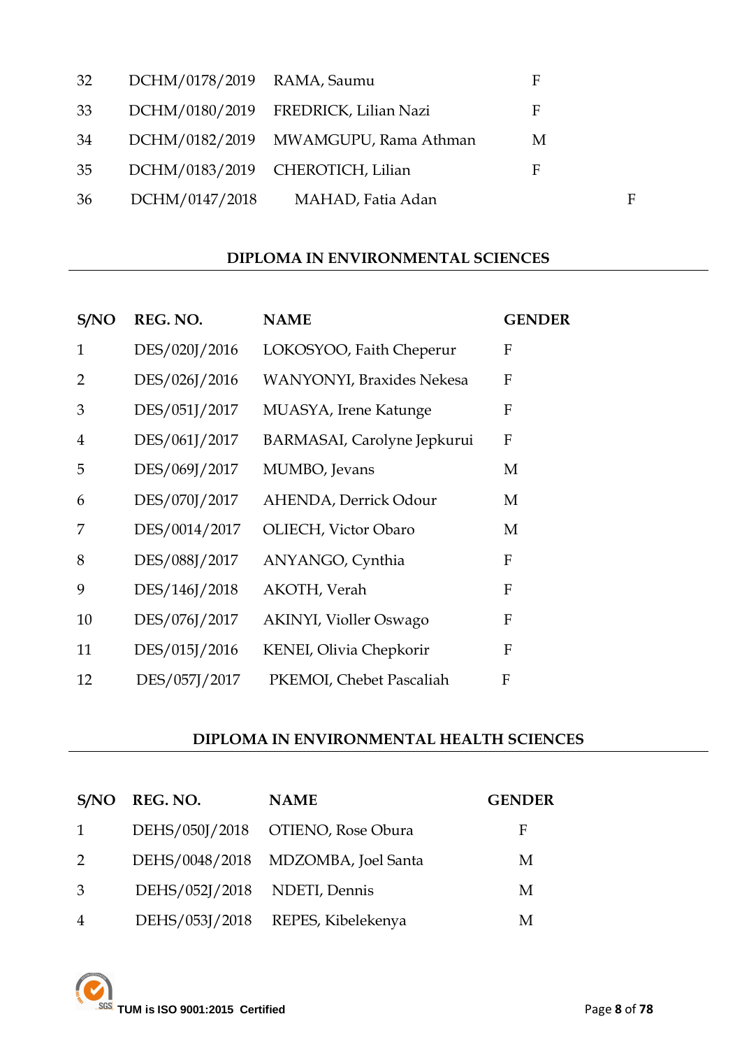| | | | |
|---|---|---|---|
| 32 | DCHM/0178/2019 | RAMA, Saumu | F |
| 33 | DCHM/0180/2019 | FREDRICK, Lilian Nazi | F |
| 34 | DCHM/0182/2019 | MWAMGUPU, Rama Athman | M |
| 35 | DCHM/0183/2019 | CHEROTICH, Lilian | F |
| 36 | DCHM/0147/2018 | MAHAD, Fatia Adan | F |

## DIPLOMA IN ENVIRONMENTAL SCIENCES

| S/NO | REG. NO. | NAME | GENDER |
|---|---|---|---|
| 1 | DES/020J/2016 | LOKOSYOO, Faith Cheperur | F |
| 2 | DES/026J/2016 | WANYONYI, Braxides Nekesa | F |
| 3 | DES/051J/2017 | MUASYA, Irene Katunge | F |
| 4 | DES/061J/2017 | BARMASAI, Carolyne Jepkurui | F |
| 5 | DES/069J/2017 | MUMBO, Jevans | M |
| 6 | DES/070J/2017 | AHENDA, Derrick Odour | M |
| 7 | DES/0014/2017 | OLIECH, Victor Obaro | M |
| 8 | DES/088J/2017 | ANYANGO, Cynthia | F |
| 9 | DES/146J/2018 | AKOTH, Verah | F |
| 10 | DES/076J/2017 | AKINYI, Violler Oswago | F |
| 11 | DES/015J/2016 | KENEI, Olivia Chepkorir | F |
| 12 | DES/057J/2017 | PKEMOI, Chebet Pascaliah | F |

## DIPLOMA IN ENVIRONMENTAL HEALTH SCIENCES

| S/NO | REG. NO. | NAME | GENDER |
|---|---|---|---|
| 1 | DEHS/050J/2018 | OTIENO, Rose Obura | F |
| 2 | DEHS/0048/2018 | MDZOMBA, Joel Santa | M |
| 3 | DEHS/052J/2018 | NDETI, Dennis | M |
| 4 | DEHS/053J/2018 | REPES, Kibelekenya | M |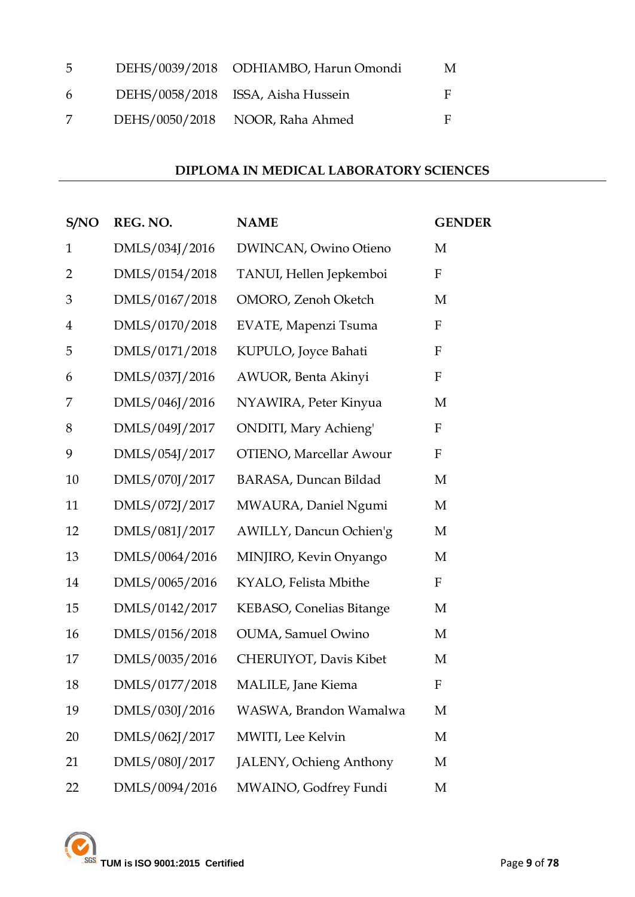| | | | |
|---|---|---|---|
| 5 | DEHS/0039/2018 | ODHIAMBO, Harun Omondi | M |
| 6 | DEHS/0058/2018 | ISSA, Aisha Hussein | F |
| 7 | DEHS/0050/2018 | NOOR, Raha Ahmed | F |

## DIPLOMA IN MEDICAL LABORATORY SCIENCES

| S/NO | REG. NO. | NAME | GENDER |
|---|---|---|---|
| 1 | DMLS/034J/2016 | DWINCAN, Owino Otieno | M |
| 2 | DMLS/0154/2018 | TANUI, Hellen Jepkemboi | F |
| 3 | DMLS/0167/2018 | OMORO, Zenoh Oketch | M |
| 4 | DMLS/0170/2018 | EVATE, Mapenzi Tsuma | F |
| 5 | DMLS/0171/2018 | KUPULO, Joyce Bahati | F |
| 6 | DMLS/037J/2016 | AWUOR, Benta Akinyi | F |
| 7 | DMLS/046J/2016 | NYAWIRA, Peter Kinyua | M |
| 8 | DMLS/049J/2017 | ONDITI, Mary Achieng' | F |
| 9 | DMLS/054J/2017 | OTIENO, Marcellar Awour | F |
| 10 | DMLS/070J/2017 | BARASA, Duncan Bildad | M |
| 11 | DMLS/072J/2017 | MWAURA, Daniel Ngumi | M |
| 12 | DMLS/081J/2017 | AWILLY, Dancun Ochien'g | M |
| 13 | DMLS/0064/2016 | MINJIRO, Kevin Onyango | M |
| 14 | DMLS/0065/2016 | KYALO, Felista Mbithe | F |
| 15 | DMLS/0142/2017 | KEBASO, Conelias Bitange | M |
| 16 | DMLS/0156/2018 | OUMA, Samuel Owino | M |
| 17 | DMLS/0035/2016 | CHERUIYOT, Davis Kibet | M |
| 18 | DMLS/0177/2018 | MALILE, Jane Kiema | F |
| 19 | DMLS/030J/2016 | WASWA, Brandon Wamalwa | M |
| 20 | DMLS/062J/2017 | MWITI, Lee Kelvin | M |
| 21 | DMLS/080J/2017 | JALENY, Ochieng Anthony | M |
| 22 | DMLS/0094/2016 | MWAINO, Godfrey Fundi | M |

TUM is ISO 9001:2015 Certified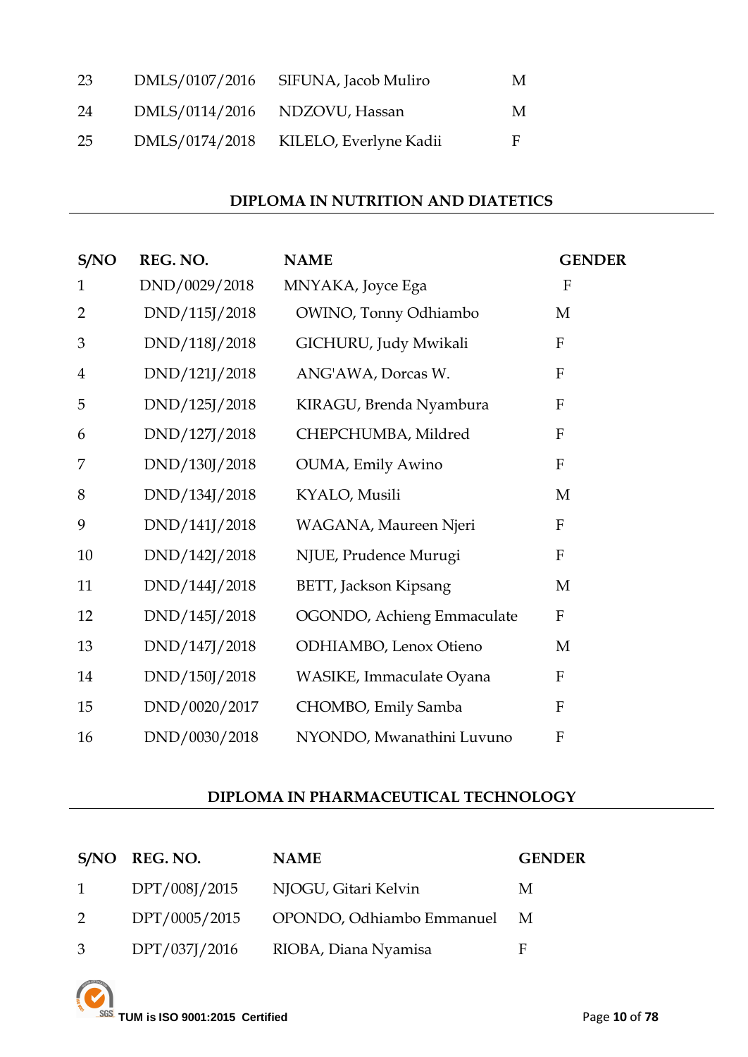| | | | |
|---|---|---|---|
| 23 | DMLS/0107/2016 | SIFUNA, Jacob Muliro | M |
| 24 | DMLS/0114/2016 | NDZOVU, Hassan | M |
| 25 | DMLS/0174/2018 | KILELO, Everlyne Kadii | F |

## DIPLOMA IN NUTRITION AND DIATETICS

| S/NO | REG. NO. | NAME | GENDER |
|---|---|---|---|
| 1 | DND/0029/2018 | MNYAKA, Joyce Ega | F |
| 2 | DND/115J/2018 | OWINO, Tonny Odhiambo | M |
| 3 | DND/118J/2018 | GICHURU, Judy Mwikali | F |
| 4 | DND/121J/2018 | ANG'AWA, Dorcas W. | F |
| 5 | DND/125J/2018 | KIRAGU, Brenda Nyambura | F |
| 6 | DND/127J/2018 | CHEPCHUMBA, Mildred | F |
| 7 | DND/130J/2018 | OUMA, Emily Awino | F |
| 8 | DND/134J/2018 | KYALO, Musili | M |
| 9 | DND/141J/2018 | WAGANA, Maureen Njeri | F |
| 10 | DND/142J/2018 | NJUE, Prudence Murugi | F |
| 11 | DND/144J/2018 | BETT, Jackson Kipsang | M |
| 12 | DND/145J/2018 | OGONDO, Achieng Emmaculate | F |
| 13 | DND/147J/2018 | ODHIAMBO, Lenox Otieno | M |
| 14 | DND/150J/2018 | WASIKE, Immaculate Oyana | F |
| 15 | DND/0020/2017 | CHOMBO, Emily Samba | F |
| 16 | DND/0030/2018 | NYONDO, Mwanathini Luvuno | F |

## DIPLOMA IN PHARMACEUTICAL TECHNOLOGY

| S/NO | REG. NO. | NAME | GENDER |
|---|---|---|---|
| 1 | DPT/008J/2015 | NJOGU, Gitari Kelvin | M |
| 2 | DPT/0005/2015 | OPONDO, Odhiambo Emmanuel | M |
| 3 | DPT/037J/2016 | RIOBA, Diana Nyamisa | F |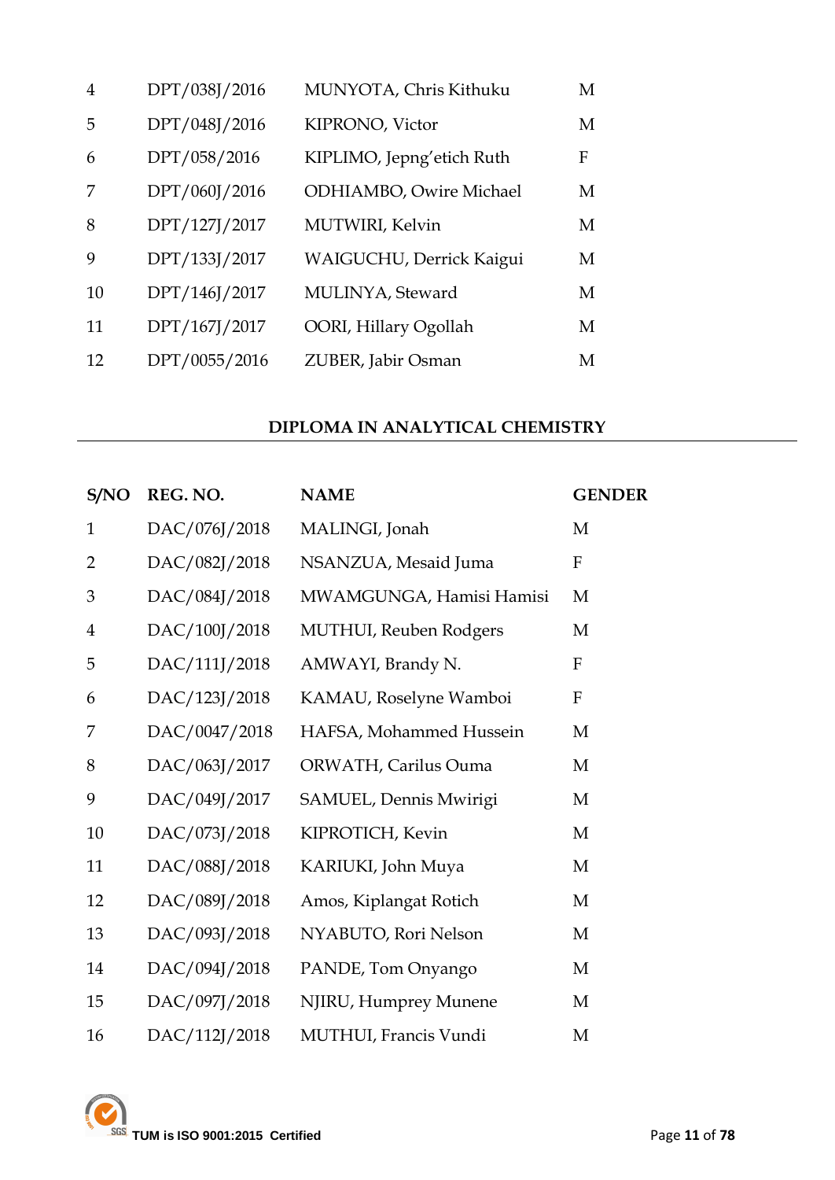| | | | |
|---|---|---|---|
| 4 | DPT/038J/2016 | MUNYOTA, Chris Kithuku | M |
| 5 | DPT/048J/2016 | KIPRONO, Victor | M |
| 6 | DPT/058/2016 | KIPLIMO, Jepng'etich Ruth | F |
| 7 | DPT/060J/2016 | ODHIAMBO, Owire Michael | M |
| 8 | DPT/127J/2017 | MUTWIRI, Kelvin | M |
| 9 | DPT/133J/2017 | WAIGUCHU, Derrick Kaigui | M |
| 10 | DPT/146J/2017 | MULINYA, Steward | M |
| 11 | DPT/167J/2017 | OORI, Hillary Ogollah | M |
| 12 | DPT/0055/2016 | ZUBER, Jabir Osman | M |

## DIPLOMA IN ANALYTICAL CHEMISTRY

| S/NO | REG. NO. | NAME | GENDER |
|---|---|---|---|
| 1 | DAC/076J/2018 | MALINGI, Jonah | M |
| 2 | DAC/082J/2018 | NSANZUA, Mesaid Juma | F |
| 3 | DAC/084J/2018 | MWAMGUNGA, Hamisi Hamisi | M |
| 4 | DAC/100J/2018 | MUTHUI, Reuben Rodgers | M |
| 5 | DAC/111J/2018 | AMWAYI, Brandy N. | F |
| 6 | DAC/123J/2018 | KAMAU, Roselyne Wamboi | F |
| 7 | DAC/0047/2018 | HAFSA, Mohammed Hussein | M |
| 8 | DAC/063J/2017 | ORWATH, Carilus Ouma | M |
| 9 | DAC/049J/2017 | SAMUEL, Dennis Mwirigi | M |
| 10 | DAC/073J/2018 | KIPROTICH, Kevin | M |
| 11 | DAC/088J/2018 | KARIUKI, John Muya | M |
| 12 | DAC/089J/2018 | Amos, Kiplangat Rotich | M |
| 13 | DAC/093J/2018 | NYABUTO, Rori Nelson | M |
| 14 | DAC/094J/2018 | PANDE, Tom Onyango | M |
| 15 | DAC/097J/2018 | NJIRU, Humprey Munene | M |
| 16 | DAC/112J/2018 | MUTHUI, Francis Vundi | M |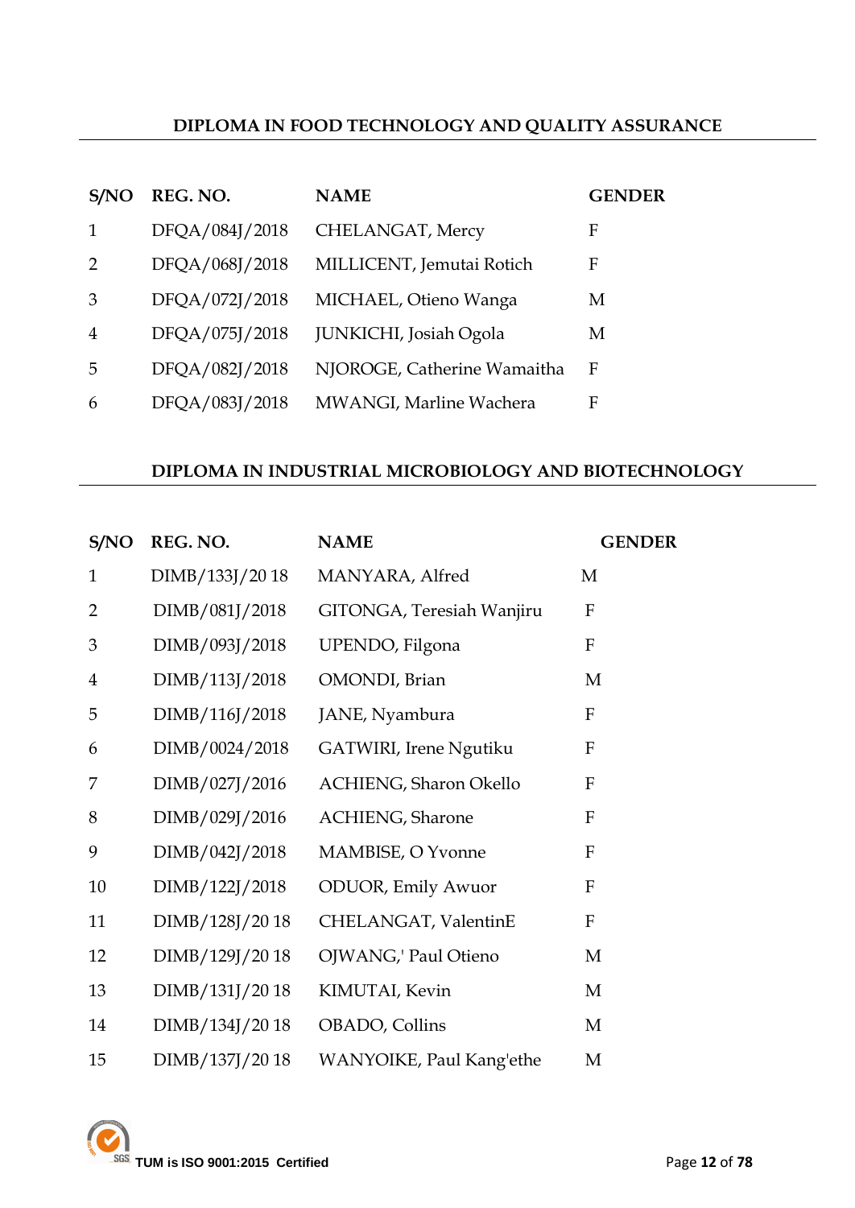## DIPLOMA IN FOOD TECHNOLOGY AND QUALITY ASSURANCE

| S/NO | REG. NO. | NAME | GENDER |
|---|---|---|---|
| 1 | DFQA/084J/2018 | CHELANGAT, Mercy | F |
| 2 | DFQA/068J/2018 | MILLICENT, Jemutai Rotich | F |
| 3 | DFQA/072J/2018 | MICHAEL, Otieno Wanga | M |
| 4 | DFQA/075J/2018 | JUNKICHI, Josiah Ogola | M |
| 5 | DFQA/082J/2018 | NJOROGE, Catherine Wamaitha | F |
| 6 | DFQA/083J/2018 | MWANGI, Marline Wachera | F |

## DIPLOMA IN INDUSTRIAL MICROBIOLOGY AND BIOTECHNOLOGY

| S/NO | REG. NO. | NAME | GENDER |
|---|---|---|---|
| 1 | DIMB/133J/20 18 | MANYARA, Alfred | M |
| 2 | DIMB/081J/2018 | GITONGA, Teresiah Wanjiru | F |
| 3 | DIMB/093J/2018 | UPENDO, Filgona | F |
| 4 | DIMB/113J/2018 | OMONDI, Brian | M |
| 5 | DIMB/116J/2018 | JANE, Nyambura | F |
| 6 | DIMB/0024/2018 | GATWIRI, Irene Ngutiku | F |
| 7 | DIMB/027J/2016 | ACHIENG, Sharon Okello | F |
| 8 | DIMB/029J/2016 | ACHIENG, Sharone | F |
| 9 | DIMB/042J/2018 | MAMBISE, O Yvonne | F |
| 10 | DIMB/122J/2018 | ODUOR, Emily Awuor | F |
| 11 | DIMB/128J/20 18 | CHELANGAT, ValentinE | F |
| 12 | DIMB/129J/20 18 | OJWANG,' Paul Otieno | M |
| 13 | DIMB/131J/20 18 | KIMUTAI, Kevin | M |
| 14 | DIMB/134J/20 18 | OBADO, Collins | M |
| 15 | DIMB/137J/20 18 | WANYOIKE, Paul Kang'ethe | M |

TUM is ISO 9001:2015 Certified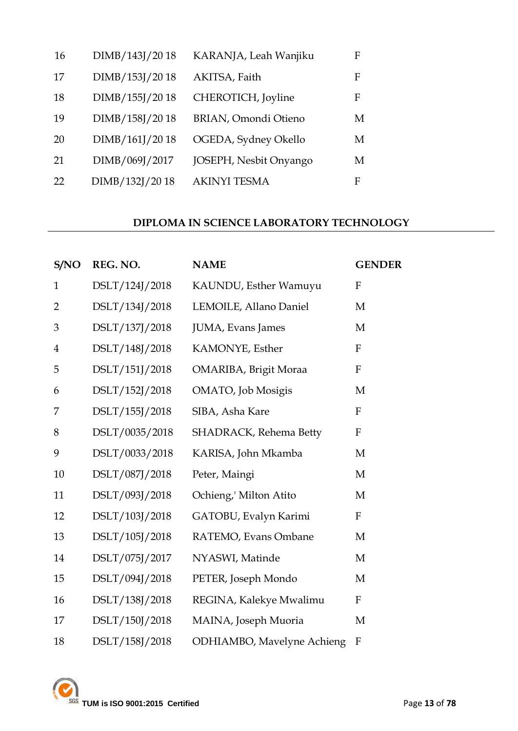| | | | |
|---|---|---|---|
| 16 | DIMB/143J/20 18 | KARANJA, Leah Wanjiku | F |
| 17 | DIMB/153J/20 18 | AKITSA, Faith | F |
| 18 | DIMB/155J/20 18 | CHEROTICH, Joyline | F |
| 19 | DIMB/158J/20 18 | BRIAN, Omondi Otieno | M |
| 20 | DIMB/161J/20 18 | OGEDA, Sydney Okello | M |
| 21 | DIMB/069J/2017 | JOSEPH, Nesbit Onyango | M |
| 22 | DIMB/132J/20 18 | AKINYI TESMA | F |

## DIPLOMA IN SCIENCE LABORATORY TECHNOLOGY

| S/NO | REG. NO. | NAME | GENDER |
|---|---|---|---|
| 1 | DSLT/124J/2018 | KAUNDU, Esther Wamuyu | F |
| 2 | DSLT/134J/2018 | LEMOILE, Allano Daniel | M |
| 3 | DSLT/137J/2018 | JUMA, Evans James | M |
| 4 | DSLT/148J/2018 | KAMONYE, Esther | F |
| 5 | DSLT/151J/2018 | OMARIBA, Brigit Moraa | F |
| 6 | DSLT/152J/2018 | OMATO, Job Mosigis | M |
| 7 | DSLT/155J/2018 | SIBA, Asha Kare | F |
| 8 | DSLT/0035/2018 | SHADRACK, Rehema Betty | F |
| 9 | DSLT/0033/2018 | KARISA, John Mkamba | M |
| 10 | DSLT/087J/2018 | Peter, Maingi | M |
| 11 | DSLT/093J/2018 | Ochieng,' Milton Atito | M |
| 12 | DSLT/103J/2018 | GATOBU, Evalyn Karimi | F |
| 13 | DSLT/105J/2018 | RATEMO, Evans Ombane | M |
| 14 | DSLT/075J/2017 | NYASWI, Matinde | M |
| 15 | DSLT/094J/2018 | PETER, Joseph Mondo | M |
| 16 | DSLT/138J/2018 | REGINA, Kalekye Mwalimu | F |
| 17 | DSLT/150J/2018 | MAINA, Joseph Muoria | M |
| 18 | DSLT/158J/2018 | ODHIAMBO, Mavelyne Achieng | F |

TUM is ISO 9001:2015 Certified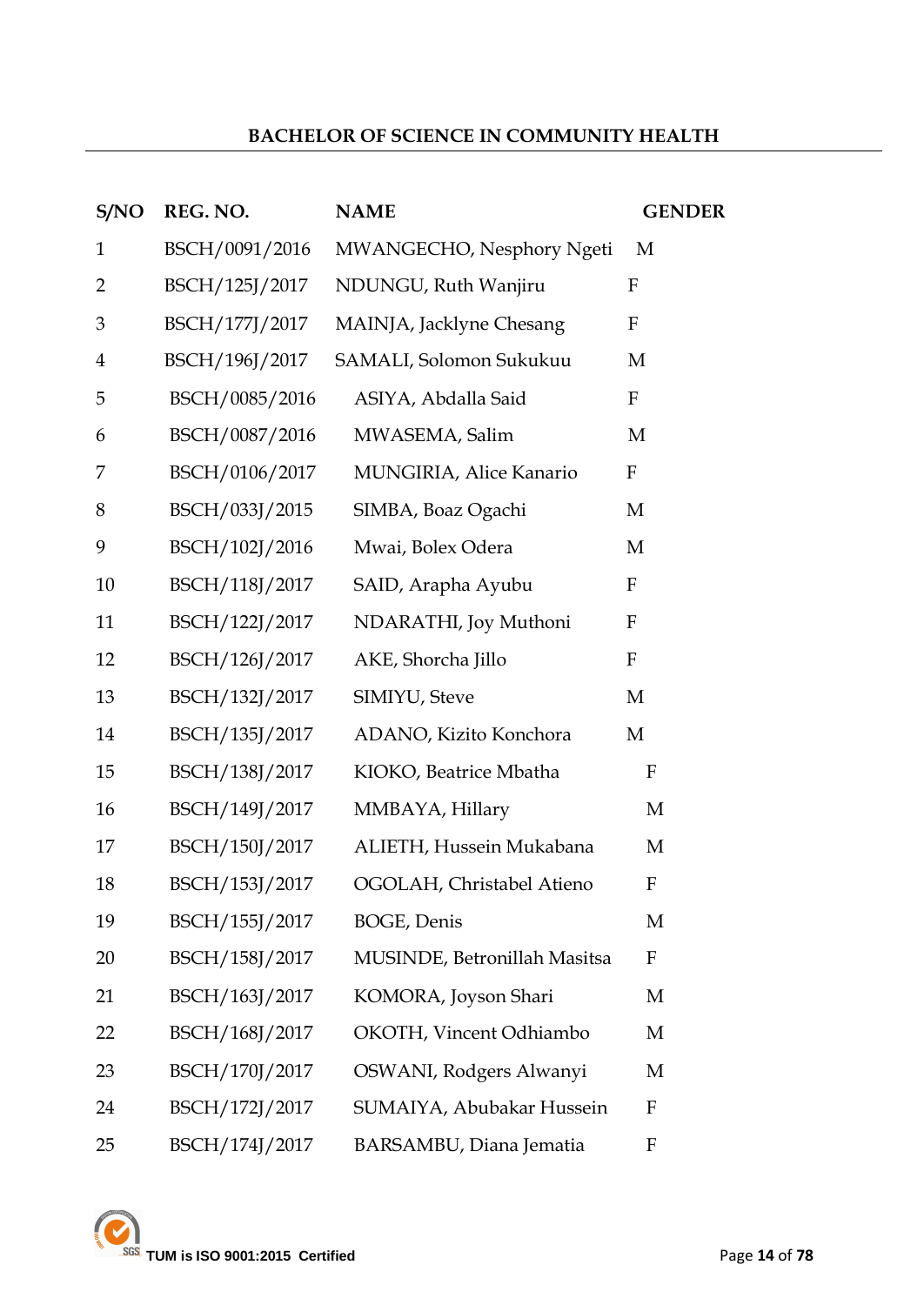## BACHELOR OF SCIENCE IN COMMUNITY HEALTH

| S/NO | REG. NO. | NAME | GENDER |
|---|---|---|---|
| 1 | BSCH/0091/2016 | MWANGECHO, Nesphory Ngeti | M |
| 2 | BSCH/125J/2017 | NDUNGU, Ruth Wanjiru | F |
| 3 | BSCH/177J/2017 | MAINJA, Jacklyne Chesang | F |
| 4 | BSCH/196J/2017 | SAMALI, Solomon Sukukuu | M |
| 5 | BSCH/0085/2016 | ASIYA, Abdalla Said | F |
| 6 | BSCH/0087/2016 | MWASEMA, Salim | M |
| 7 | BSCH/0106/2017 | MUNGIRIA, Alice Kanario | F |
| 8 | BSCH/033J/2015 | SIMBA, Boaz Ogachi | M |
| 9 | BSCH/102J/2016 | Mwai, Bolex Odera | M |
| 10 | BSCH/118J/2017 | SAID, Arapha Ayubu | F |
| 11 | BSCH/122J/2017 | NDARATHI, Joy Muthoni | F |
| 12 | BSCH/126J/2017 | AKE, Shorcha Jillo | F |
| 13 | BSCH/132J/2017 | SIMIYU, Steve | M |
| 14 | BSCH/135J/2017 | ADANO, Kizito Konchora | M |
| 15 | BSCH/138J/2017 | KIOKO, Beatrice Mbatha | F |
| 16 | BSCH/149J/2017 | MMBAYA, Hillary | M |
| 17 | BSCH/150J/2017 | ALIETH, Hussein Mukabana | M |
| 18 | BSCH/153J/2017 | OGOLAH, Christabel Atieno | F |
| 19 | BSCH/155J/2017 | BOGE, Denis | M |
| 20 | BSCH/158J/2017 | MUSINDE, Betronillah Masitsa | F |
| 21 | BSCH/163J/2017 | KOMORA, Joyson Shari | M |
| 22 | BSCH/168J/2017 | OKOTH, Vincent Odhiambo | M |
| 23 | BSCH/170J/2017 | OSWANI, Rodgers Alwanyi | M |
| 24 | BSCH/172J/2017 | SUMAIYA, Abubakar Hussein | F |
| 25 | BSCH/174J/2017 | BARSAMBU, Diana Jematia | F |

TUM is ISO 9001:2015 Certified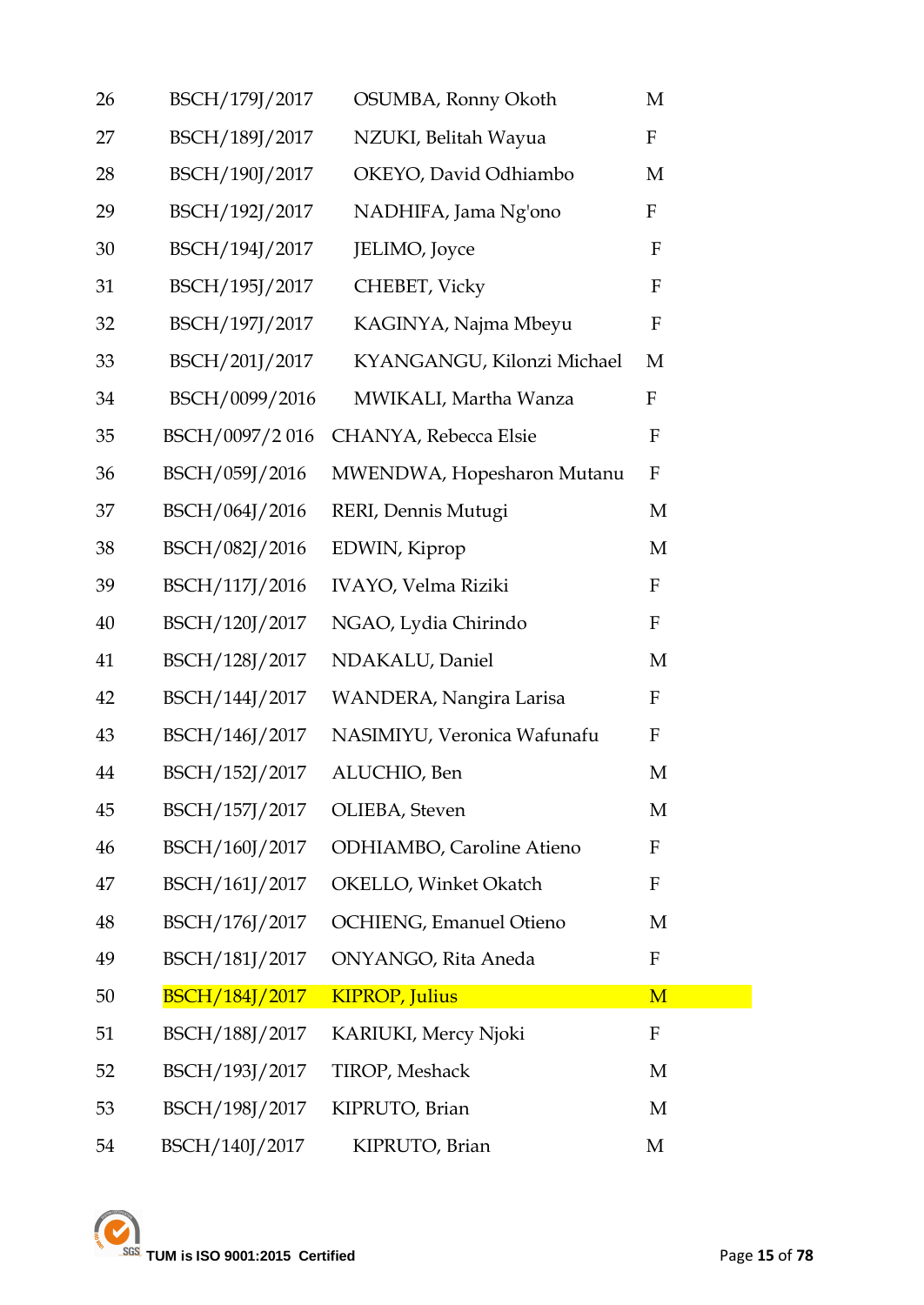| | | | |
|---|---|---|---|
| 26 | BSCH/179J/2017 | OSUMBA, Ronny Okoth | M |
| 27 | BSCH/189J/2017 | NZUKI, Belitah Wayua | F |
| 28 | BSCH/190J/2017 | OKEYO, David Odhiambo | M |
| 29 | BSCH/192J/2017 | NADHIFA, Jama Ng'ono | F |
| 30 | BSCH/194J/2017 | JELIMO, Joyce | F |
| 31 | BSCH/195J/2017 | CHEBET, Vicky | F |
| 32 | BSCH/197J/2017 | KAGINYA, Najma Mbeyu | F |
| 33 | BSCH/201J/2017 | KYANGANGU, Kilonzi Michael | M |
| 34 | BSCH/0099/2016 | MWIKALI, Martha Wanza | F |
| 35 | BSCH/0097/2 016 | CHANYA, Rebecca Elsie | F |
| 36 | BSCH/059J/2016 | MWENDWA, Hopesharon Mutanu | F |
| 37 | BSCH/064J/2016 | RERI, Dennis Mutugi | M |
| 38 | BSCH/082J/2016 | EDWIN, Kiprop | M |
| 39 | BSCH/117J/2016 | IVAYO, Velma Riziki | F |
| 40 | BSCH/120J/2017 | NGAO, Lydia Chirindo | F |
| 41 | BSCH/128J/2017 | NDAKALU, Daniel | M |
| 42 | BSCH/144J/2017 | WANDERA, Nangira Larisa | F |
| 43 | BSCH/146J/2017 | NASIMIYU, Veronica Wafunafu | F |
| 44 | BSCH/152J/2017 | ALUCHIO, Ben | M |
| 45 | BSCH/157J/2017 | OLIEBA, Steven | M |
| 46 | BSCH/160J/2017 | ODHIAMBO, Caroline Atieno | F |
| 47 | BSCH/161J/2017 | OKELLO, Winket Okatch | F |
| 48 | BSCH/176J/2017 | OCHIENG, Emanuel Otieno | M |
| 49 | BSCH/181J/2017 | ONYANGO, Rita Aneda | F |
| 50 | BSCH/184J/2017 | KIPROP, Julius | M |
| 51 | BSCH/188J/2017 | KARIUKI, Mercy Njoki | F |
| 52 | BSCH/193J/2017 | TIROP, Meshack | M |
| 53 | BSCH/198J/2017 | KIPRUTO, Brian | M |
| 54 | BSCH/140J/2017 | KIPRUTO, Brian | M |

TUM is ISO 9001:2015 Certified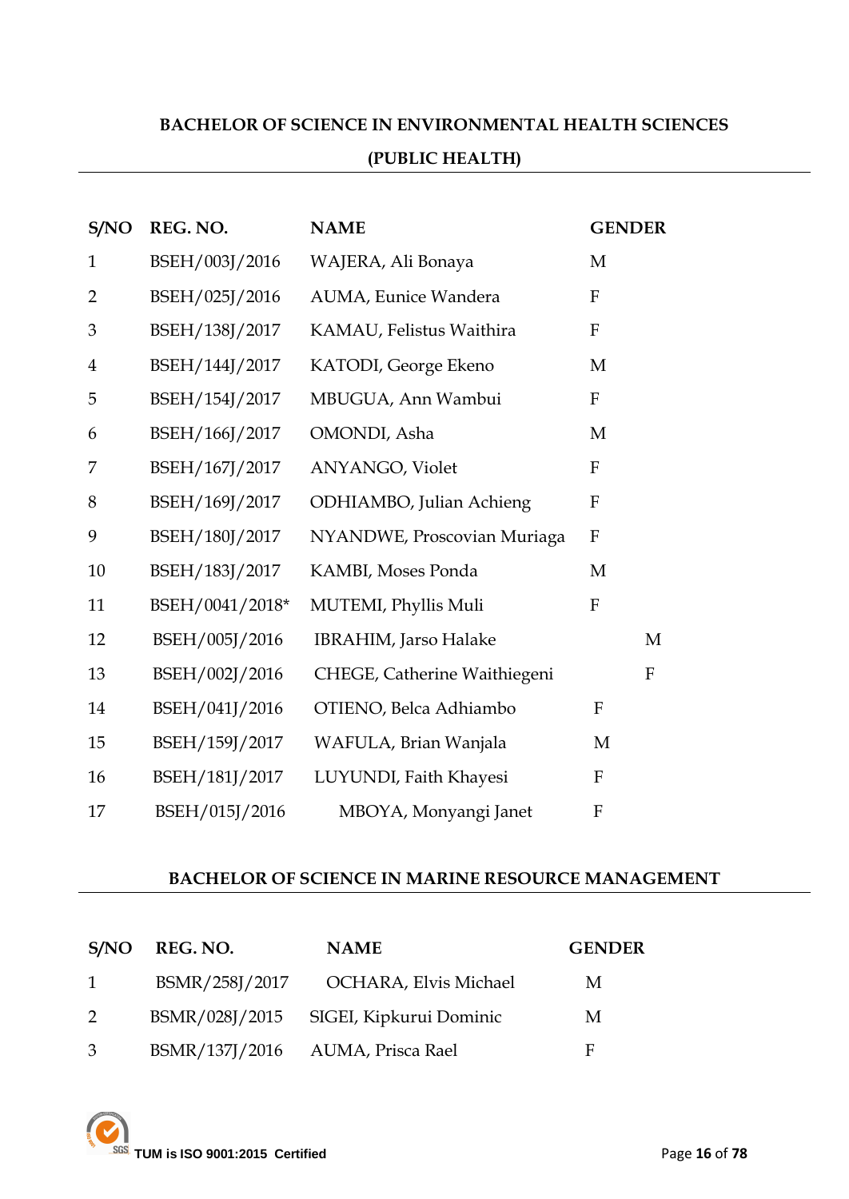## BACHELOR OF SCIENCE IN ENVIRONMENTAL HEALTH SCIENCES (PUBLIC HEALTH)

| S/NO | REG. NO. | NAME | GENDER |
|---|---|---|---|
| 1 | BSEH/003J/2016 | WAJERA, Ali Bonaya | M |
| 2 | BSEH/025J/2016 | AUMA, Eunice Wandera | F |
| 3 | BSEH/138J/2017 | KAMAU, Felistus Waithira | F |
| 4 | BSEH/144J/2017 | KATODI, George Ekeno | M |
| 5 | BSEH/154J/2017 | MBUGUA, Ann Wambui | F |
| 6 | BSEH/166J/2017 | OMONDI, Asha | M |
| 7 | BSEH/167J/2017 | ANYANGO, Violet | F |
| 8 | BSEH/169J/2017 | ODHIAMBO, Julian Achieng | F |
| 9 | BSEH/180J/2017 | NYANDWE, Proscovian Muriaga | F |
| 10 | BSEH/183J/2017 | KAMBI, Moses Ponda | M |
| 11 | BSEH/0041/2018* | MUTEMI, Phyllis Muli | F |
| 12 | BSEH/005J/2016 | IBRAHIM, Jarso Halake | M |
| 13 | BSEH/002J/2016 | CHEGE, Catherine Waithiegeni | F |
| 14 | BSEH/041J/2016 | OTIENO, Belca Adhiambo | F |
| 15 | BSEH/159J/2017 | WAFULA, Brian Wanjala | M |
| 16 | BSEH/181J/2017 | LUYUNDI, Faith Khayesi | F |
| 17 | BSEH/015J/2016 | MBOYA, Monyangi Janet | F |

## BACHELOR OF SCIENCE IN MARINE RESOURCE MANAGEMENT

| S/NO | REG. NO. | NAME | GENDER |
|---|---|---|---|
| 1 | BSMR/258J/2017 | OCHARA, Elvis Michael | M |
| 2 | BSMR/028J/2015 | SIGEI, Kipkurui Dominic | M |
| 3 | BSMR/137J/2016 | AUMA, Prisca Rael | F |

TUM is ISO 9001:2015 Certified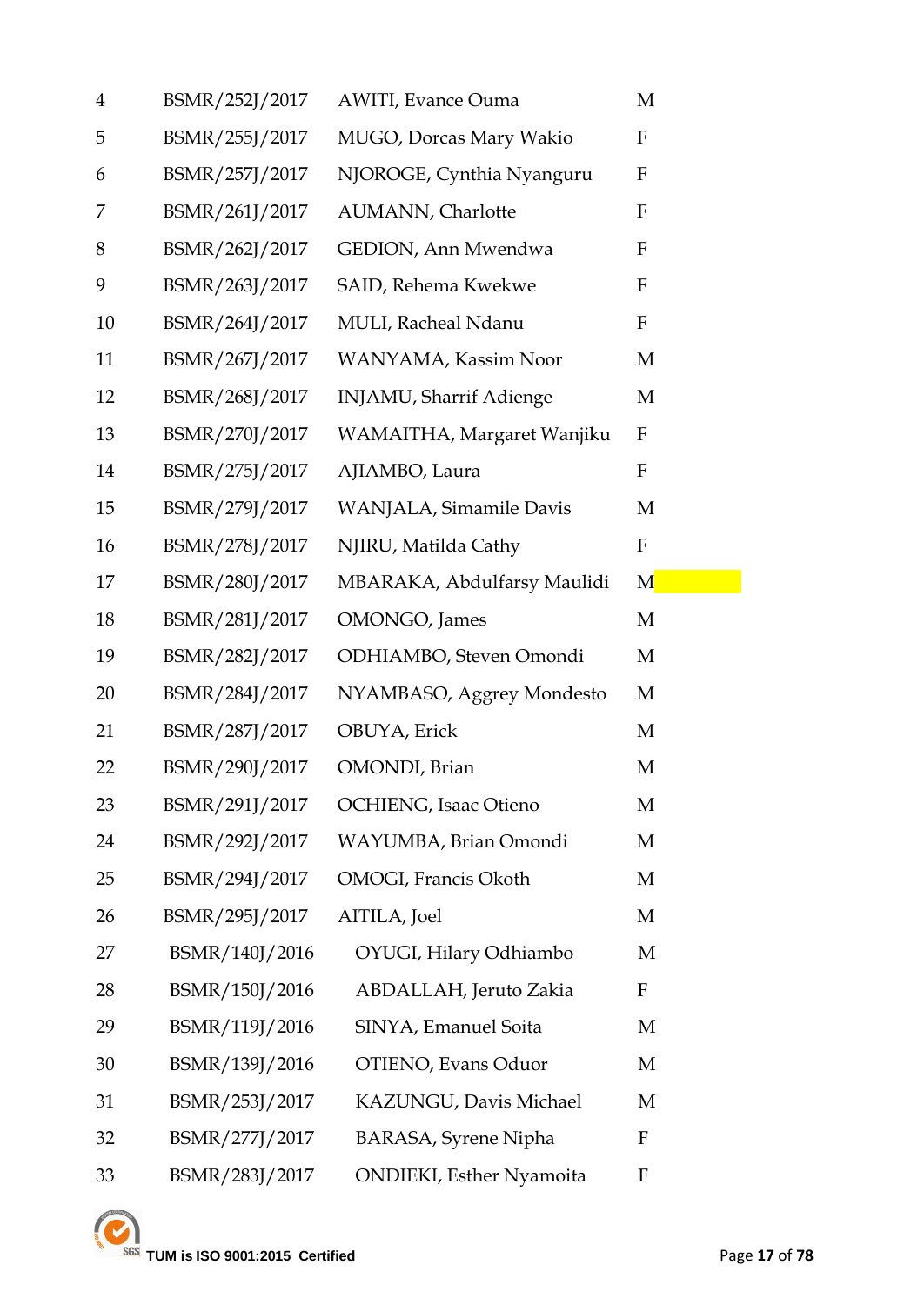| | | | |
|---|---|---|---|
| 4 | BSMR/252J/2017 | AWITI, Evance Ouma | M |
| 5 | BSMR/255J/2017 | MUGO, Dorcas Mary Wakio | F |
| 6 | BSMR/257J/2017 | NJOROGE, Cynthia Nyanguru | F |
| 7 | BSMR/261J/2017 | AUMANN, Charlotte | F |
| 8 | BSMR/262J/2017 | GEDION, Ann Mwendwa | F |
| 9 | BSMR/263J/2017 | SAID, Rehema Kwekwe | F |
| 10 | BSMR/264J/2017 | MULI, Racheal Ndanu | F |
| 11 | BSMR/267J/2017 | WANYAMA, Kassim Noor | M |
| 12 | BSMR/268J/2017 | INJAMU, Sharrif Adienge | M |
| 13 | BSMR/270J/2017 | WAMAITHA, Margaret Wanjiku | F |
| 14 | BSMR/275J/2017 | AJIAMBO, Laura | F |
| 15 | BSMR/279J/2017 | WANJALA, Simamile Davis | M |
| 16 | BSMR/278J/2017 | NJIRU, Matilda Cathy | F |
| 17 | BSMR/280J/2017 | MBARAKA, Abdulfarsy Maulidi | M |
| 18 | BSMR/281J/2017 | OMONGO, James | M |
| 19 | BSMR/282J/2017 | ODHIAMBO, Steven Omondi | M |
| 20 | BSMR/284J/2017 | NYAMBASO, Aggrey Mondesto | M |
| 21 | BSMR/287J/2017 | OBUYA, Erick | M |
| 22 | BSMR/290J/2017 | OMONDI, Brian | M |
| 23 | BSMR/291J/2017 | OCHIENG, Isaac Otieno | M |
| 24 | BSMR/292J/2017 | WAYUMBA, Brian Omondi | M |
| 25 | BSMR/294J/2017 | OMOGI, Francis Okoth | M |
| 26 | BSMR/295J/2017 | AITILA, Joel | M |
| 27 | BSMR/140J/2016 | OYUGI, Hilary Odhiambo | M |
| 28 | BSMR/150J/2016 | ABDALLAH, Jeruto Zakia | F |
| 29 | BSMR/119J/2016 | SINYA, Emanuel Soita | M |
| 30 | BSMR/139J/2016 | OTIENO, Evans Oduor | M |
| 31 | BSMR/253J/2017 | KAZUNGU, Davis Michael | M |
| 32 | BSMR/277J/2017 | BARASA, Syrene Nipha | F |
| 33 | BSMR/283J/2017 | ONDIEKI, Esther Nyamoita | F |

**TUM is ISO 9001:2015 Certified**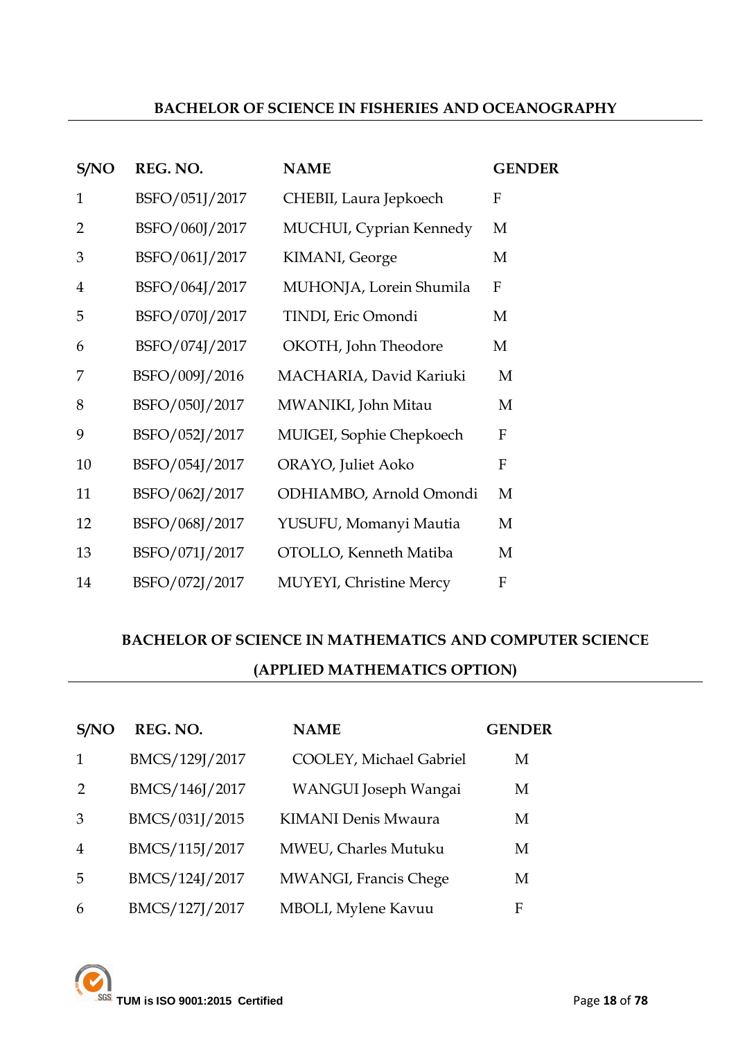## BACHELOR OF SCIENCE IN FISHERIES AND OCEANOGRAPHY

| S/NO | REG. NO. | NAME | GENDER |
|---|---|---|---|
| 1 | BSFO/051J/2017 | CHEBII, Laura Jepkoech | F |
| 2 | BSFO/060J/2017 | MUCHUI, Cyprian Kennedy | M |
| 3 | BSFO/061J/2017 | KIMANI, George | M |
| 4 | BSFO/064J/2017 | MUHONJA, Lorein Shumila | F |
| 5 | BSFO/070J/2017 | TINDI, Eric Omondi | M |
| 6 | BSFO/074J/2017 | OKOTH, John Theodore | M |
| 7 | BSFO/009J/2016 | MACHARIA, David Kariuki | M |
| 8 | BSFO/050J/2017 | MWANIKI, John Mitau | M |
| 9 | BSFO/052J/2017 | MUIGEI, Sophie Chepkoech | F |
| 10 | BSFO/054J/2017 | ORAYO, Juliet Aoko | F |
| 11 | BSFO/062J/2017 | ODHIAMBO, Arnold Omondi | M |
| 12 | BSFO/068J/2017 | YUSUFU, Momanyi Mautia | M |
| 13 | BSFO/071J/2017 | OTOLLO, Kenneth Matiba | M |
| 14 | BSFO/072J/2017 | MUYEYI, Christine Mercy | F |

## BACHELOR OF SCIENCE IN MATHEMATICS AND COMPUTER SCIENCE (APPLIED MATHEMATICS OPTION)

| S/NO | REG. NO. | NAME | GENDER |
|---|---|---|---|
| 1 | BMCS/129J/2017 | COOLEY, Michael Gabriel | M |
| 2 | BMCS/146J/2017 | WANGUI Joseph Wangai | M |
| 3 | BMCS/031J/2015 | KIMANI Denis Mwaura | M |
| 4 | BMCS/115J/2017 | MWEU, Charles Mutuku | M |
| 5 | BMCS/124J/2017 | MWANGI, Francis Chege | M |
| 6 | BMCS/127J/2017 | MBOLI, Mylene Kavuu | F |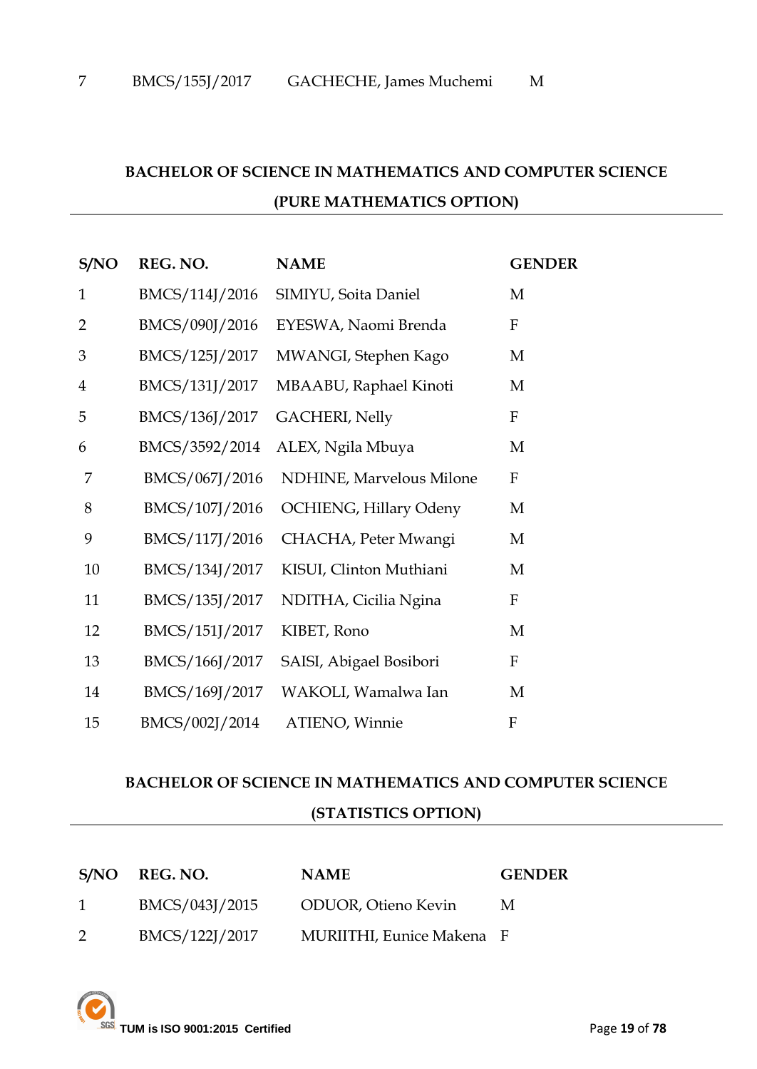| 7 | BMCS/155J/2017 | GACHECHE, James Muchemi | M |
|---|---|---|---|

## BACHELOR OF SCIENCE IN MATHEMATICS AND COMPUTER SCIENCE (PURE MATHEMATICS OPTION)

| S/NO | REG. NO. | NAME | GENDER |
|---|---|---|---|
| 1 | BMCS/114J/2016 | SIMIYU, Soita Daniel | M |
| 2 | BMCS/090J/2016 | EYESWA, Naomi Brenda | F |
| 3 | BMCS/125J/2017 | MWANGI, Stephen Kago | M |
| 4 | BMCS/131J/2017 | MBAABU, Raphael Kinoti | M |
| 5 | BMCS/136J/2017 | GACHERI, Nelly | F |
| 6 | BMCS/3592/2014 | ALEX, Ngila Mbuya | M |
| 7 | BMCS/067J/2016 | NDHINE, Marvelous Milone | F |
| 8 | BMCS/107J/2016 | OCHIENG, Hillary Odeny | M |
| 9 | BMCS/117J/2016 | CHACHA, Peter Mwangi | M |
| 10 | BMCS/134J/2017 | KISUI, Clinton Muthiani | M |
| 11 | BMCS/135J/2017 | NDITHA, Cicilia Ngina | F |
| 12 | BMCS/151J/2017 | KIBET, Rono | M |
| 13 | BMCS/166J/2017 | SAISI, Abigael Bosibori | F |
| 14 | BMCS/169J/2017 | WAKOLI, Wamalwa Ian | M |
| 15 | BMCS/002J/2014 | ATIENO, Winnie | F |

## BACHELOR OF SCIENCE IN MATHEMATICS AND COMPUTER SCIENCE (STATISTICS OPTION)

| S/NO | REG. NO. | NAME | GENDER |
|---|---|---|---|
| 1 | BMCS/043J/2015 | ODUOR, Otieno Kevin | M |
| 2 | BMCS/122J/2017 | MURIITHI, Eunice Makena | F |

TUM is ISO 9001:2015 Certified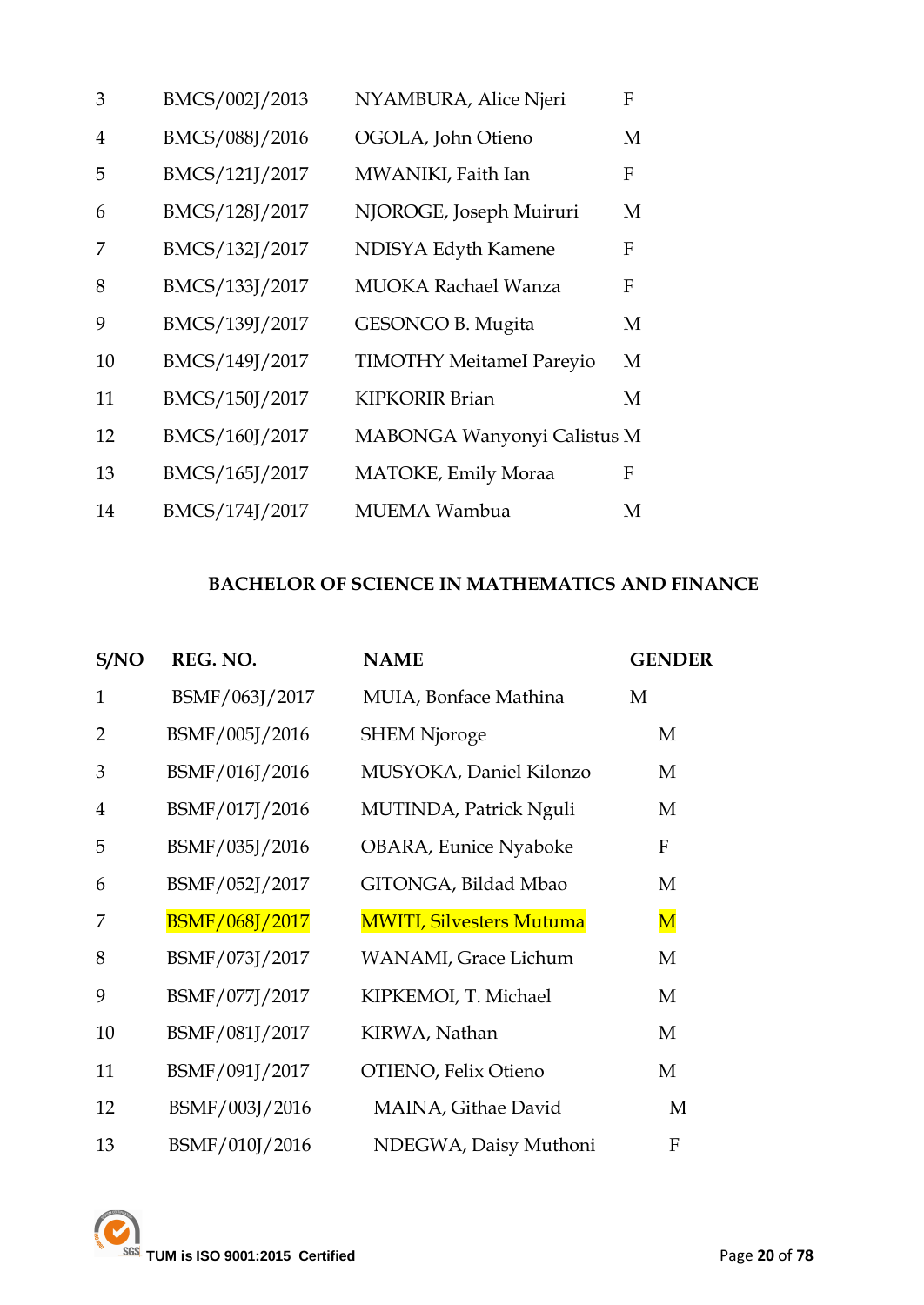| | | | |
|---|---|---|---|
| 3 | BMCS/002J/2013 | NYAMBURA, Alice Njeri | F |
| 4 | BMCS/088J/2016 | OGOLA, John Otieno | M |
| 5 | BMCS/121J/2017 | MWANIKI, Faith Ian | F |
| 6 | BMCS/128J/2017 | NJOROGE, Joseph Muiruri | M |
| 7 | BMCS/132J/2017 | NDISYA Edyth Kamene | F |
| 8 | BMCS/133J/2017 | MUOKA Rachael Wanza | F |
| 9 | BMCS/139J/2017 | GESONGO B. Mugita | M |
| 10 | BMCS/149J/2017 | TIMOTHY MeitameI Pareyio | M |
| 11 | BMCS/150J/2017 | KIPKORIR Brian | M |
| 12 | BMCS/160J/2017 | MABONGA Wanyonyi Calistus | M |
| 13 | BMCS/165J/2017 | MATOKE, Emily Moraa | F |
| 14 | BMCS/174J/2017 | MUEMA Wambua | M |

## BACHELOR OF SCIENCE IN MATHEMATICS AND FINANCE

| S/NO | REG. NO. | NAME | GENDER |
|---|---|---|---|
| 1 | BSMF/063J/2017 | MUIA, Bonface Mathina | M |
| 2 | BSMF/005J/2016 | SHEM Njoroge | M |
| 3 | BSMF/016J/2016 | MUSYOKA, Daniel Kilonzo | M |
| 4 | BSMF/017J/2016 | MUTINDA, Patrick Nguli | M |
| 5 | BSMF/035J/2016 | OBARA, Eunice Nyaboke | F |
| 6 | BSMF/052J/2017 | GITONGA, Bildad Mbao | M |
| 7 | BSMF/068J/2017 | MWITI, Silvesters Mutuma | M |
| 8 | BSMF/073J/2017 | WANAMI, Grace Lichum | M |
| 9 | BSMF/077J/2017 | KIPKEMOI, T. Michael | M |
| 10 | BSMF/081J/2017 | KIRWA, Nathan | M |
| 11 | BSMF/091J/2017 | OTIENO, Felix Otieno | M |
| 12 | BSMF/003J/2016 | MAINA, Githae David | M |
| 13 | BSMF/010J/2016 | NDEGWA, Daisy Muthoni | F |

TUM is ISO 9001:2015 Certified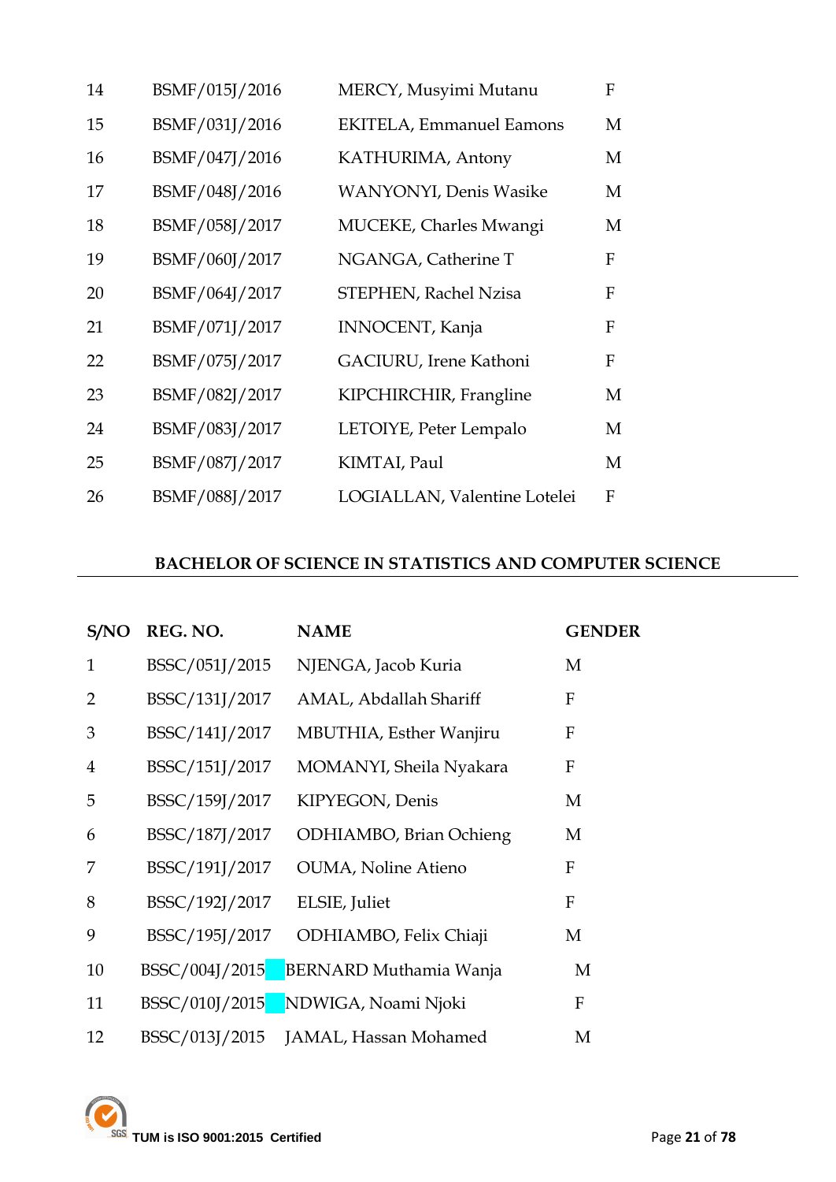| | | | |
|---|---|---|---|
| 14 | BSMF/015J/2016 | MERCY, Musyimi Mutanu | F |
| 15 | BSMF/031J/2016 | EKITELA, Emmanuel Eamons | M |
| 16 | BSMF/047J/2016 | KATHURIMA, Antony | M |
| 17 | BSMF/048J/2016 | WANYONYI, Denis Wasike | M |
| 18 | BSMF/058J/2017 | MUCEKE, Charles Mwangi | M |
| 19 | BSMF/060J/2017 | NGANGA, Catherine T | F |
| 20 | BSMF/064J/2017 | STEPHEN, Rachel Nzisa | F |
| 21 | BSMF/071J/2017 | INNOCENT, Kanja | F |
| 22 | BSMF/075J/2017 | GACIURU, Irene Kathoni | F |
| 23 | BSMF/082J/2017 | KIPCHIRCHIR, Frangline | M |
| 24 | BSMF/083J/2017 | LETOIYE, Peter Lempalo | M |
| 25 | BSMF/087J/2017 | KIMTAI, Paul | M |
| 26 | BSMF/088J/2017 | LOGIALLAN, Valentine Lotelei | F |

**BACHELOR OF SCIENCE IN STATISTICS AND COMPUTER SCIENCE**

| S/NO | REG. NO. | NAME | GENDER |
|---|---|---|---|
| 1 | BSSC/051J/2015 | NJENGA, Jacob Kuria | M |
| 2 | BSSC/131J/2017 | AMAL, Abdallah Shariff | F |
| 3 | BSSC/141J/2017 | MBUTHIA, Esther Wanjiru | F |
| 4 | BSSC/151J/2017 | MOMANYI, Sheila Nyakara | F |
| 5 | BSSC/159J/2017 | KIPYEGON, Denis | M |
| 6 | BSSC/187J/2017 | ODHIAMBO, Brian Ochieng | M |
| 7 | BSSC/191J/2017 | OUMA, Noline Atieno | F |
| 8 | BSSC/192J/2017 | ELSIE, Juliet | F |
| 9 | BSSC/195J/2017 | ODHIAMBO, Felix Chiaji | M |
| 10 | BSSC/004J/2015 | BERNARD Muthamia Wanja | M |
| 11 | BSSC/010J/2015 | NDWIGA, Noami Njoki | F |
| 12 | BSSC/013J/2015 | JAMAL, Hassan Mohamed | M |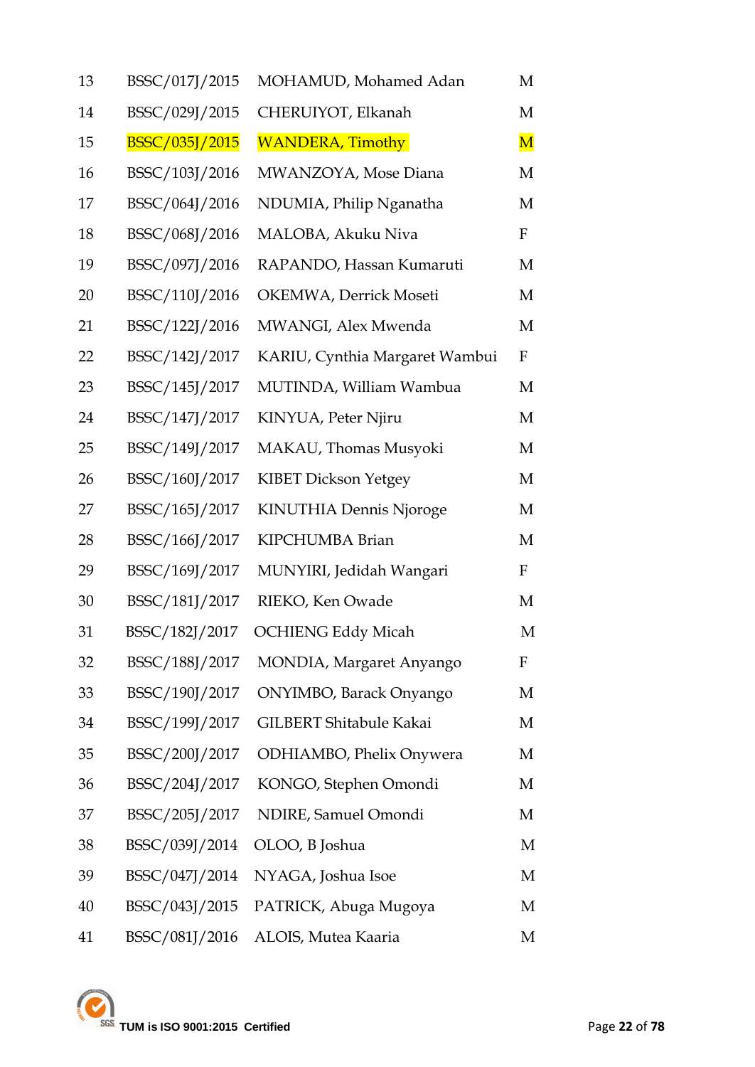| | | | |
|---|---|---|---|
| 13 | BSSC/017J/2015 | MOHAMUD, Mohamed Adan | M |
| 14 | BSSC/029J/2015 | CHERUIYOT, Elkanah | M |
| 15 | BSSC/035J/2015 | WANDERA, Timothy | M |
| 16 | BSSC/103J/2016 | MWANZOYA, Mose Diana | M |
| 17 | BSSC/064J/2016 | NDUMIA, Philip Nganatha | M |
| 18 | BSSC/068J/2016 | MALOBA, Akuku Niva | F |
| 19 | BSSC/097J/2016 | RAPANDO, Hassan Kumaruti | M |
| 20 | BSSC/110J/2016 | OKEMWA, Derrick Moseti | M |
| 21 | BSSC/122J/2016 | MWANGI, Alex Mwenda | M |
| 22 | BSSC/142J/2017 | KARIU, Cynthia Margaret Wambui | F |
| 23 | BSSC/145J/2017 | MUTINDA, William Wambua | M |
| 24 | BSSC/147J/2017 | KINYUA, Peter Njiru | M |
| 25 | BSSC/149J/2017 | MAKAU, Thomas Musyoki | M |
| 26 | BSSC/160J/2017 | KIBET Dickson Yetgey | M |
| 27 | BSSC/165J/2017 | KINUTHIA Dennis Njoroge | M |
| 28 | BSSC/166J/2017 | KIPCHUMBA Brian | M |
| 29 | BSSC/169J/2017 | MUNYIRI, Jedidah Wangari | F |
| 30 | BSSC/181J/2017 | RIEKO, Ken Owade | M |
| 31 | BSSC/182J/2017 | OCHIENG Eddy Micah | M |
| 32 | BSSC/188J/2017 | MONDIA, Margaret Anyango | F |
| 33 | BSSC/190J/2017 | ONYIMBO, Barack Onyango | M |
| 34 | BSSC/199J/2017 | GILBERT Shitabule Kakai | M |
| 35 | BSSC/200J/2017 | ODHIAMBO, Phelix Onywera | M |
| 36 | BSSC/204J/2017 | KONGO, Stephen Omondi | M |
| 37 | BSSC/205J/2017 | NDIRE, Samuel Omondi | M |
| 38 | BSSC/039J/2014 | OLOO, B Joshua | M |
| 39 | BSSC/047J/2014 | NYAGA, Joshua Isoe | M |
| 40 | BSSC/043J/2015 | PATRICK, Abuga Mugoya | M |
| 41 | BSSC/081J/2016 | ALOIS, Mutea Kaaria | M |

TUM is ISO 9001:2015 Certified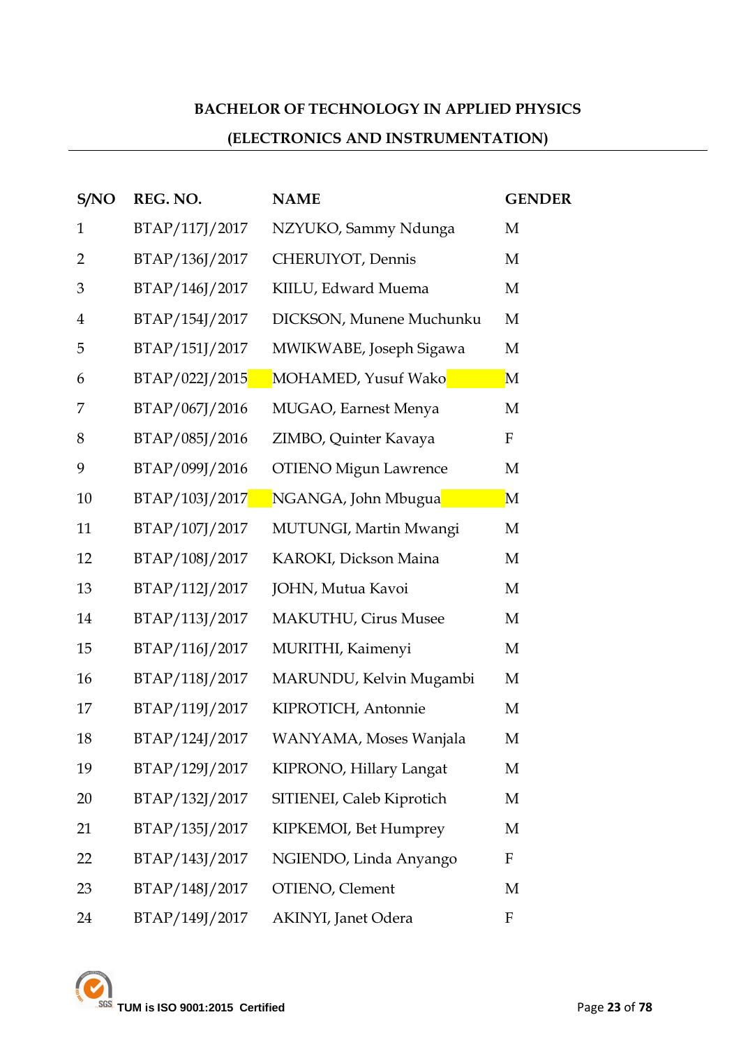**BACHELOR OF TECHNOLOGY IN APPLIED PHYSICS**

**(ELECTRONICS AND INSTRUMENTATION)**

| S/NO | REG. NO. | NAME | GENDER |
|---|---|---|---|
| 1 | BTAP/117J/2017 | NZYUKO, Sammy Ndunga | M |
| 2 | BTAP/136J/2017 | CHERUIYOT, Dennis | M |
| 3 | BTAP/146J/2017 | KIILU, Edward Muema | M |
| 4 | BTAP/154J/2017 | DICKSON, Munene Muchunku | M |
| 5 | BTAP/151J/2017 | MWIKWABE, Joseph Sigawa | M |
| 6 | BTAP/022J/2015 | MOHAMED, Yusuf Wako | M |
| 7 | BTAP/067J/2016 | MUGAO, Earnest Menya | M |
| 8 | BTAP/085J/2016 | ZIMBO, Quinter Kavaya | F |
| 9 | BTAP/099J/2016 | OTIENO Migun Lawrence | M |
| 10 | BTAP/103J/2017 | NGANGA, John Mbugua | M |
| 11 | BTAP/107J/2017 | MUTUNGI, Martin Mwangi | M |
| 12 | BTAP/108J/2017 | KAROKI, Dickson Maina | M |
| 13 | BTAP/112J/2017 | JOHN, Mutua Kavoi | M |
| 14 | BTAP/113J/2017 | MAKUTHU, Cirus Musee | M |
| 15 | BTAP/116J/2017 | MURITHI, Kaimenyi | M |
| 16 | BTAP/118J/2017 | MARUNDU, Kelvin Mugambi | M |
| 17 | BTAP/119J/2017 | KIPROTICH, Antonnie | M |
| 18 | BTAP/124J/2017 | WANYAMA, Moses Wanjala | M |
| 19 | BTAP/129J/2017 | KIPRONO, Hillary Langat | M |
| 20 | BTAP/132J/2017 | SITIENEI, Caleb Kiprotich | M |
| 21 | BTAP/135J/2017 | KIPKEMOI, Bet Humprey | M |
| 22 | BTAP/143J/2017 | NGIENDO, Linda Anyango | F |
| 23 | BTAP/148J/2017 | OTIENO, Clement | M |
| 24 | BTAP/149J/2017 | AKINYI, Janet Odera | F |

TUM is ISO 9001:2015 Certified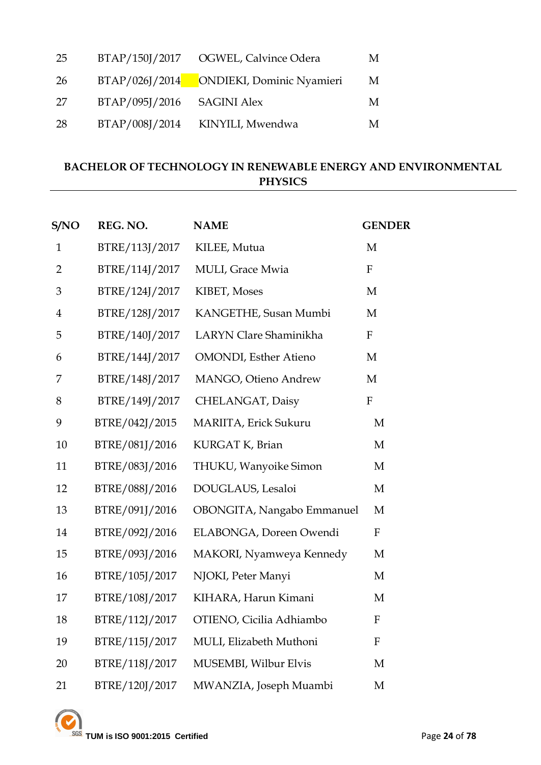| | | | |
|---|---|---|---|
| 25 | BTAP/150J/2017 | OGWEL, Calvince Odera | M |
| 26 | BTAP/026J/2014 | ONDIEKI, Dominic Nyamieri | M |
| 27 | BTAP/095J/2016 | SAGINI Alex | M |
| 28 | BTAP/008J/2014 | KINYILI, Mwendwa | M |

## BACHELOR OF TECHNOLOGY IN RENEWABLE ENERGY AND ENVIRONMENTAL PHYSICS

| S/NO | REG. NO. | NAME | GENDER |
|---|---|---|---|
| 1 | BTRE/113J/2017 | KILEE, Mutua | M |
| 2 | BTRE/114J/2017 | MULI, Grace Mwia | F |
| 3 | BTRE/124J/2017 | KIBET, Moses | M |
| 4 | BTRE/128J/2017 | KANGETHE, Susan Mumbi | M |
| 5 | BTRE/140J/2017 | LARYN Clare Shaminikha | F |
| 6 | BTRE/144J/2017 | OMONDI, Esther Atieno | M |
| 7 | BTRE/148J/2017 | MANGO, Otieno Andrew | M |
| 8 | BTRE/149J/2017 | CHELANGAT, Daisy | F |
| 9 | BTRE/042J/2015 | MARIITA, Erick Sukuru | M |
| 10 | BTRE/081J/2016 | KURGAT K, Brian | M |
| 11 | BTRE/083J/2016 | THUKU, Wanyoike Simon | M |
| 12 | BTRE/088J/2016 | DOUGLAUS, Lesaloi | M |
| 13 | BTRE/091J/2016 | OBONGITA, Nangabo Emmanuel | M |
| 14 | BTRE/092J/2016 | ELABONGA, Doreen Owendi | F |
| 15 | BTRE/093J/2016 | MAKORI, Nyamweya Kennedy | M |
| 16 | BTRE/105J/2017 | NJOKI, Peter Manyi | M |
| 17 | BTRE/108J/2017 | KIHARA, Harun Kimani | M |
| 18 | BTRE/112J/2017 | OTIENO, Cicilia Adhiambo | F |
| 19 | BTRE/115J/2017 | MULI, Elizabeth Muthoni | F |
| 20 | BTRE/118J/2017 | MUSEMBI, Wilbur Elvis | M |
| 21 | BTRE/120J/2017 | MWANZIA, Joseph Muambi | M |

TUM is ISO 9001:2015 Certified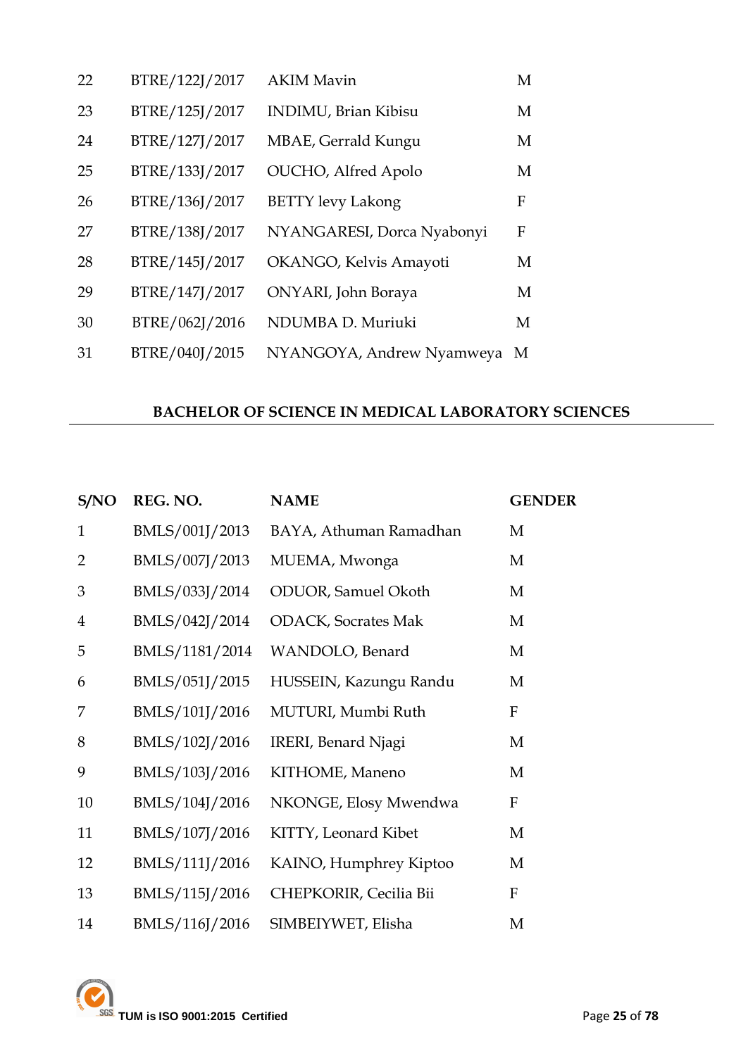| | | | |
|---|---|---|---|
| 22 | BTRE/122J/2017 | AKIM Mavin | M |
| 23 | BTRE/125J/2017 | INDIMU, Brian Kibisu | M |
| 24 | BTRE/127J/2017 | MBAE, Gerrald Kungu | M |
| 25 | BTRE/133J/2017 | OUCHO, Alfred Apolo | M |
| 26 | BTRE/136J/2017 | BETTY levy Lakong | F |
| 27 | BTRE/138J/2017 | NYANGARESI, Dorca Nyabonyi | F |
| 28 | BTRE/145J/2017 | OKANGO, Kelvis Amayoti | M |
| 29 | BTRE/147J/2017 | ONYARI, John Boraya | M |
| 30 | BTRE/062J/2016 | NDUMBA D. Muriuki | M |
| 31 | BTRE/040J/2015 | NYANGOYA, Andrew Nyamweya | M |

**BACHELOR OF SCIENCE IN MEDICAL LABORATORY SCIENCES**

| S/NO | REG. NO. | NAME | GENDER |
|---|---|---|---|
| 1 | BMLS/001J/2013 | BAYA, Athuman Ramadhan | M |
| 2 | BMLS/007J/2013 | MUEMA, Mwonga | M |
| 3 | BMLS/033J/2014 | ODUOR, Samuel Okoth | M |
| 4 | BMLS/042J/2014 | ODACK, Socrates Mak | M |
| 5 | BMLS/1181/2014 | WANDOLO, Benard | M |
| 6 | BMLS/051J/2015 | HUSSEIN, Kazungu Randu | M |
| 7 | BMLS/101J/2016 | MUTURI, Mumbi Ruth | F |
| 8 | BMLS/102J/2016 | IRERI, Benard Njagi | M |
| 9 | BMLS/103J/2016 | KITHOME, Maneno | M |
| 10 | BMLS/104J/2016 | NKONGE, Elosy Mwendwa | F |
| 11 | BMLS/107J/2016 | KITTY, Leonard Kibet | M |
| 12 | BMLS/111J/2016 | KAINO, Humphrey Kiptoo | M |
| 13 | BMLS/115J/2016 | CHEPKORIR, Cecilia Bii | F |
| 14 | BMLS/116J/2016 | SIMBEIYWET, Elisha | M |

TUM is ISO 9001:2015 Certified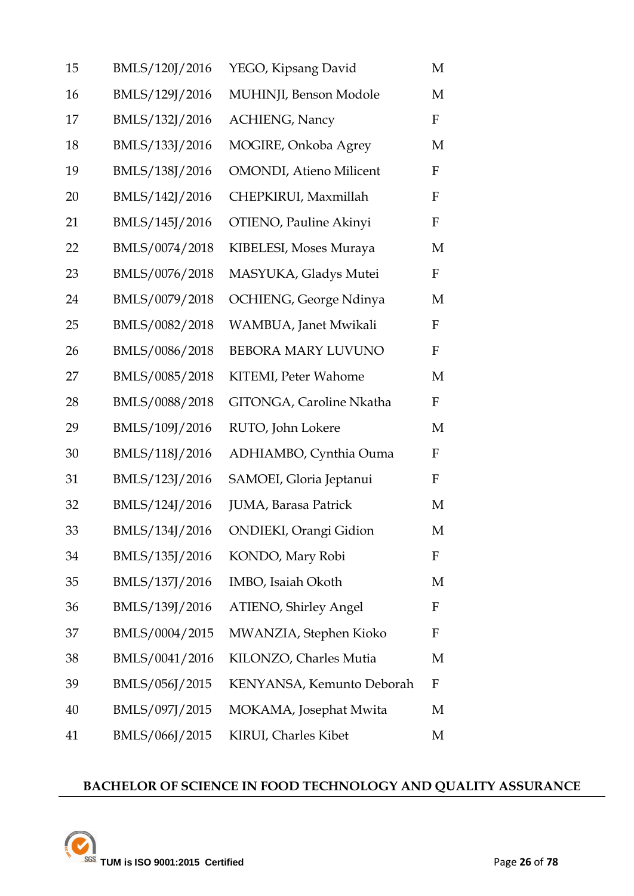| | | | |
|---|---|---|---|
| 15 | BMLS/120J/2016 | YEGO, Kipsang David | M |
| 16 | BMLS/129J/2016 | MUHINJI, Benson Modole | M |
| 17 | BMLS/132J/2016 | ACHIENG, Nancy | F |
| 18 | BMLS/133J/2016 | MOGIRE, Onkoba Agrey | M |
| 19 | BMLS/138J/2016 | OMONDI, Atieno Milicent | F |
| 20 | BMLS/142J/2016 | CHEPKIRUI, Maxmillah | F |
| 21 | BMLS/145J/2016 | OTIENO, Pauline Akinyi | F |
| 22 | BMLS/0074/2018 | KIBELESI, Moses Muraya | M |
| 23 | BMLS/0076/2018 | MASYUKA, Gladys Mutei | F |
| 24 | BMLS/0079/2018 | OCHIENG, George Ndinya | M |
| 25 | BMLS/0082/2018 | WAMBUA, Janet Mwikali | F |
| 26 | BMLS/0086/2018 | BEBORA MARY LUVUNO | F |
| 27 | BMLS/0085/2018 | KITEMI, Peter Wahome | M |
| 28 | BMLS/0088/2018 | GITONGA, Caroline Nkatha | F |
| 29 | BMLS/109J/2016 | RUTO, John Lokere | M |
| 30 | BMLS/118J/2016 | ADHIAMBO, Cynthia Ouma | F |
| 31 | BMLS/123J/2016 | SAMOEI, Gloria Jeptanui | F |
| 32 | BMLS/124J/2016 | JUMA, Barasa Patrick | M |
| 33 | BMLS/134J/2016 | ONDIEKI, Orangi Gidion | M |
| 34 | BMLS/135J/2016 | KONDO, Mary Robi | F |
| 35 | BMLS/137J/2016 | IMBO, Isaiah Okoth | M |
| 36 | BMLS/139J/2016 | ATIENO, Shirley Angel | F |
| 37 | BMLS/0004/2015 | MWANZIA, Stephen Kioko | F |
| 38 | BMLS/0041/2016 | KILONZO, Charles Mutia | M |
| 39 | BMLS/056J/2015 | KENYANSA, Kemunto Deborah | F |
| 40 | BMLS/097J/2015 | MOKAMA, Josephat Mwita | M |
| 41 | BMLS/066J/2015 | KIRUI, Charles Kibet | M |

**BACHELOR OF SCIENCE IN FOOD TECHNOLOGY AND QUALITY ASSURANCE**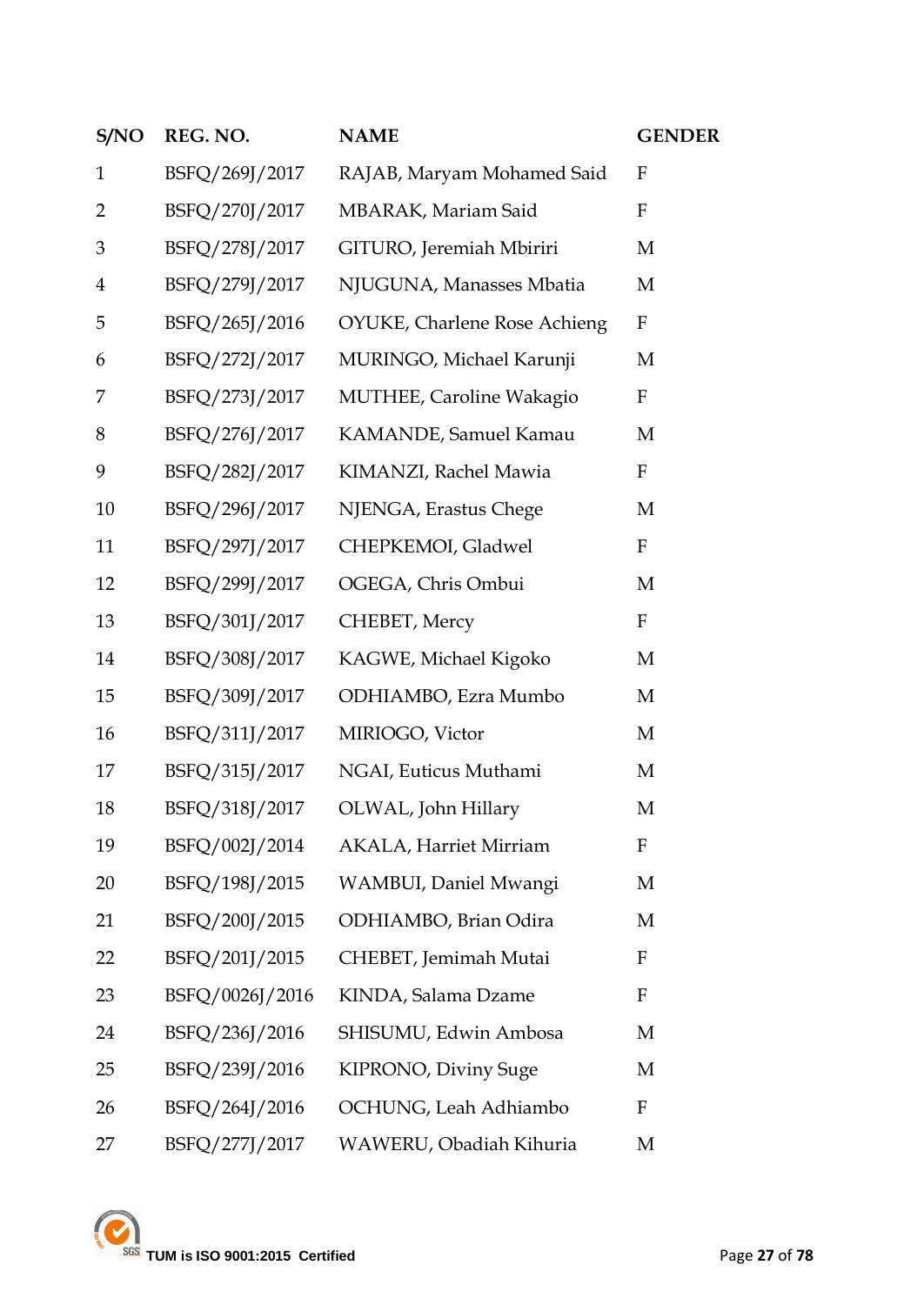| S/NO | REG. NO. | NAME | GENDER |
|---|---|---|---|
| 1 | BSFQ/269J/2017 | RAJAB, Maryam Mohamed Said | F |
| 2 | BSFQ/270J/2017 | MBARAK, Mariam Said | F |
| 3 | BSFQ/278J/2017 | GITURO, Jeremiah Mbiriri | M |
| 4 | BSFQ/279J/2017 | NJUGUNA, Manasses Mbatia | M |
| 5 | BSFQ/265J/2016 | OYUKE, Charlene Rose Achieng | F |
| 6 | BSFQ/272J/2017 | MURINGO, Michael Karunji | M |
| 7 | BSFQ/273J/2017 | MUTHEE, Caroline Wakagio | F |
| 8 | BSFQ/276J/2017 | KAMANDE, Samuel Kamau | M |
| 9 | BSFQ/282J/2017 | KIMANZI, Rachel Mawia | F |
| 10 | BSFQ/296J/2017 | NJENGA, Erastus Chege | M |
| 11 | BSFQ/297J/2017 | CHEPKEMOI, Gladwel | F |
| 12 | BSFQ/299J/2017 | OGEGA, Chris Ombui | M |
| 13 | BSFQ/301J/2017 | CHEBET, Mercy | F |
| 14 | BSFQ/308J/2017 | KAGWE, Michael Kigoko | M |
| 15 | BSFQ/309J/2017 | ODHIAMBO, Ezra Mumbo | M |
| 16 | BSFQ/311J/2017 | MIRIOGO, Victor | M |
| 17 | BSFQ/315J/2017 | NGAI, Euticus Muthami | M |
| 18 | BSFQ/318J/2017 | OLWAL, John Hillary | M |
| 19 | BSFQ/002J/2014 | AKALA, Harriet Mirriam | F |
| 20 | BSFQ/198J/2015 | WAMBUI, Daniel Mwangi | M |
| 21 | BSFQ/200J/2015 | ODHIAMBO, Brian Odira | M |
| 22 | BSFQ/201J/2015 | CHEBET, Jemimah Mutai | F |
| 23 | BSFQ/0026J/2016 | KINDA, Salama Dzame | F |
| 24 | BSFQ/236J/2016 | SHISUMU, Edwin Ambosa | M |
| 25 | BSFQ/239J/2016 | KIPRONO, Diviny Suge | M |
| 26 | BSFQ/264J/2016 | OCHUNG, Leah Adhiambo | F |
| 27 | BSFQ/277J/2017 | WAWERU, Obadiah Kihuria | M |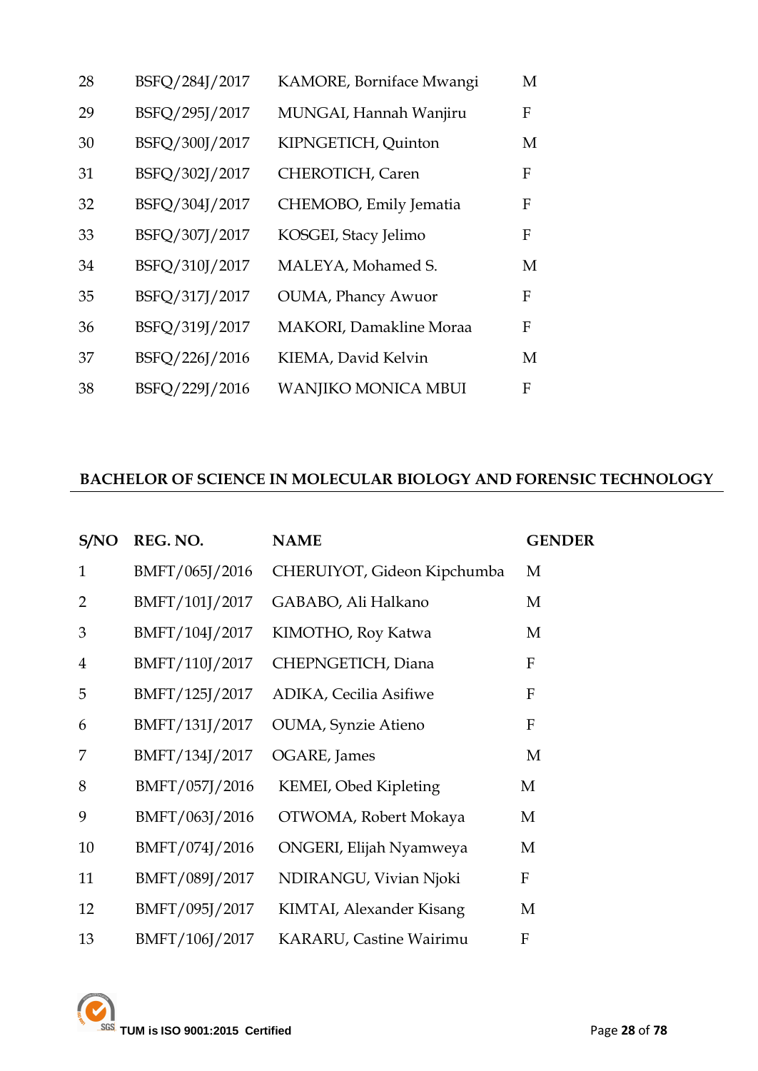| | | | |
|---|---|---|---|
| 28 | BSFQ/284J/2017 | KAMORE, Borniface Mwangi | M |
| 29 | BSFQ/295J/2017 | MUNGAI, Hannah Wanjiru | F |
| 30 | BSFQ/300J/2017 | KIPNGETICH, Quinton | M |
| 31 | BSFQ/302J/2017 | CHEROTICH, Caren | F |
| 32 | BSFQ/304J/2017 | CHEMOBO, Emily Jematia | F |
| 33 | BSFQ/307J/2017 | KOSGEI, Stacy Jelimo | F |
| 34 | BSFQ/310J/2017 | MALEYA, Mohamed S. | M |
| 35 | BSFQ/317J/2017 | OUMA, Phancy Awuor | F |
| 36 | BSFQ/319J/2017 | MAKORI, Damakline Moraa | F |
| 37 | BSFQ/226J/2016 | KIEMA, David Kelvin | M |
| 38 | BSFQ/229J/2016 | WANJIKO MONICA MBUI | F |

## BACHELOR OF SCIENCE IN MOLECULAR BIOLOGY AND FORENSIC TECHNOLOGY

| S/NO | REG. NO. | NAME | GENDER |
|---|---|---|---|
| 1 | BMFT/065J/2016 | CHERUIYOT, Gideon Kipchumba | M |
| 2 | BMFT/101J/2017 | GABABO, Ali Halkano | M |
| 3 | BMFT/104J/2017 | KIMOTHO, Roy Katwa | M |
| 4 | BMFT/110J/2017 | CHEPNGETICH, Diana | F |
| 5 | BMFT/125J/2017 | ADIKA, Cecilia Asifiwe | F |
| 6 | BMFT/131J/2017 | OUMA, Synzie Atieno | F |
| 7 | BMFT/134J/2017 | OGARE, James | M |
| 8 | BMFT/057J/2016 | KEMEI, Obed Kipleting | M |
| 9 | BMFT/063J/2016 | OTWOMA, Robert Mokaya | M |
| 10 | BMFT/074J/2016 | ONGERI, Elijah Nyamweya | M |
| 11 | BMFT/089J/2017 | NDIRANGU, Vivian Njoki | F |
| 12 | BMFT/095J/2017 | KIMTAI, Alexander Kisang | M |
| 13 | BMFT/106J/2017 | KARARU, Castine Wairimu | F |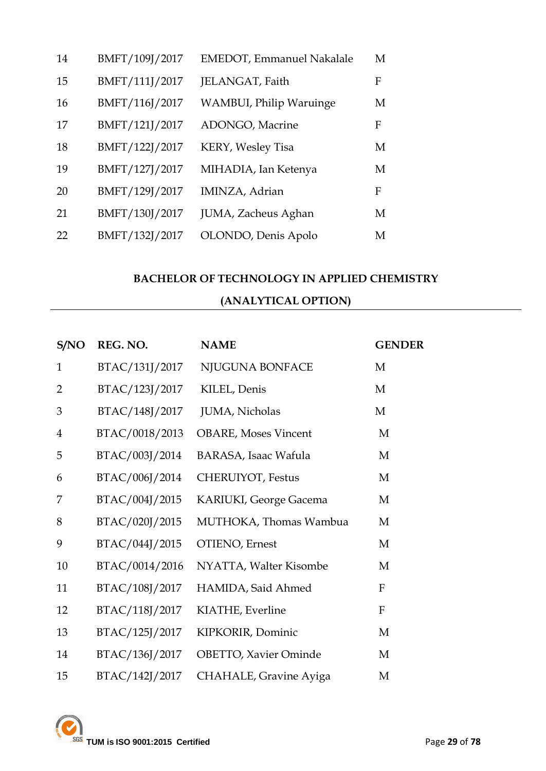| | | | |
|---|---|---|---|
| 14 | BMFT/109J/2017 | EMEDOT, Emmanuel Nakalale | M |
| 15 | BMFT/111J/2017 | JELANGAT, Faith | F |
| 16 | BMFT/116J/2017 | WAMBUI, Philip Waruinge | M |
| 17 | BMFT/121J/2017 | ADONGO, Macrine | F |
| 18 | BMFT/122J/2017 | KERY, Wesley Tisa | M |
| 19 | BMFT/127J/2017 | MIHADIA, Ian Ketenya | M |
| 20 | BMFT/129J/2017 | IMINZA, Adrian | F |
| 21 | BMFT/130J/2017 | JUMA, Zacheus Aghan | M |
| 22 | BMFT/132J/2017 | OLONDO, Denis Apolo | M |

## BACHELOR OF TECHNOLOGY IN APPLIED CHEMISTRY (ANALYTICAL OPTION)

| S/NO | REG. NO. | NAME | GENDER |
|---|---|---|---|
| 1 | BTAC/131J/2017 | NJUGUNA BONFACE | M |
| 2 | BTAC/123J/2017 | KILEL, Denis | M |
| 3 | BTAC/148J/2017 | JUMA, Nicholas | M |
| 4 | BTAC/0018/2013 | OBARE, Moses Vincent | M |
| 5 | BTAC/003J/2014 | BARASA, Isaac Wafula | M |
| 6 | BTAC/006J/2014 | CHERUIYOT, Festus | M |
| 7 | BTAC/004J/2015 | KARIUKI, George Gacema | M |
| 8 | BTAC/020J/2015 | MUTHOKA, Thomas Wambua | M |
| 9 | BTAC/044J/2015 | OTIENO, Ernest | M |
| 10 | BTAC/0014/2016 | NYATTA, Walter Kisombe | M |
| 11 | BTAC/108J/2017 | HAMIDA, Said Ahmed | F |
| 12 | BTAC/118J/2017 | KIATHE, Everline | F |
| 13 | BTAC/125J/2017 | KIPKORIR, Dominic | M |
| 14 | BTAC/136J/2017 | OBETTO, Xavier Ominde | M |
| 15 | BTAC/142J/2017 | CHAHALE, Gravine Ayiga | M |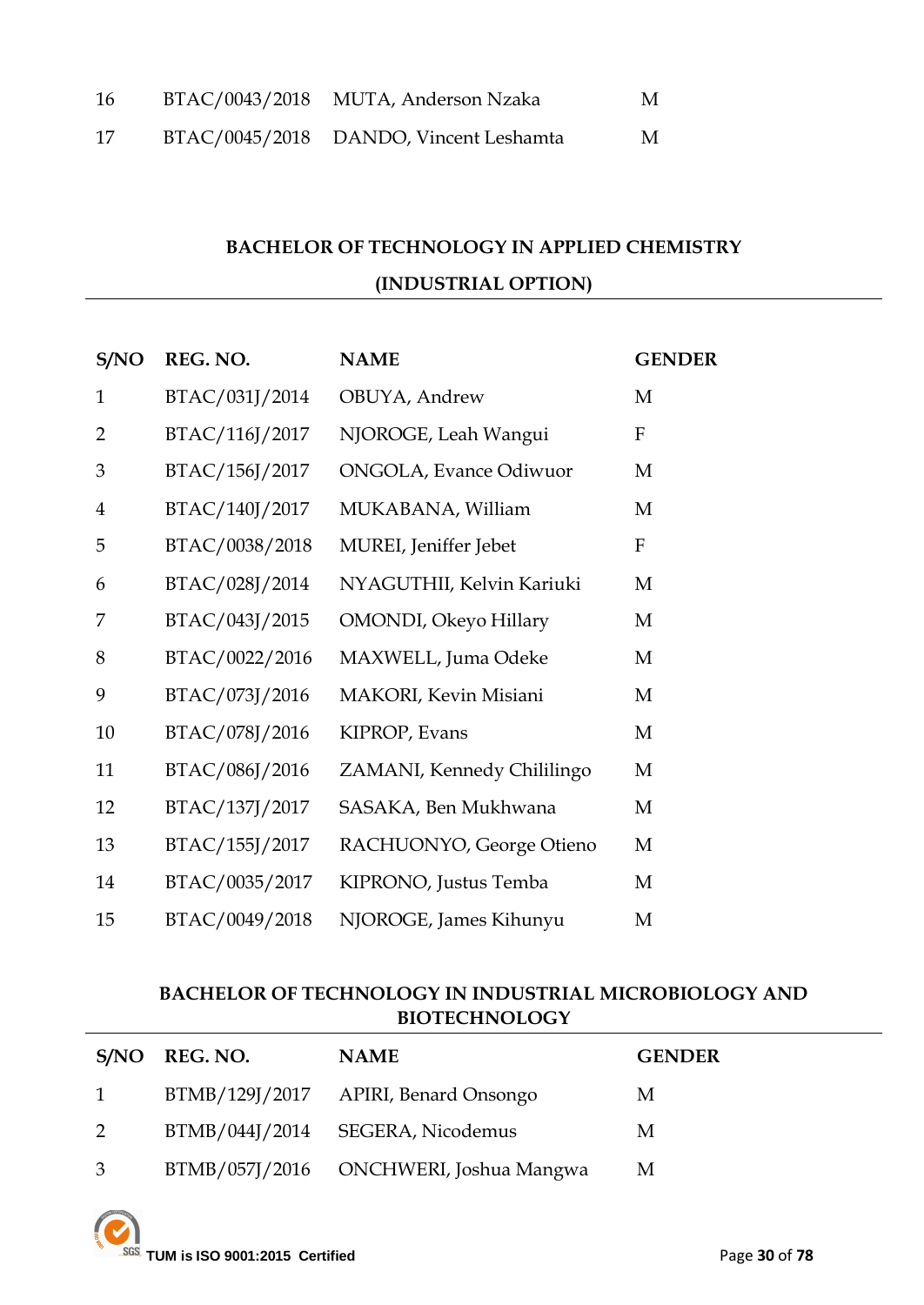| 16 | BTAC/0043/2018 | MUTA, Anderson Nzaka | M |
|---|---|---|---|
| 17 | BTAC/0045/2018 | DANDO, Vincent Leshamta | M |

## BACHELOR OF TECHNOLOGY IN APPLIED CHEMISTRY (INDUSTRIAL OPTION)

| S/NO | REG. NO. | NAME | GENDER |
|---|---|---|---|
| 1 | BTAC/031J/2014 | OBUYA, Andrew | M |
| 2 | BTAC/116J/2017 | NJOROGE, Leah Wangui | F |
| 3 | BTAC/156J/2017 | ONGOLA, Evance Odiwuor | M |
| 4 | BTAC/140J/2017 | MUKABANA, William | M |
| 5 | BTAC/0038/2018 | MUREI, Jeniffer Jebet | F |
| 6 | BTAC/028J/2014 | NYAGUTHII, Kelvin Kariuki | M |
| 7 | BTAC/043J/2015 | OMONDI, Okeyo Hillary | M |
| 8 | BTAC/0022/2016 | MAXWELL, Juma Odeke | M |
| 9 | BTAC/073J/2016 | MAKORI, Kevin Misiani | M |
| 10 | BTAC/078J/2016 | KIPROP, Evans | M |
| 11 | BTAC/086J/2016 | ZAMANI, Kennedy Chililingo | M |
| 12 | BTAC/137J/2017 | SASAKA, Ben Mukhwana | M |
| 13 | BTAC/155J/2017 | RACHUONYO, George Otieno | M |
| 14 | BTAC/0035/2017 | KIPRONO, Justus Temba | M |
| 15 | BTAC/0049/2018 | NJOROGE, James Kihunyu | M |

## BACHELOR OF TECHNOLOGY IN INDUSTRIAL MICROBIOLOGY AND BIOTECHNOLOGY

| S/NO | REG. NO. | NAME | GENDER |
|---|---|---|---|
| 1 | BTMB/129J/2017 | APIRI, Benard Onsongo | M |
| 2 | BTMB/044J/2014 | SEGERA, Nicodemus | M |
| 3 | BTMB/057J/2016 | ONCHWERI, Joshua Mangwa | M |

TUM is ISO 9001:2015 Certified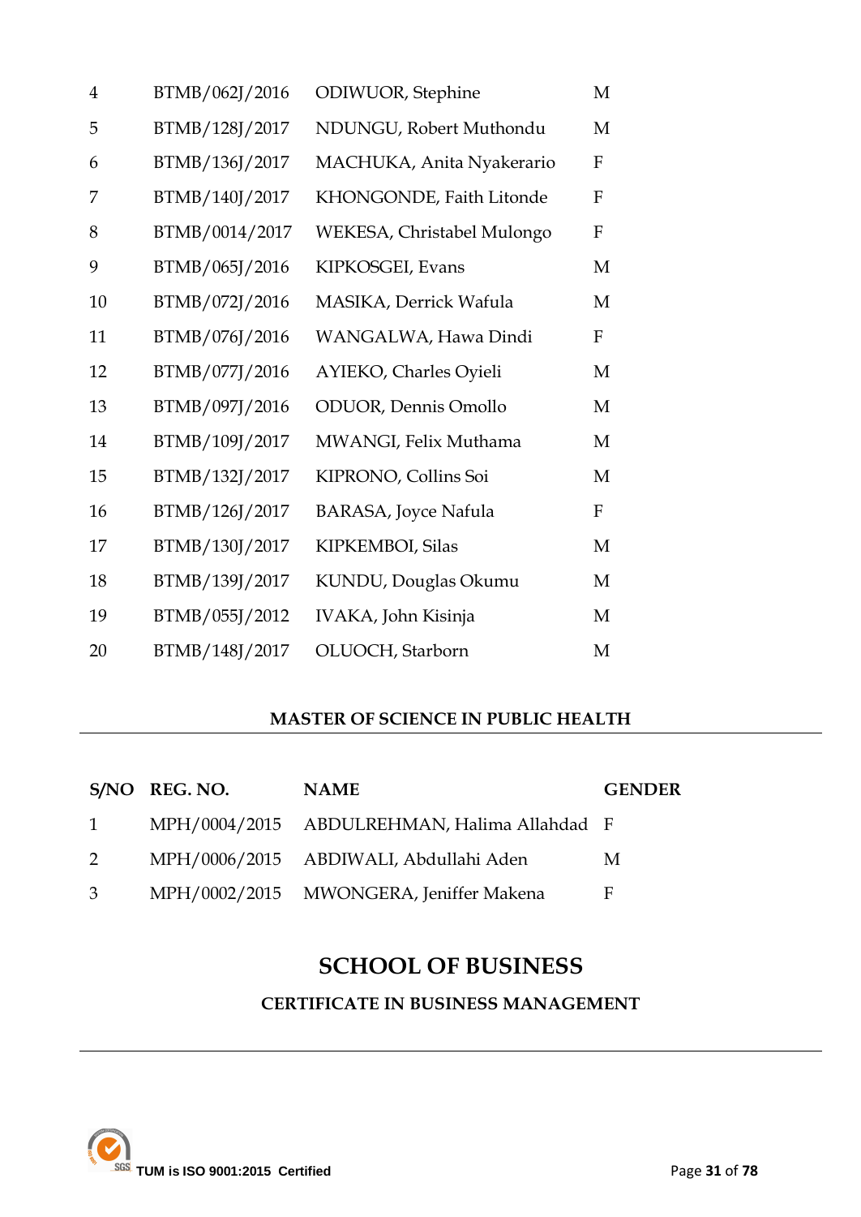| | | | |
|---|---|---|---|
| 4 | BTMB/062J/2016 | ODIWUOR, Stephine | M |
| 5 | BTMB/128J/2017 | NDUNGU, Robert Muthondu | M |
| 6 | BTMB/136J/2017 | MACHUKA, Anita Nyakerario | F |
| 7 | BTMB/140J/2017 | KHONGONDE, Faith Litonde | F |
| 8 | BTMB/0014/2017 | WEKESA, Christabel Mulongo | F |
| 9 | BTMB/065J/2016 | KIPKOSGEI, Evans | M |
| 10 | BTMB/072J/2016 | MASIKA, Derrick Wafula | M |
| 11 | BTMB/076J/2016 | WANGALWA, Hawa Dindi | F |
| 12 | BTMB/077J/2016 | AYIEKO, Charles Oyieli | M |
| 13 | BTMB/097J/2016 | ODUOR, Dennis Omollo | M |
| 14 | BTMB/109J/2017 | MWANGI, Felix Muthama | M |
| 15 | BTMB/132J/2017 | KIPRONO, Collins Soi | M |
| 16 | BTMB/126J/2017 | BARASA, Joyce Nafula | F |
| 17 | BTMB/130J/2017 | KIPKEMBOI, Silas | M |
| 18 | BTMB/139J/2017 | KUNDU, Douglas Okumu | M |
| 19 | BTMB/055J/2012 | IVAKA, John Kisinja | M |
| 20 | BTMB/148J/2017 | OLUOCH, Starborn | M |

### MASTER OF SCIENCE IN PUBLIC HEALTH

| S/NO | REG. NO. | NAME | GENDER |
|---|---|---|---|
| 1 | MPH/0004/2015 | ABDULREHMAN, Halima Allahdad | F |
| 2 | MPH/0006/2015 | ABDIWALI, Abdullahi Aden | M |
| 3 | MPH/0002/2015 | MWONGERA, Jeniffer Makena | F |

## SCHOOL OF BUSINESS

### CERTIFICATE IN BUSINESS MANAGEMENT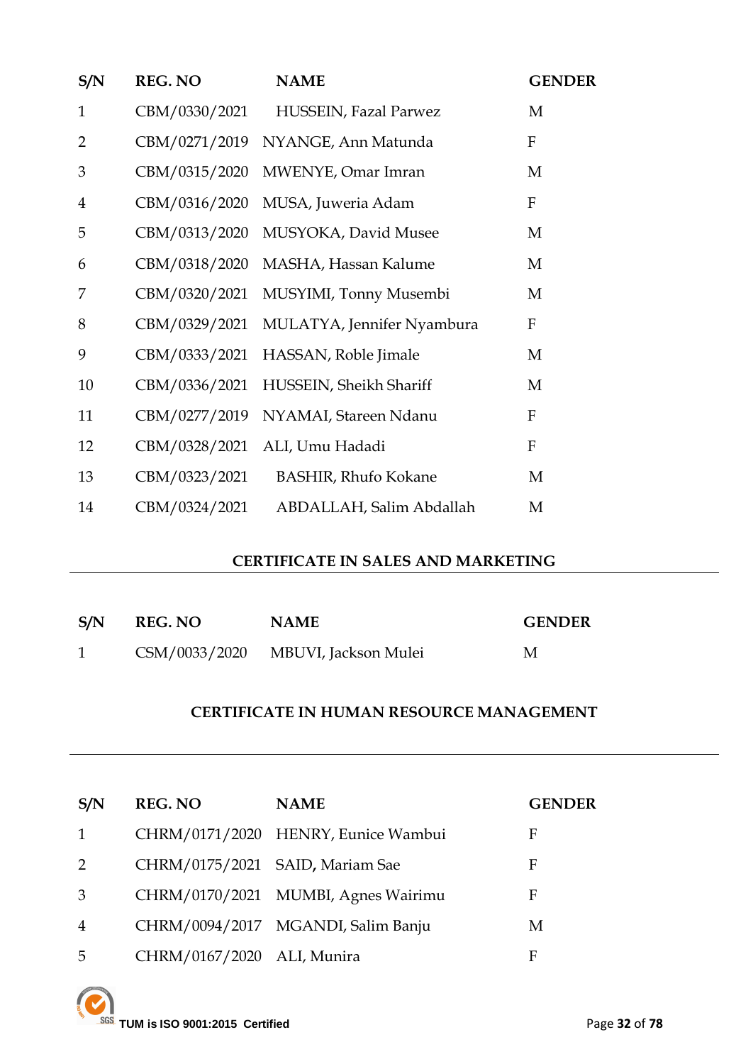| S/N | REG. NO | NAME | GENDER |
|---|---|---|---|
| 1 | CBM/0330/2021 | HUSSEIN, Fazal Parwez | M |
| 2 | CBM/0271/2019 | NYANGE, Ann Matunda | F |
| 3 | CBM/0315/2020 | MWENYE, Omar Imran | M |
| 4 | CBM/0316/2020 | MUSA, Juweria Adam | F |
| 5 | CBM/0313/2020 | MUSYOKA, David Musee | M |
| 6 | CBM/0318/2020 | MASHA, Hassan Kalume | M |
| 7 | CBM/0320/2021 | MUSYIMI, Tonny Musembi | M |
| 8 | CBM/0329/2021 | MULATYA, Jennifer Nyambura | F |
| 9 | CBM/0333/2021 | HASSAN, Roble Jimale | M |
| 10 | CBM/0336/2021 | HUSSEIN, Sheikh Shariff | M |
| 11 | CBM/0277/2019 | NYAMAI, Stareen Ndanu | F |
| 12 | CBM/0328/2021 | ALI, Umu Hadadi | F |
| 13 | CBM/0323/2021 | BASHIR, Rhufo Kokane | M |
| 14 | CBM/0324/2021 | ABDALLAH, Salim Abdallah | M |

## CERTIFICATE IN SALES AND MARKETING

| S/N | REG. NO | NAME | GENDER |
|---|---|---|---|
| 1 | CSM/0033/2020 | MBUVI, Jackson Mulei | M |

## CERTIFICATE IN HUMAN RESOURCE MANAGEMENT

| S/N | REG. NO | NAME | GENDER |
|---|---|---|---|
| 1 | CHRM/0171/2020 | HENRY, Eunice Wambui | F |
| 2 | CHRM/0175/2021 | SAID, Mariam Sae | F |
| 3 | CHRM/0170/2021 | MUMBI, Agnes Wairimu | F |
| 4 | CHRM/0094/2017 | MGANDI, Salim Banju | M |
| 5 | CHRM/0167/2020 | ALI, Munira | F |

TUM is ISO 9001:2015 Certified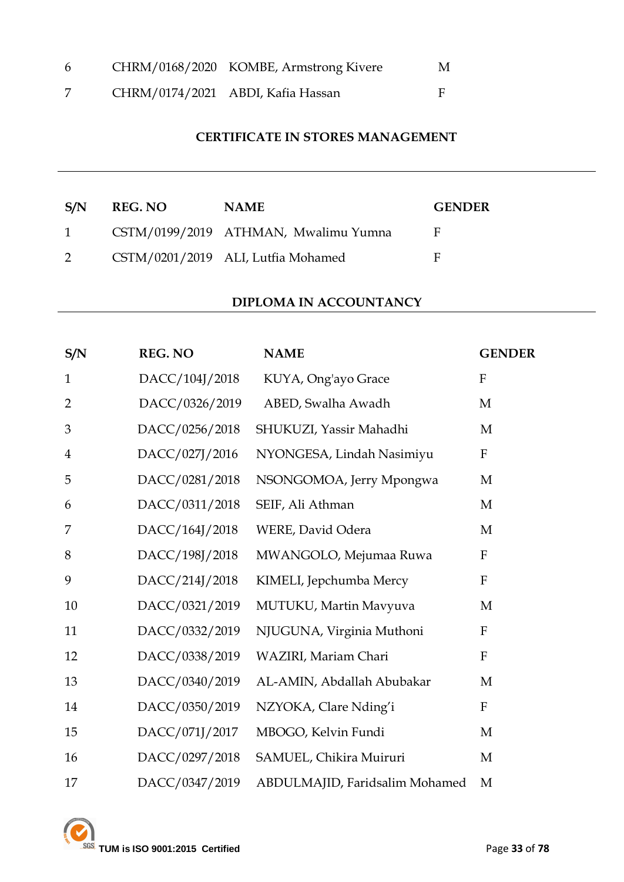| | | | |
|---|---|---|---|
| 6 | CHRM/0168/2020 | KOMBE, Armstrong Kivere | M |
| 7 | CHRM/0174/2021 | ABDI, Kafia Hassan | F |

## CERTIFICATE IN STORES MANAGEMENT

| S/N | REG. NO | NAME | GENDER |
|---|---|---|---|
| 1 | CSTM/0199/2019 | ATHMAN, Mwalimu Yumna | F |
| 2 | CSTM/0201/2019 | ALI, Lutfia Mohamed | F |

## DIPLOMA IN ACCOUNTANCY

| S/N | REG. NO | NAME | GENDER |
|---|---|---|---|
| 1 | DACC/104J/2018 | KUYA, Ong'ayo Grace | F |
| 2 | DACC/0326/2019 | ABED, Swalha Awadh | M |
| 3 | DACC/0256/2018 | SHUKUZI, Yassir Mahadhi | M |
| 4 | DACC/027J/2016 | NYONGESA, Lindah Nasimiyu | F |
| 5 | DACC/0281/2018 | NSONGOMOA, Jerry Mpongwa | M |
| 6 | DACC/0311/2018 | SEIF, Ali Athman | M |
| 7 | DACC/164J/2018 | WERE, David Odera | M |
| 8 | DACC/198J/2018 | MWANGOLO, Mejumaa Ruwa | F |
| 9 | DACC/214J/2018 | KIMELI, Jepchumba Mercy | F |
| 10 | DACC/0321/2019 | MUTUKU, Martin Mavyuva | M |
| 11 | DACC/0332/2019 | NJUGUNA, Virginia Muthoni | F |
| 12 | DACC/0338/2019 | WAZIRI, Mariam Chari | F |
| 13 | DACC/0340/2019 | AL-AMIN, Abdallah Abubakar | M |
| 14 | DACC/0350/2019 | NZYOKA, Clare Nding'i | F |
| 15 | DACC/071J/2017 | MBOGO, Kelvin Fundi | M |
| 16 | DACC/0297/2018 | SAMUEL, Chikira Muiruri | M |
| 17 | DACC/0347/2019 | ABDULMAJID, Faridsalim Mohamed | M |

TUM is ISO 9001:2015 Certified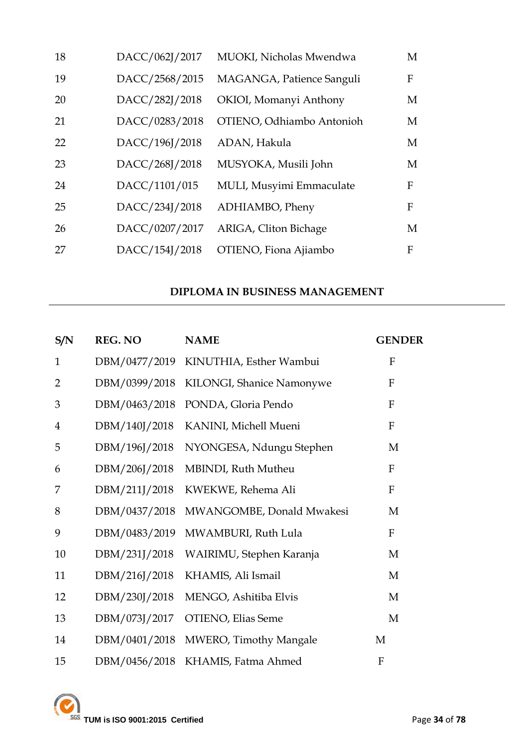| | | | |
|---|---|---|---|
| 18 | DACC/062J/2017 | MUOKI, Nicholas Mwendwa | M |
| 19 | DACC/2568/2015 | MAGANGA, Patience Sanguli | F |
| 20 | DACC/282J/2018 | OKIOI, Momanyi Anthony | M |
| 21 | DACC/0283/2018 | OTIENO, Odhiambo Antonioh | M |
| 22 | DACC/196J/2018 | ADAN, Hakula | M |
| 23 | DACC/268J/2018 | MUSYOKA, Musili John | M |
| 24 | DACC/1101/015 | MULI, Musyimi Emmaculate | F |
| 25 | DACC/234J/2018 | ADHIAMBO, Pheny | F |
| 26 | DACC/0207/2017 | ARIGA, Cliton Bichage | M |
| 27 | DACC/154J/2018 | OTIENO, Fiona Ajiambo | F |

## DIPLOMA IN BUSINESS MANAGEMENT

| S/N | REG. NO | NAME | GENDER |
|---|---|---|---|
| 1 | DBM/0477/2019 | KINUTHIA, Esther Wambui | F |
| 2 | DBM/0399/2018 | KILONGI, Shanice Namonywe | F |
| 3 | DBM/0463/2018 | PONDA, Gloria Pendo | F |
| 4 | DBM/140J/2018 | KANINI, Michell Mueni | F |
| 5 | DBM/196J/2018 | NYONGESA, Ndungu Stephen | M |
| 6 | DBM/206J/2018 | MBINDI, Ruth Mutheu | F |
| 7 | DBM/211J/2018 | KWEKWE, Rehema Ali | F |
| 8 | DBM/0437/2018 | MWANGOMBE, Donald Mwakesi | M |
| 9 | DBM/0483/2019 | MWAMBURI, Ruth Lula | F |
| 10 | DBM/231J/2018 | WAIRIMU, Stephen Karanja | M |
| 11 | DBM/216J/2018 | KHAMIS, Ali Ismail | M |
| 12 | DBM/230J/2018 | MENGO, Ashitiba Elvis | M |
| 13 | DBM/073J/2017 | OTIENO, Elias Seme | M |
| 14 | DBM/0401/2018 | MWERO, Timothy Mangale | M |
| 15 | DBM/0456/2018 | KHAMIS, Fatma Ahmed | F |

TUM is ISO 9001:2015 Certified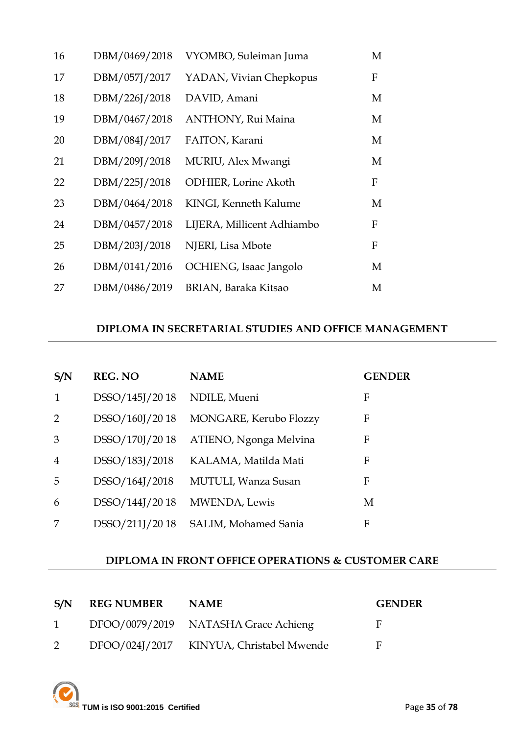| | | | |
|---|---|---|---|
| 16 | DBM/0469/2018 | VYOMBO, Suleiman Juma | M |
| 17 | DBM/057J/2017 | YADAN, Vivian Chepkopus | F |
| 18 | DBM/226J/2018 | DAVID, Amani | M |
| 19 | DBM/0467/2018 | ANTHONY, Rui Maina | M |
| 20 | DBM/084J/2017 | FAITON, Karani | M |
| 21 | DBM/209J/2018 | MURIU, Alex Mwangi | M |
| 22 | DBM/225J/2018 | ODHIER, Lorine Akoth | F |
| 23 | DBM/0464/2018 | KINGI, Kenneth Kalume | M |
| 24 | DBM/0457/2018 | LIJERA, Millicent Adhiambo | F |
| 25 | DBM/203J/2018 | NJERI, Lisa Mbote | F |
| 26 | DBM/0141/2016 | OCHIENG, Isaac Jangolo | M |
| 27 | DBM/0486/2019 | BRIAN, Baraka Kitsao | M |

## DIPLOMA IN SECRETARIAL STUDIES AND OFFICE MANAGEMENT

| S/N | REG. NO | NAME | GENDER |
|---|---|---|---|
| 1 | DSSO/145J/20 18 | NDILE, Mueni | F |
| 2 | DSSO/160J/20 18 | MONGARE, Kerubo Flozzy | F |
| 3 | DSSO/170J/20 18 | ATIENO, Ngonga Melvina | F |
| 4 | DSSO/183J/2018 | KALAMA, Matilda Mati | F |
| 5 | DSSO/164J/2018 | MUTULI, Wanza Susan | F |
| 6 | DSSO/144J/20 18 | MWENDA, Lewis | M |
| 7 | DSSO/211J/20 18 | SALIM, Mohamed Sania | F |

## DIPLOMA IN FRONT OFFICE OPERATIONS & CUSTOMER CARE

| S/N | REG NUMBER | NAME | GENDER |
|---|---|---|---|
| 1 | DFOO/0079/2019 | NATASHA Grace Achieng | F |
| 2 | DFOO/024J/2017 | KINYUA, Christabel Mwende | F |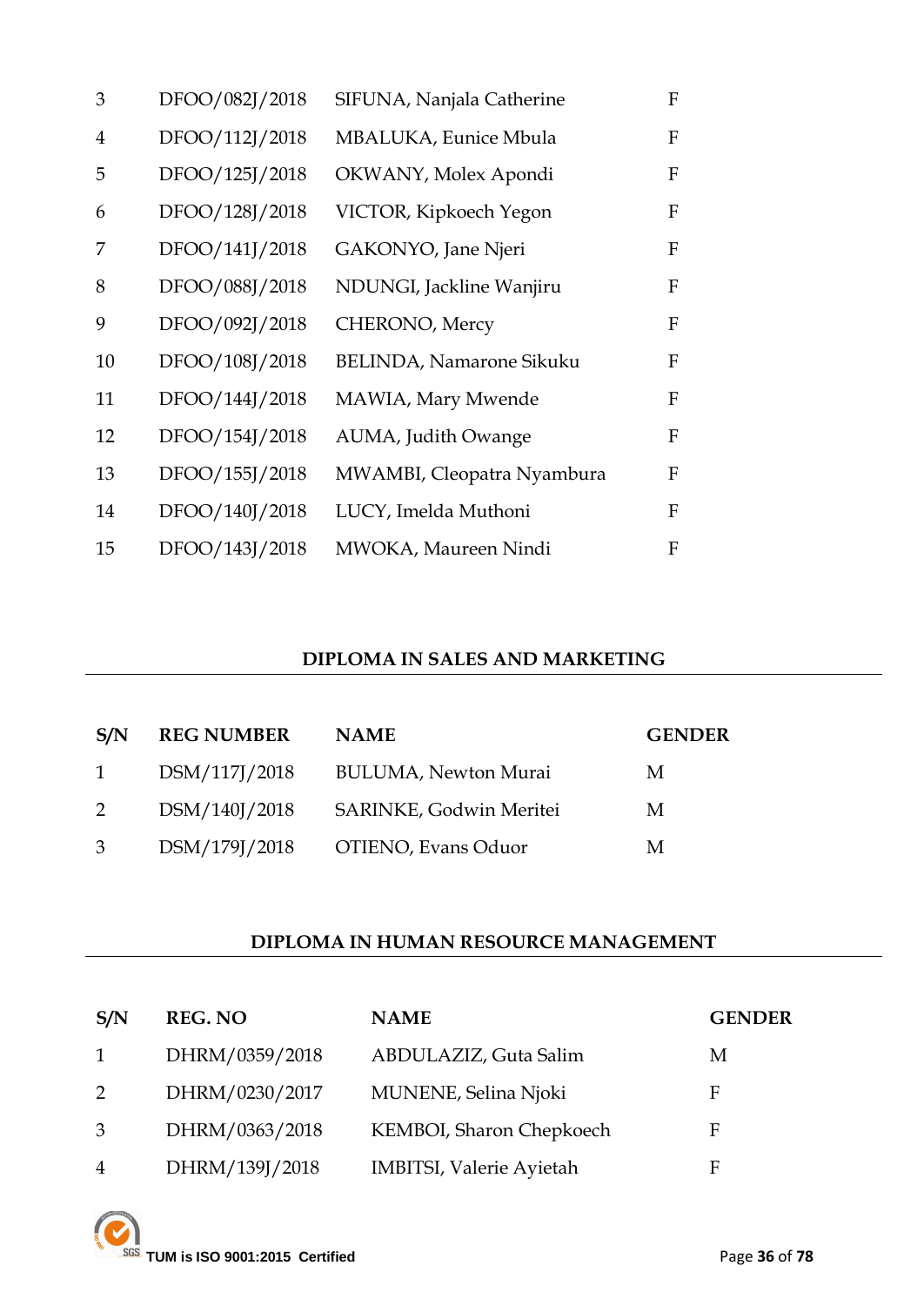| | | | |
|---|---|---|---|
| 3 | DFOO/082J/2018 | SIFUNA, Nanjala Catherine | F |
| 4 | DFOO/112J/2018 | MBALUKA, Eunice Mbula | F |
| 5 | DFOO/125J/2018 | OKWANY, Molex Apondi | F |
| 6 | DFOO/128J/2018 | VICTOR, Kipkoech Yegon | F |
| 7 | DFOO/141J/2018 | GAKONYO, Jane Njeri | F |
| 8 | DFOO/088J/2018 | NDUNGI, Jackline Wanjiru | F |
| 9 | DFOO/092J/2018 | CHERONO, Mercy | F |
| 10 | DFOO/108J/2018 | BELINDA, Namarone Sikuku | F |
| 11 | DFOO/144J/2018 | MAWIA, Mary Mwende | F |
| 12 | DFOO/154J/2018 | AUMA, Judith Owange | F |
| 13 | DFOO/155J/2018 | MWAMBI, Cleopatra Nyambura | F |
| 14 | DFOO/140J/2018 | LUCY, Imelda Muthoni | F |
| 15 | DFOO/143J/2018 | MWOKA, Maureen Nindi | F |

## DIPLOMA IN SALES AND MARKETING

| S/N | REG NUMBER | NAME | GENDER |
|---|---|---|---|
| 1 | DSM/117J/2018 | BULUMA, Newton Murai | M |
| 2 | DSM/140J/2018 | SARINKE, Godwin Meritei | M |
| 3 | DSM/179J/2018 | OTIENO, Evans Oduor | M |

## DIPLOMA IN HUMAN RESOURCE MANAGEMENT

| S/N | REG. NO | NAME | GENDER |
|---|---|---|---|
| 1 | DHRM/0359/2018 | ABDULAZIZ, Guta Salim | M |
| 2 | DHRM/0230/2017 | MUNENE, Selina Njoki | F |
| 3 | DHRM/0363/2018 | KEMBOI, Sharon Chepkoech | F |
| 4 | DHRM/139J/2018 | IMBITSI, Valerie Ayietah | F |

TUM is ISO 9001:2015 Certified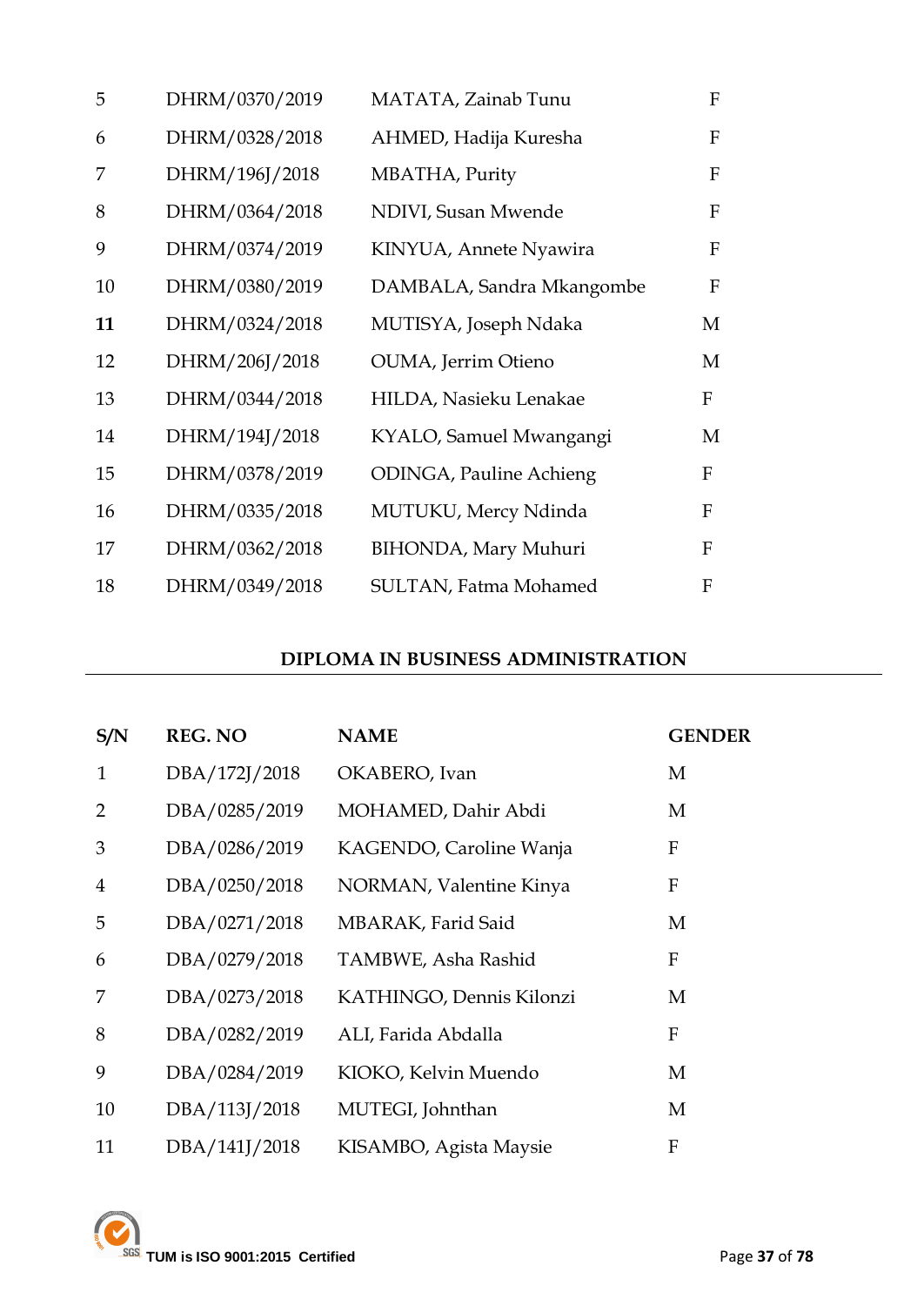| | | | |
|---|---|---|---|
| 5 | DHRM/0370/2019 | MATATA, Zainab Tunu | F |
| 6 | DHRM/0328/2018 | AHMED, Hadija Kuresha | F |
| 7 | DHRM/196J/2018 | MBATHA, Purity | F |
| 8 | DHRM/0364/2018 | NDIVI, Susan Mwende | F |
| 9 | DHRM/0374/2019 | KINYUA, Annete Nyawira | F |
| 10 | DHRM/0380/2019 | DAMBALA, Sandra Mkangombe | F |
| **11** | DHRM/0324/2018 | MUTISYA, Joseph Ndaka | M |
| 12 | DHRM/206J/2018 | OUMA, Jerrim Otieno | M |
| 13 | DHRM/0344/2018 | HILDA, Nasieku Lenakae | F |
| 14 | DHRM/194J/2018 | KYALO, Samuel Mwangangi | M |
| 15 | DHRM/0378/2019 | ODINGA, Pauline Achieng | F |
| 16 | DHRM/0335/2018 | MUTUKU, Mercy Ndinda | F |
| 17 | DHRM/0362/2018 | BIHONDA, Mary Muhuri | F |
| 18 | DHRM/0349/2018 | SULTAN, Fatma Mohamed | F |

## DIPLOMA IN BUSINESS ADMINISTRATION

| S/N | REG. NO | NAME | GENDER |
|---|---|---|---|
| 1 | DBA/172J/2018 | OKABERO, Ivan | M |
| 2 | DBA/0285/2019 | MOHAMED, Dahir Abdi | M |
| 3 | DBA/0286/2019 | KAGENDO, Caroline Wanja | F |
| 4 | DBA/0250/2018 | NORMAN, Valentine Kinya | F |
| 5 | DBA/0271/2018 | MBARAK, Farid Said | M |
| 6 | DBA/0279/2018 | TAMBWE, Asha Rashid | F |
| 7 | DBA/0273/2018 | KATHINGO, Dennis Kilonzi | M |
| 8 | DBA/0282/2019 | ALI, Farida Abdalla | F |
| 9 | DBA/0284/2019 | KIOKO, Kelvin Muendo | M |
| 10 | DBA/113J/2018 | MUTEGI, Johnthan | M |
| 11 | DBA/141J/2018 | KISAMBO, Agista Maysie | F |

TUM is ISO 9001:2015 Certified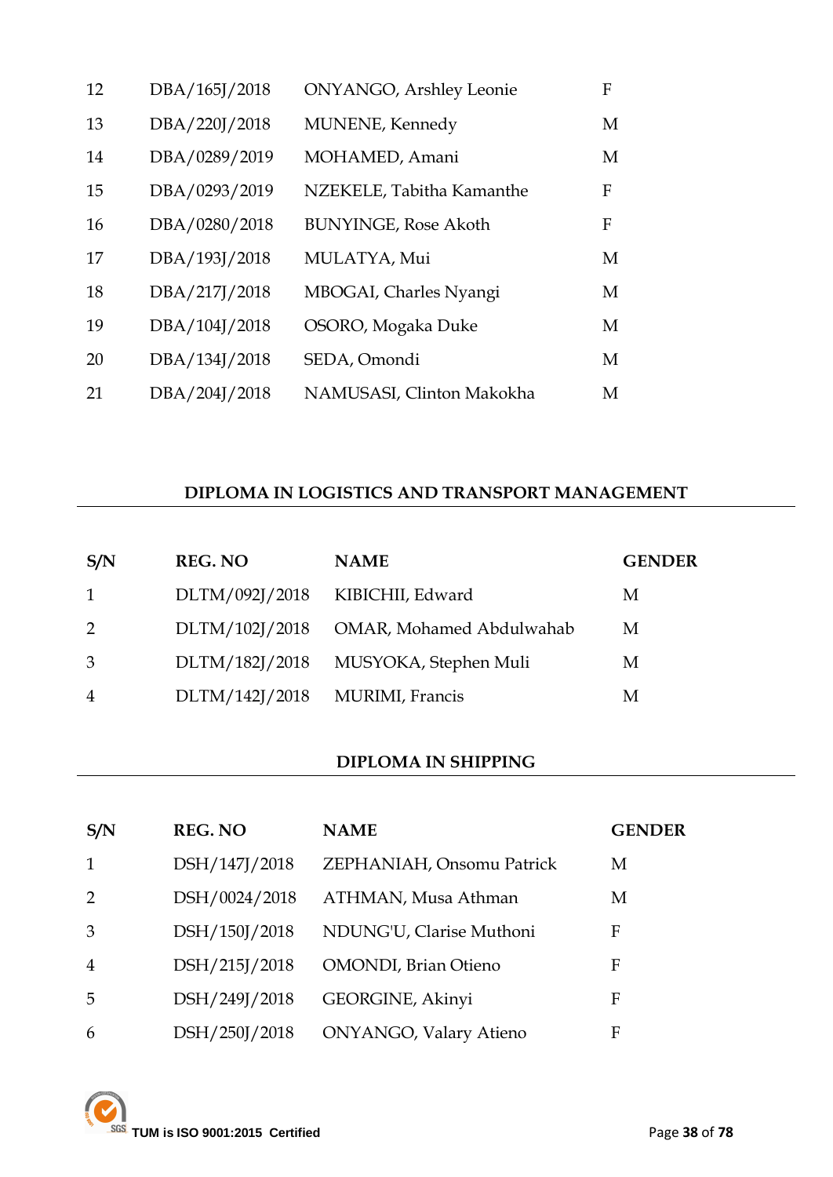| | | | |
|---|---|---|---|
| 12 | DBA/165J/2018 | ONYANGO, Arshley Leonie | F |
| 13 | DBA/220J/2018 | MUNENE, Kennedy | M |
| 14 | DBA/0289/2019 | MOHAMED, Amani | M |
| 15 | DBA/0293/2019 | NZEKELE, Tabitha Kamanthe | F |
| 16 | DBA/0280/2018 | BUNYINGE, Rose Akoth | F |
| 17 | DBA/193J/2018 | MULATYA, Mui | M |
| 18 | DBA/217J/2018 | MBOGAI, Charles Nyangi | M |
| 19 | DBA/104J/2018 | OSORO, Mogaka Duke | M |
| 20 | DBA/134J/2018 | SEDA, Omondi | M |
| 21 | DBA/204J/2018 | NAMUSASI, Clinton Makokha | M |

**DIPLOMA IN LOGISTICS AND TRANSPORT MANAGEMENT**

| S/N | REG. NO | NAME | GENDER |
|---|---|---|---|
| 1 | DLTM/092J/2018 | KIBICHII, Edward | M |
| 2 | DLTM/102J/2018 | OMAR, Mohamed Abdulwahab | M |
| 3 | DLTM/182J/2018 | MUSYOKA, Stephen Muli | M |
| 4 | DLTM/142J/2018 | MURIMI, Francis | M |

**DIPLOMA IN SHIPPING**

| S/N | REG. NO | NAME | GENDER |
|---|---|---|---|
| 1 | DSH/147J/2018 | ZEPHANIAH, Onsomu Patrick | M |
| 2 | DSH/0024/2018 | ATHMAN, Musa Athman | M |
| 3 | DSH/150J/2018 | NDUNG'U, Clarise Muthoni | F |
| 4 | DSH/215J/2018 | OMONDI, Brian Otieno | F |
| 5 | DSH/249J/2018 | GEORGINE, Akinyi | F |
| 6 | DSH/250J/2018 | ONYANGO, Valary Atieno | F |

TUM is ISO 9001:2015 Certified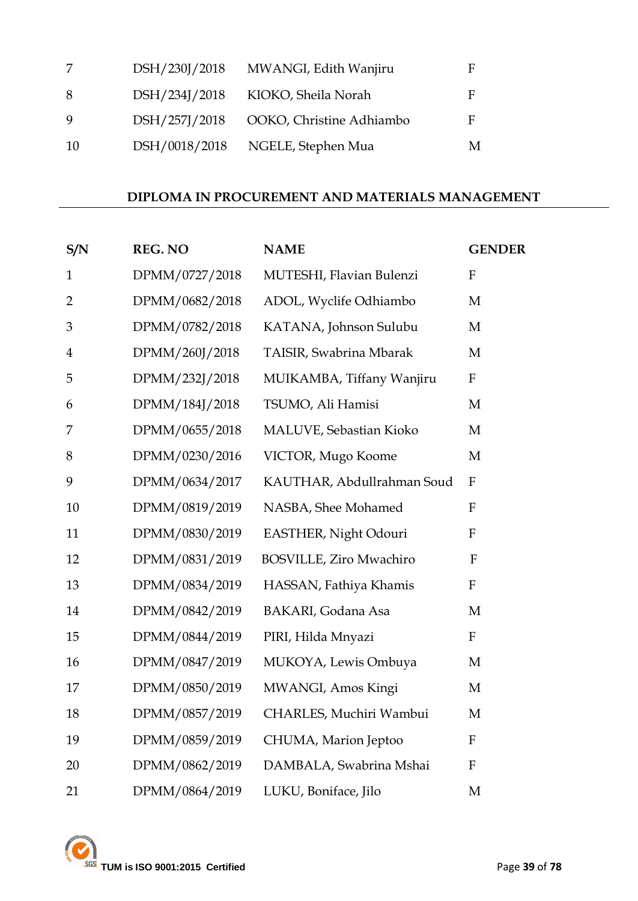| | | | |
|---|---|---|---|
| 7 | DSH/230J/2018 | MWANGI, Edith Wanjiru | F |
| 8 | DSH/234J/2018 | KIOKO, Sheila Norah | F |
| 9 | DSH/257J/2018 | OOKO, Christine Adhiambo | F |
| 10 | DSH/0018/2018 | NGELE, Stephen Mua | M |

## DIPLOMA IN PROCUREMENT AND MATERIALS MANAGEMENT

| S/N | REG. NO | NAME | GENDER |
|---|---|---|---|
| 1 | DPMM/0727/2018 | MUTESHI, Flavian Bulenzi | F |
| 2 | DPMM/0682/2018 | ADOL, Wyclife Odhiambo | M |
| 3 | DPMM/0782/2018 | KATANA, Johnson Sulubu | M |
| 4 | DPMM/260J/2018 | TAISIR, Swabrina Mbarak | M |
| 5 | DPMM/232J/2018 | MUIKAMBA, Tiffany Wanjiru | F |
| 6 | DPMM/184J/2018 | TSUMO, Ali Hamisi | M |
| 7 | DPMM/0655/2018 | MALUVE, Sebastian Kioko | M |
| 8 | DPMM/0230/2016 | VICTOR, Mugo Koome | M |
| 9 | DPMM/0634/2017 | KAUTHAR, Abdullrahman Soud | F |
| 10 | DPMM/0819/2019 | NASBA, Shee Mohamed | F |
| 11 | DPMM/0830/2019 | EASTHER, Night Odouri | F |
| 12 | DPMM/0831/2019 | BOSVILLE, Ziro Mwachiro | F |
| 13 | DPMM/0834/2019 | HASSAN, Fathiya Khamis | F |
| 14 | DPMM/0842/2019 | BAKARI, Godana Asa | M |
| 15 | DPMM/0844/2019 | PIRI, Hilda Mnyazi | F |
| 16 | DPMM/0847/2019 | MUKOYA, Lewis Ombuya | M |
| 17 | DPMM/0850/2019 | MWANGI, Amos Kingi | M |
| 18 | DPMM/0857/2019 | CHARLES, Muchiri Wambui | M |
| 19 | DPMM/0859/2019 | CHUMA, Marion Jeptoo | F |
| 20 | DPMM/0862/2019 | DAMBALA, Swabrina Mshai | F |
| 21 | DPMM/0864/2019 | LUKU, Boniface, Jilo | M |

TUM is ISO 9001:2015 Certified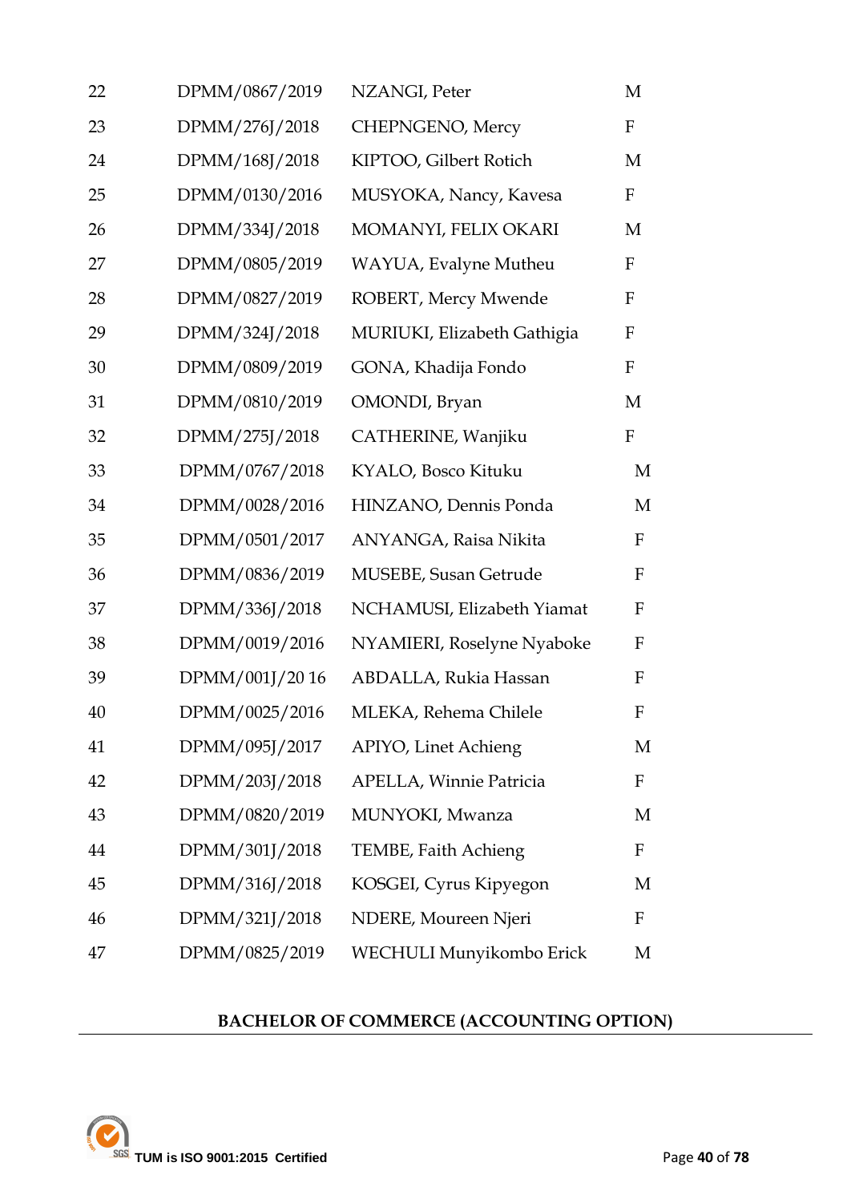| | | | |
|---|---|---|---|
| 22 | DPMM/0867/2019 | NZANGI, Peter | M |
| 23 | DPMM/276J/2018 | CHEPNGENO, Mercy | F |
| 24 | DPMM/168J/2018 | KIPTOO, Gilbert Rotich | M |
| 25 | DPMM/0130/2016 | MUSYOKA, Nancy, Kavesa | F |
| 26 | DPMM/334J/2018 | MOMANYI, FELIX OKARI | M |
| 27 | DPMM/0805/2019 | WAYUA, Evalyne Mutheu | F |
| 28 | DPMM/0827/2019 | ROBERT, Mercy Mwende | F |
| 29 | DPMM/324J/2018 | MURIUKI, Elizabeth Gathigia | F |
| 30 | DPMM/0809/2019 | GONA, Khadija Fondo | F |
| 31 | DPMM/0810/2019 | OMONDI, Bryan | M |
| 32 | DPMM/275J/2018 | CATHERINE, Wanjiku | F |
| 33 | DPMM/0767/2018 | KYALO, Bosco Kituku | M |
| 34 | DPMM/0028/2016 | HINZANO, Dennis Ponda | M |
| 35 | DPMM/0501/2017 | ANYANGA, Raisa Nikita | F |
| 36 | DPMM/0836/2019 | MUSEBE, Susan Getrude | F |
| 37 | DPMM/336J/2018 | NCHAMUSI, Elizabeth Yiamat | F |
| 38 | DPMM/0019/2016 | NYAMIERI, Roselyne Nyaboke | F |
| 39 | DPMM/001J/20 16 | ABDALLA, Rukia Hassan | F |
| 40 | DPMM/0025/2016 | MLEKA, Rehema Chilele | F |
| 41 | DPMM/095J/2017 | APIYO, Linet Achieng | M |
| 42 | DPMM/203J/2018 | APELLA, Winnie Patricia | F |
| 43 | DPMM/0820/2019 | MUNYOKI, Mwanza | M |
| 44 | DPMM/301J/2018 | TEMBE, Faith Achieng | F |
| 45 | DPMM/316J/2018 | KOSGEI, Cyrus Kipyegon | M |
| 46 | DPMM/321J/2018 | NDERE, Moureen Njeri | F |
| 47 | DPMM/0825/2019 | WECHULI Munyikombo Erick | M |

**BACHELOR OF COMMERCE (ACCOUNTING OPTION)**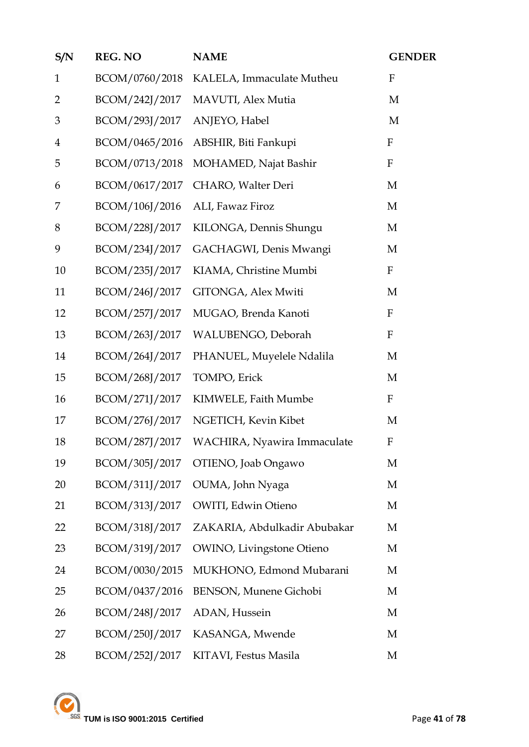| S/N | REG. NO | NAME | GENDER |
|---|---|---|---|
| 1 | BCOM/0760/2018 | KALELA, Immaculate Mutheu | F |
| 2 | BCOM/242J/2017 | MAVUTI, Alex Mutia | M |
| 3 | BCOM/293J/2017 | ANJEYO, Habel | M |
| 4 | BCOM/0465/2016 | ABSHIR, Biti Fankupi | F |
| 5 | BCOM/0713/2018 | MOHAMED, Najat Bashir | F |
| 6 | BCOM/0617/2017 | CHARO, Walter Deri | M |
| 7 | BCOM/106J/2016 | ALI, Fawaz Firoz | M |
| 8 | BCOM/228J/2017 | KILONGA, Dennis Shungu | M |
| 9 | BCOM/234J/2017 | GACHAGWI, Denis Mwangi | M |
| 10 | BCOM/235J/2017 | KIAMA, Christine Mumbi | F |
| 11 | BCOM/246J/2017 | GITONGA, Alex Mwiti | M |
| 12 | BCOM/257J/2017 | MUGAO, Brenda Kanoti | F |
| 13 | BCOM/263J/2017 | WALUBENGO, Deborah | F |
| 14 | BCOM/264J/2017 | PHANUEL, Muyelele Ndalila | M |
| 15 | BCOM/268J/2017 | TOMPO, Erick | M |
| 16 | BCOM/271J/2017 | KIMWELE, Faith Mumbe | F |
| 17 | BCOM/276J/2017 | NGETICH, Kevin Kibet | M |
| 18 | BCOM/287J/2017 | WACHIRA, Nyawira Immaculate | F |
| 19 | BCOM/305J/2017 | OTIENO, Joab Ongawo | M |
| 20 | BCOM/311J/2017 | OUMA, John Nyaga | M |
| 21 | BCOM/313J/2017 | OWITI, Edwin Otieno | M |
| 22 | BCOM/318J/2017 | ZAKARIA, Abdulkadir Abubakar | M |
| 23 | BCOM/319J/2017 | OWINO, Livingstone Otieno | M |
| 24 | BCOM/0030/2015 | MUKHONO, Edmond Mubarani | M |
| 25 | BCOM/0437/2016 | BENSON, Munene Gichobi | M |
| 26 | BCOM/248J/2017 | ADAN, Hussein | M |
| 27 | BCOM/250J/2017 | KASANGA, Mwende | M |
| 28 | BCOM/252J/2017 | KITAVI, Festus Masila | M |

TUM is ISO 9001:2015 Certified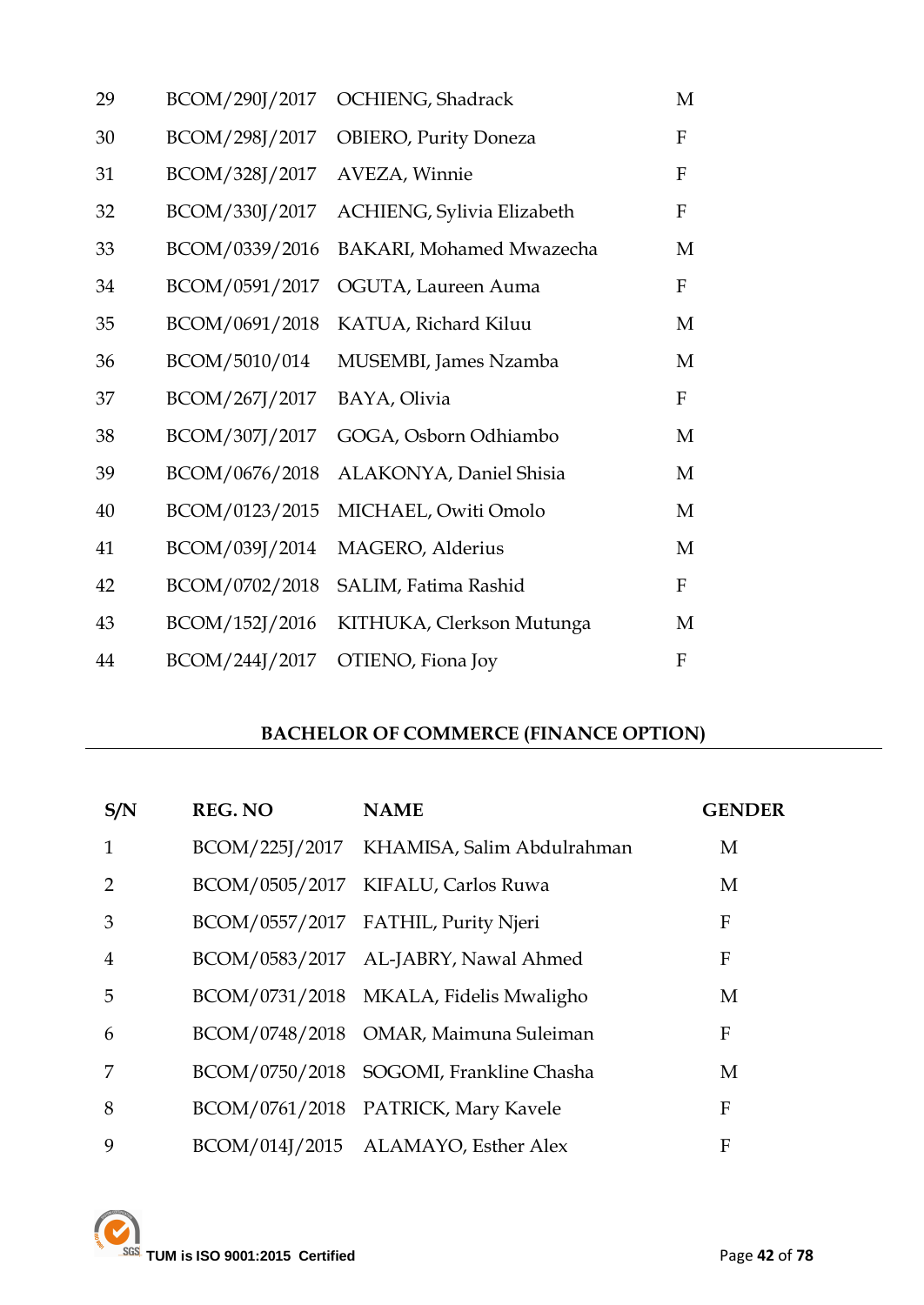| | | | |
|---|---|---|---|
| 29 | BCOM/290J/2017 | OCHIENG, Shadrack | M |
| 30 | BCOM/298J/2017 | OBIERO, Purity Doneza | F |
| 31 | BCOM/328J/2017 | AVEZA, Winnie | F |
| 32 | BCOM/330J/2017 | ACHIENG, Sylivia Elizabeth | F |
| 33 | BCOM/0339/2016 | BAKARI, Mohamed Mwazecha | M |
| 34 | BCOM/0591/2017 | OGUTA, Laureen Auma | F |
| 35 | BCOM/0691/2018 | KATUA, Richard Kiluu | M |
| 36 | BCOM/5010/014 | MUSEMBI, James Nzamba | M |
| 37 | BCOM/267J/2017 | BAYA, Olivia | F |
| 38 | BCOM/307J/2017 | GOGA, Osborn Odhiambo | M |
| 39 | BCOM/0676/2018 | ALAKONYA, Daniel Shisia | M |
| 40 | BCOM/0123/2015 | MICHAEL, Owiti Omolo | M |
| 41 | BCOM/039J/2014 | MAGERO, Alderius | M |
| 42 | BCOM/0702/2018 | SALIM, Fatima Rashid | F |
| 43 | BCOM/152J/2016 | KITHUKA, Clerkson Mutunga | M |
| 44 | BCOM/244J/2017 | OTIENO, Fiona Joy | F |

## BACHELOR OF COMMERCE (FINANCE OPTION)

| S/N | REG. NO | NAME | GENDER |
|---|---|---|---|
| 1 | BCOM/225J/2017 | KHAMISA, Salim Abdulrahman | M |
| 2 | BCOM/0505/2017 | KIFALU, Carlos Ruwa | M |
| 3 | BCOM/0557/2017 | FATHIL, Purity Njeri | F |
| 4 | BCOM/0583/2017 | AL-JABRY, Nawal Ahmed | F |
| 5 | BCOM/0731/2018 | MKALA, Fidelis Mwaligho | M |
| 6 | BCOM/0748/2018 | OMAR, Maimuna Suleiman | F |
| 7 | BCOM/0750/2018 | SOGOMI, Frankline Chasha | M |
| 8 | BCOM/0761/2018 | PATRICK, Mary Kavele | F |
| 9 | BCOM/014J/2015 | ALAMAYO, Esther Alex | F |

TUM is ISO 9001:2015 Certified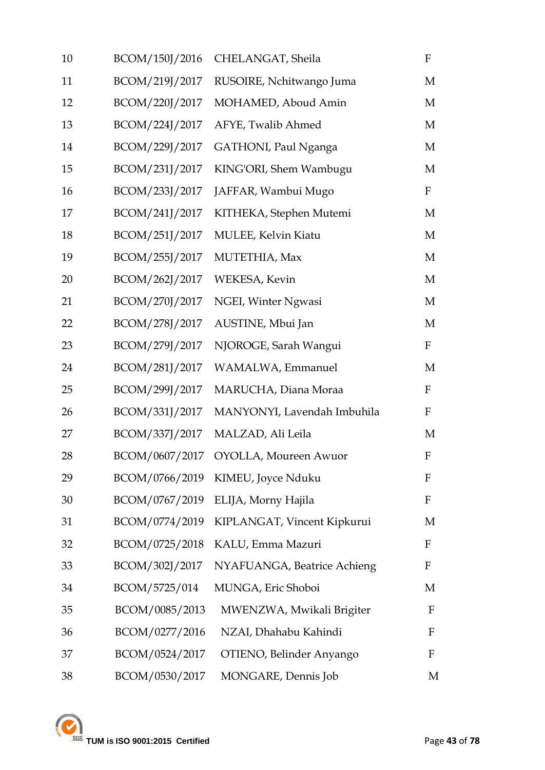| | | | |
|---|---|---|---|
| 10 | BCOM/150J/2016 | CHELANGAT, Sheila | F |
| 11 | BCOM/219J/2017 | RUSOIRE, Nchitwango Juma | M |
| 12 | BCOM/220J/2017 | MOHAMED, Aboud Amin | M |
| 13 | BCOM/224J/2017 | AFYE, Twalib Ahmed | M |
| 14 | BCOM/229J/2017 | GATHONI, Paul Nganga | M |
| 15 | BCOM/231J/2017 | KING'ORI, Shem Wambugu | M |
| 16 | BCOM/233J/2017 | JAFFAR, Wambui Mugo | F |
| 17 | BCOM/241J/2017 | KITHEKA, Stephen Mutemi | M |
| 18 | BCOM/251J/2017 | MULEE, Kelvin Kiatu | M |
| 19 | BCOM/255J/2017 | MUTETHIA, Max | M |
| 20 | BCOM/262J/2017 | WEKESA, Kevin | M |
| 21 | BCOM/270J/2017 | NGEI, Winter Ngwasi | M |
| 22 | BCOM/278J/2017 | AUSTINE, Mbui Jan | M |
| 23 | BCOM/279J/2017 | NJOROGE, Sarah Wangui | F |
| 24 | BCOM/281J/2017 | WAMALWA, Emmanuel | M |
| 25 | BCOM/299J/2017 | MARUCHA, Diana Moraa | F |
| 26 | BCOM/331J/2017 | MANYONYI, Lavendah Imbuhila | F |
| 27 | BCOM/337J/2017 | MALZAD, Ali Leila | M |
| 28 | BCOM/0607/2017 | OYOLLA, Moureen Awuor | F |
| 29 | BCOM/0766/2019 | KIMEU, Joyce Nduku | F |
| 30 | BCOM/0767/2019 | ELIJA, Morny Hajila | F |
| 31 | BCOM/0774/2019 | KIPLANGAT, Vincent Kipkurui | M |
| 32 | BCOM/0725/2018 | KALU, Emma Mazuri | F |
| 33 | BCOM/302J/2017 | NYAFUANGA, Beatrice Achieng | F |
| 34 | BCOM/5725/014 | MUNGA, Eric Shoboi | M |
| 35 | BCOM/0085/2013 | MWENZWA, Mwikali Brigiter | F |
| 36 | BCOM/0277/2016 | NZAI, Dhahabu Kahindi | F |
| 37 | BCOM/0524/2017 | OTIENO, Belinder Anyango | F |
| 38 | BCOM/0530/2017 | MONGARE, Dennis Job | M |

TUM is ISO 9001:2015 Certified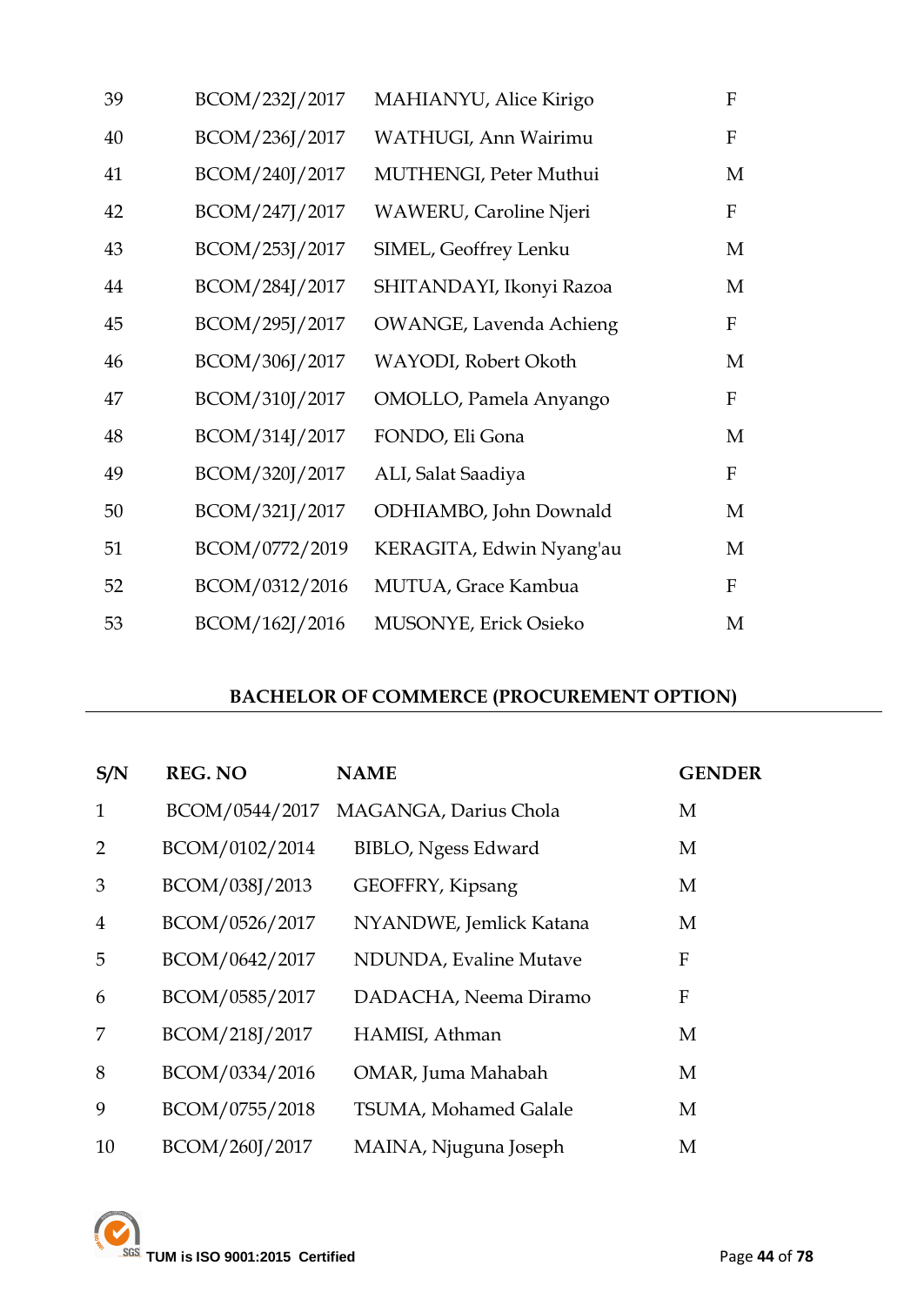| | | | |
|---|---|---|---|
| 39 | BCOM/232J/2017 | MAHIANYU, Alice Kirigo | F |
| 40 | BCOM/236J/2017 | WATHUGI, Ann Wairimu | F |
| 41 | BCOM/240J/2017 | MUTHENGI, Peter Muthui | M |
| 42 | BCOM/247J/2017 | WAWERU, Caroline Njeri | F |
| 43 | BCOM/253J/2017 | SIMEL, Geoffrey Lenku | M |
| 44 | BCOM/284J/2017 | SHITANDAYI, Ikonyi Razoa | M |
| 45 | BCOM/295J/2017 | OWANGE, Lavenda Achieng | F |
| 46 | BCOM/306J/2017 | WAYODI, Robert Okoth | M |
| 47 | BCOM/310J/2017 | OMOLLO, Pamela Anyango | F |
| 48 | BCOM/314J/2017 | FONDO, Eli Gona | M |
| 49 | BCOM/320J/2017 | ALI, Salat Saadiya | F |
| 50 | BCOM/321J/2017 | ODHIAMBO, John Downald | M |
| 51 | BCOM/0772/2019 | KERAGITA, Edwin Nyang'au | M |
| 52 | BCOM/0312/2016 | MUTUA, Grace Kambua | F |
| 53 | BCOM/162J/2016 | MUSONYE, Erick Osieko | M |

**BACHELOR OF COMMERCE (PROCUREMENT OPTION)**

| S/N | REG. NO | NAME | GENDER |
|---|---|---|---|
| 1 | BCOM/0544/2017 | MAGANGA, Darius Chola | M |
| 2 | BCOM/0102/2014 | BIBLO, Ngess Edward | M |
| 3 | BCOM/038J/2013 | GEOFFRY, Kipsang | M |
| 4 | BCOM/0526/2017 | NYANDWE, Jemlick Katana | M |
| 5 | BCOM/0642/2017 | NDUNDA, Evaline Mutave | F |
| 6 | BCOM/0585/2017 | DADACHA, Neema Diramo | F |
| 7 | BCOM/218J/2017 | HAMISI, Athman | M |
| 8 | BCOM/0334/2016 | OMAR, Juma Mahabah | M |
| 9 | BCOM/0755/2018 | TSUMA, Mohamed Galale | M |
| 10 | BCOM/260J/2017 | MAINA, Njuguna Joseph | M |

TUM is ISO 9001:2015 Certified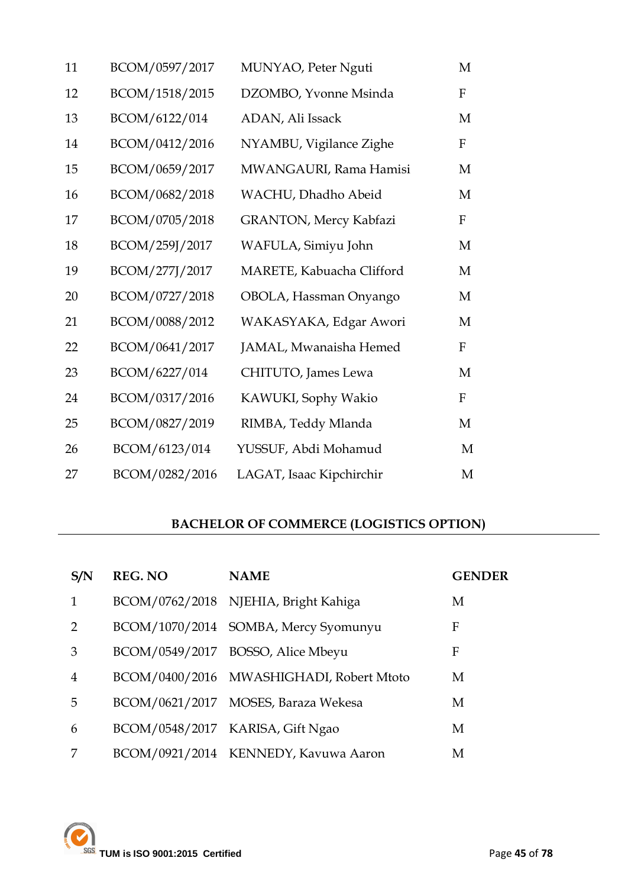| | | | |
|---|---|---|---|
| 11 | BCOM/0597/2017 | MUNYAO, Peter Nguti | M |
| 12 | BCOM/1518/2015 | DZOMBO, Yvonne Msinda | F |
| 13 | BCOM/6122/014 | ADAN, Ali Issack | M |
| 14 | BCOM/0412/2016 | NYAMBU, Vigilance Zighe | F |
| 15 | BCOM/0659/2017 | MWANGAURI, Rama Hamisi | M |
| 16 | BCOM/0682/2018 | WACHU, Dhadho Abeid | M |
| 17 | BCOM/0705/2018 | GRANTON, Mercy Kabfazi | F |
| 18 | BCOM/259J/2017 | WAFULA, Simiyu John | M |
| 19 | BCOM/277J/2017 | MARETE, Kabuacha Clifford | M |
| 20 | BCOM/0727/2018 | OBOLA, Hassman Onyango | M |
| 21 | BCOM/0088/2012 | WAKASYAKA, Edgar Awori | M |
| 22 | BCOM/0641/2017 | JAMAL, Mwanaisha Hemed | F |
| 23 | BCOM/6227/014 | CHITUTO, James Lewa | M |
| 24 | BCOM/0317/2016 | KAWUKI, Sophy Wakio | F |
| 25 | BCOM/0827/2019 | RIMBA, Teddy Mlanda | M |
| 26 | BCOM/6123/014 | YUSSUF, Abdi Mohamud | M |
| 27 | BCOM/0282/2016 | LAGAT, Isaac Kipchirchir | M |

## BACHELOR OF COMMERCE (LOGISTICS OPTION)

| S/N | REG. NO | NAME | GENDER |
|---|---|---|---|
| 1 | BCOM/0762/2018 | NJEHIA, Bright Kahiga | M |
| 2 | BCOM/1070/2014 | SOMBA, Mercy Syomunyu | F |
| 3 | BCOM/0549/2017 | BOSSO, Alice Mbeyu | F |
| 4 | BCOM/0400/2016 | MWASHIGHADI, Robert Mtoto | M |
| 5 | BCOM/0621/2017 | MOSES, Baraza Wekesa | M |
| 6 | BCOM/0548/2017 | KARISA, Gift Ngao | M |
| 7 | BCOM/0921/2014 | KENNEDY, Kavuwa Aaron | M |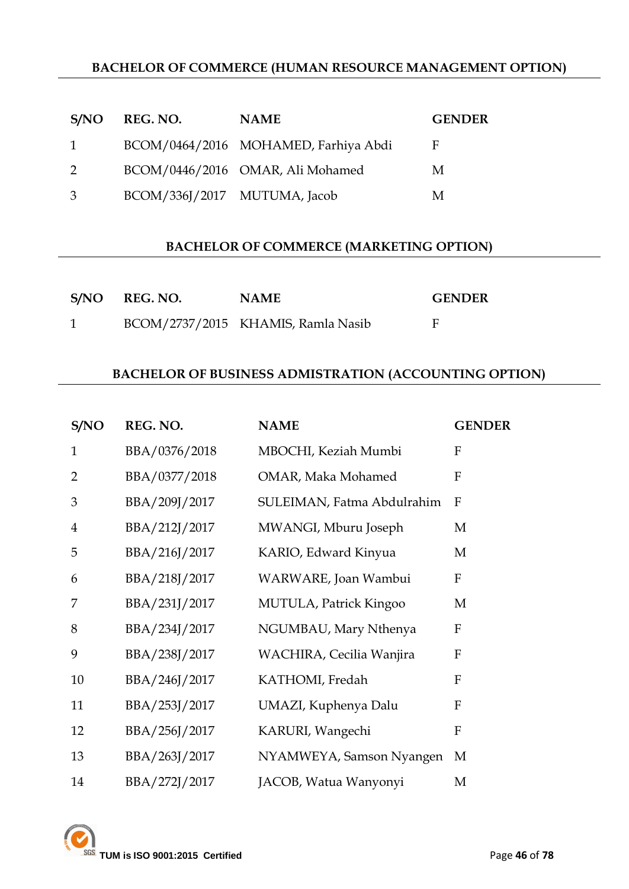**BACHELOR OF COMMERCE (HUMAN RESOURCE MANAGEMENT OPTION)**

| S/NO | REG. NO. | NAME | GENDER |
|---|---|---|---|
| 1 | BCOM/0464/2016 | MOHAMED, Farhiya Abdi | F |
| 2 | BCOM/0446/2016 | OMAR, Ali Mohamed | M |
| 3 | BCOM/336J/2017 | MUTUMA, Jacob | M |

**BACHELOR OF COMMERCE (MARKETING OPTION)**

| S/NO | REG. NO. | NAME | GENDER |
|---|---|---|---|
| 1 | BCOM/2737/2015 | KHAMIS, Ramla Nasib | F |

**BACHELOR OF BUSINESS ADMISTRATION (ACCOUNTING OPTION)**

| S/NO | REG. NO. | NAME | GENDER |
|---|---|---|---|
| 1 | BBA/0376/2018 | MBOCHI, Keziah Mumbi | F |
| 2 | BBA/0377/2018 | OMAR, Maka Mohamed | F |
| 3 | BBA/209J/2017 | SULEIMAN, Fatma Abdulrahim | F |
| 4 | BBA/212J/2017 | MWANGI, Mburu Joseph | M |
| 5 | BBA/216J/2017 | KARIO, Edward Kinyua | M |
| 6 | BBA/218J/2017 | WARWARE, Joan Wambui | F |
| 7 | BBA/231J/2017 | MUTULA, Patrick Kingoo | M |
| 8 | BBA/234J/2017 | NGUMBAU, Mary Nthenya | F |
| 9 | BBA/238J/2017 | WACHIRA, Cecilia Wanjira | F |
| 10 | BBA/246J/2017 | KATHOMI, Fredah | F |
| 11 | BBA/253J/2017 | UMAZI, Kuphenya Dalu | F |
| 12 | BBA/256J/2017 | KARURI, Wangechi | F |
| 13 | BBA/263J/2017 | NYAMWEYA, Samson Nyangen | M |
| 14 | BBA/272J/2017 | JACOB, Watua Wanyonyi | M |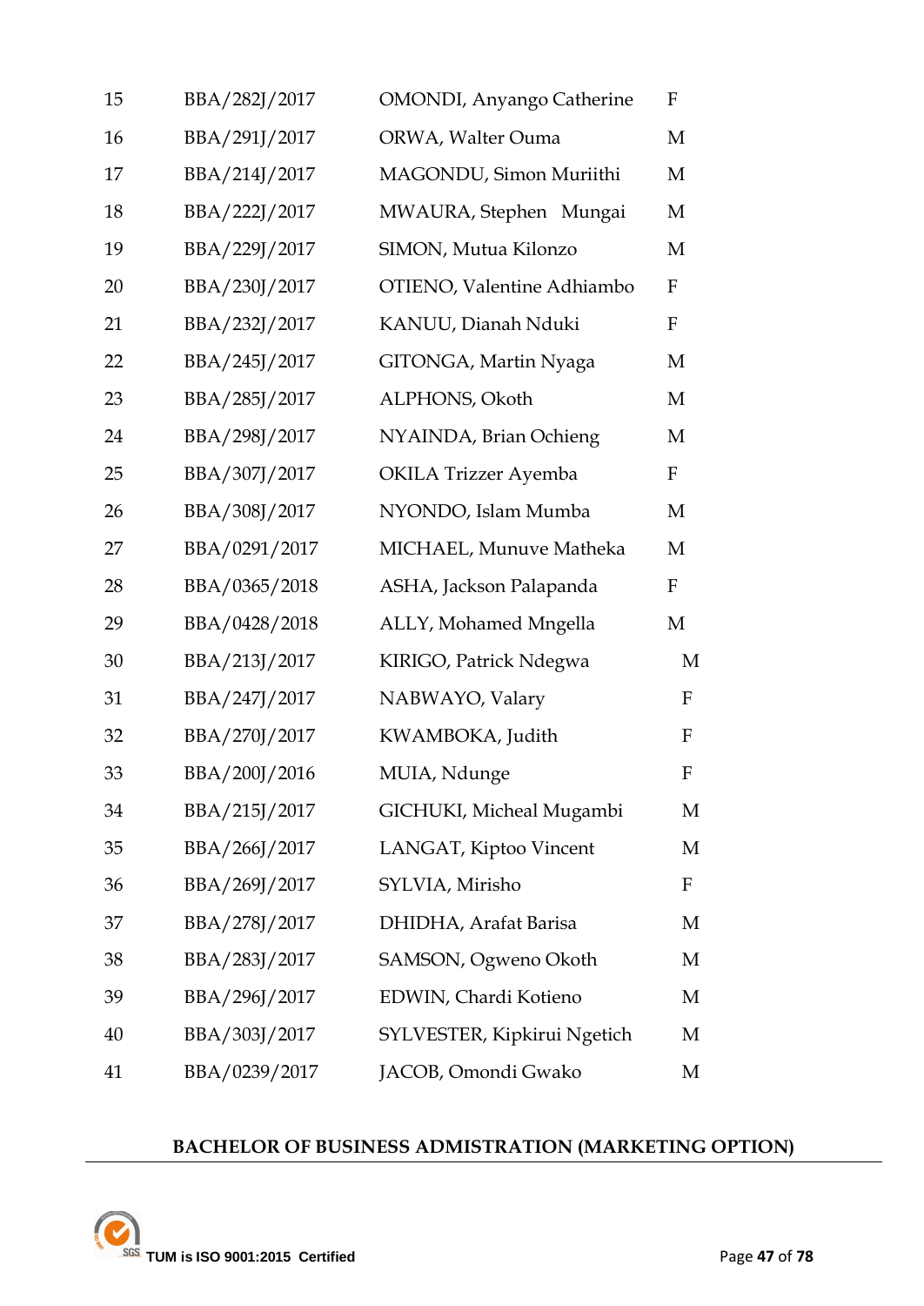| 15 | BBA/282J/2017 | OMONDI, Anyango Catherine | F |
|---|---|---|---|
| 16 | BBA/291J/2017 | ORWA, Walter Ouma | M |
| 17 | BBA/214J/2017 | MAGONDU, Simon Muriithi | M |
| 18 | BBA/222J/2017 | MWAURA, Stephen Mungai | M |
| 19 | BBA/229J/2017 | SIMON, Mutua Kilonzo | M |
| 20 | BBA/230J/2017 | OTIENO, Valentine Adhiambo | F |
| 21 | BBA/232J/2017 | KANUU, Dianah Nduki | F |
| 22 | BBA/245J/2017 | GITONGA, Martin Nyaga | M |
| 23 | BBA/285J/2017 | ALPHONS, Okoth | M |
| 24 | BBA/298J/2017 | NYAINDA, Brian Ochieng | M |
| 25 | BBA/307J/2017 | OKILA Trizzer Ayemba | F |
| 26 | BBA/308J/2017 | NYONDO, Islam Mumba | M |
| 27 | BBA/0291/2017 | MICHAEL, Munuve Matheka | M |
| 28 | BBA/0365/2018 | ASHA, Jackson Palapanda | F |
| 29 | BBA/0428/2018 | ALLY, Mohamed Mngella | M |
| 30 | BBA/213J/2017 | KIRIGO, Patrick Ndegwa | M |
| 31 | BBA/247J/2017 | NABWAYO, Valary | F |
| 32 | BBA/270J/2017 | KWAMBOKA, Judith | F |
| 33 | BBA/200J/2016 | MUIA, Ndunge | F |
| 34 | BBA/215J/2017 | GICHUKI, Micheal Mugambi | M |
| 35 | BBA/266J/2017 | LANGAT, Kiptoo Vincent | M |
| 36 | BBA/269J/2017 | SYLVIA, Mirisho | F |
| 37 | BBA/278J/2017 | DHIDHA, Arafat Barisa | M |
| 38 | BBA/283J/2017 | SAMSON, Ogweno Okoth | M |
| 39 | BBA/296J/2017 | EDWIN, Chardi Kotieno | M |
| 40 | BBA/303J/2017 | SYLVESTER, Kipkirui Ngetich | M |
| 41 | BBA/0239/2017 | JACOB, Omondi Gwako | M |

**BACHELOR OF BUSINESS ADMISTRATION (MARKETING OPTION)**

TUM is ISO 9001:2015 Certified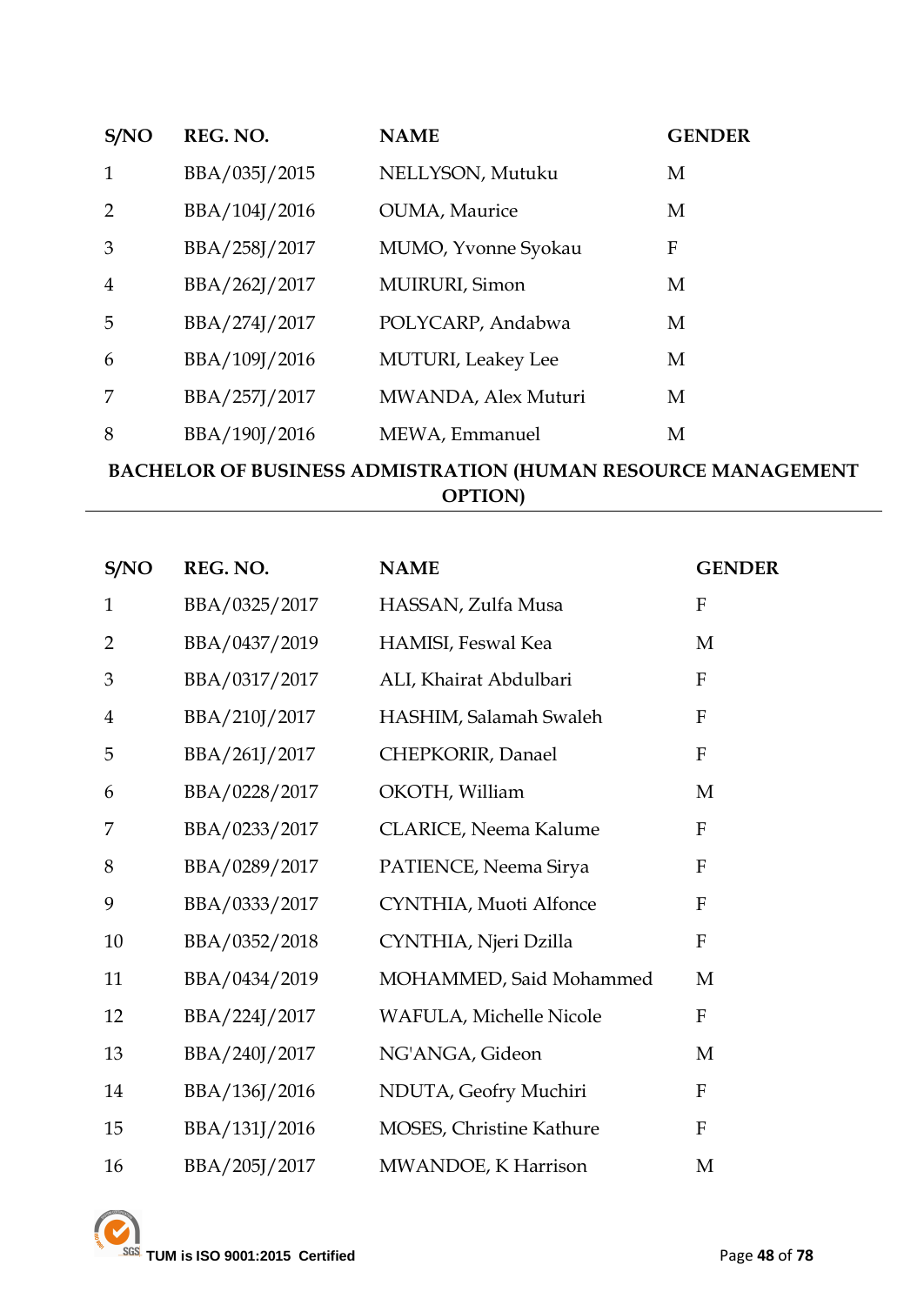| S/NO | REG. NO. | NAME | GENDER |
|---|---|---|---|
| 1 | BBA/035J/2015 | NELLYSON, Mutuku | M |
| 2 | BBA/104J/2016 | OUMA, Maurice | M |
| 3 | BBA/258J/2017 | MUMO, Yvonne Syokau | F |
| 4 | BBA/262J/2017 | MUIRURI, Simon | M |
| 5 | BBA/274J/2017 | POLYCARP, Andabwa | M |
| 6 | BBA/109J/2016 | MUTURI, Leakey Lee | M |
| 7 | BBA/257J/2017 | MWANDA, Alex Muturi | M |
| 8 | BBA/190J/2016 | MEWA, Emmanuel | M |

## BACHELOR OF BUSINESS ADMISTRATION (HUMAN RESOURCE MANAGEMENT OPTION)

| S/NO | REG. NO. | NAME | GENDER |
|---|---|---|---|
| 1 | BBA/0325/2017 | HASSAN, Zulfa Musa | F |
| 2 | BBA/0437/2019 | HAMISI, Feswal Kea | M |
| 3 | BBA/0317/2017 | ALI, Khairat Abdulbari | F |
| 4 | BBA/210J/2017 | HASHIM, Salamah Swaleh | F |
| 5 | BBA/261J/2017 | CHEPKORIR, Danael | F |
| 6 | BBA/0228/2017 | OKOTH, William | M |
| 7 | BBA/0233/2017 | CLARICE, Neema Kalume | F |
| 8 | BBA/0289/2017 | PATIENCE, Neema Sirya | F |
| 9 | BBA/0333/2017 | CYNTHIA, Muoti Alfonce | F |
| 10 | BBA/0352/2018 | CYNTHIA, Njeri Dzilla | F |
| 11 | BBA/0434/2019 | MOHAMMED, Said Mohammed | M |
| 12 | BBA/224J/2017 | WAFULA, Michelle Nicole | F |
| 13 | BBA/240J/2017 | NG'ANGA, Gideon | M |
| 14 | BBA/136J/2016 | NDUTA, Geofry Muchiri | F |
| 15 | BBA/131J/2016 | MOSES, Christine Kathure | F |
| 16 | BBA/205J/2017 | MWANDOE, K Harrison | M |

TUM is ISO 9001:2015 Certified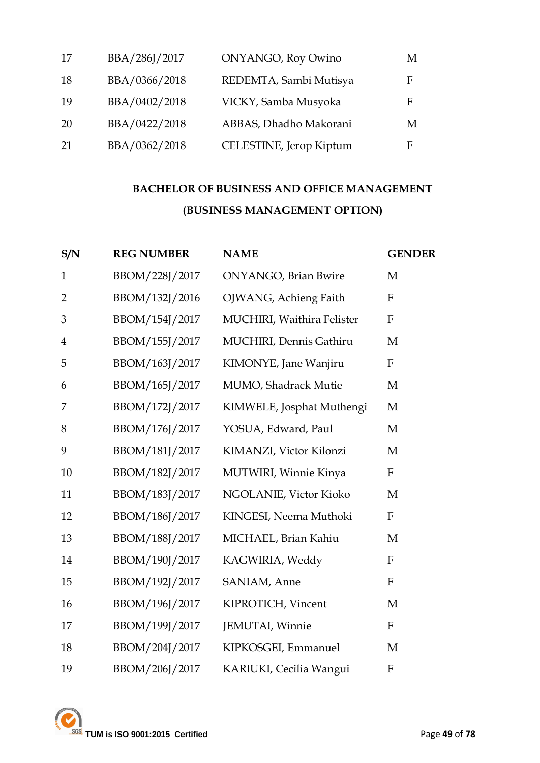| | | | |
|---|---|---|---|
| 17 | BBA/286J/2017 | ONYANGO, Roy Owino | M |
| 18 | BBA/0366/2018 | REDEMTA, Sambi Mutisya | F |
| 19 | BBA/0402/2018 | VICKY, Samba Musyoka | F |
| 20 | BBA/0422/2018 | ABBAS, Dhadho Makorani | M |
| 21 | BBA/0362/2018 | CELESTINE, Jerop Kiptum | F |

## BACHELOR OF BUSINESS AND OFFICE MANAGEMENT
## (BUSINESS MANAGEMENT OPTION)

| S/N | REG NUMBER | NAME | GENDER |
|---|---|---|---|
| 1 | BBOM/228J/2017 | ONYANGO, Brian Bwire | M |
| 2 | BBOM/132J/2016 | OJWANG, Achieng Faith | F |
| 3 | BBOM/154J/2017 | MUCHIRI, Waithira Felister | F |
| 4 | BBOM/155J/2017 | MUCHIRI, Dennis Gathiru | M |
| 5 | BBOM/163J/2017 | KIMONYE, Jane Wanjiru | F |
| 6 | BBOM/165J/2017 | MUMO, Shadrack Mutie | M |
| 7 | BBOM/172J/2017 | KIMWELE, Josphat Muthengi | M |
| 8 | BBOM/176J/2017 | YOSUA, Edward, Paul | M |
| 9 | BBOM/181J/2017 | KIMANZI, Victor Kilonzi | M |
| 10 | BBOM/182J/2017 | MUTWIRI, Winnie Kinya | F |
| 11 | BBOM/183J/2017 | NGOLANIE, Victor Kioko | M |
| 12 | BBOM/186J/2017 | KINGESI, Neema Muthoki | F |
| 13 | BBOM/188J/2017 | MICHAEL, Brian Kahiu | M |
| 14 | BBOM/190J/2017 | KAGWIRIA, Weddy | F |
| 15 | BBOM/192J/2017 | SANIAM, Anne | F |
| 16 | BBOM/196J/2017 | KIPROTICH, Vincent | M |
| 17 | BBOM/199J/2017 | JEMUTAI, Winnie | F |
| 18 | BBOM/204J/2017 | KIPKOSGEI, Emmanuel | M |
| 19 | BBOM/206J/2017 | KARIUKI, Cecilia Wangui | F |

TUM is ISO 9001:2015 Certified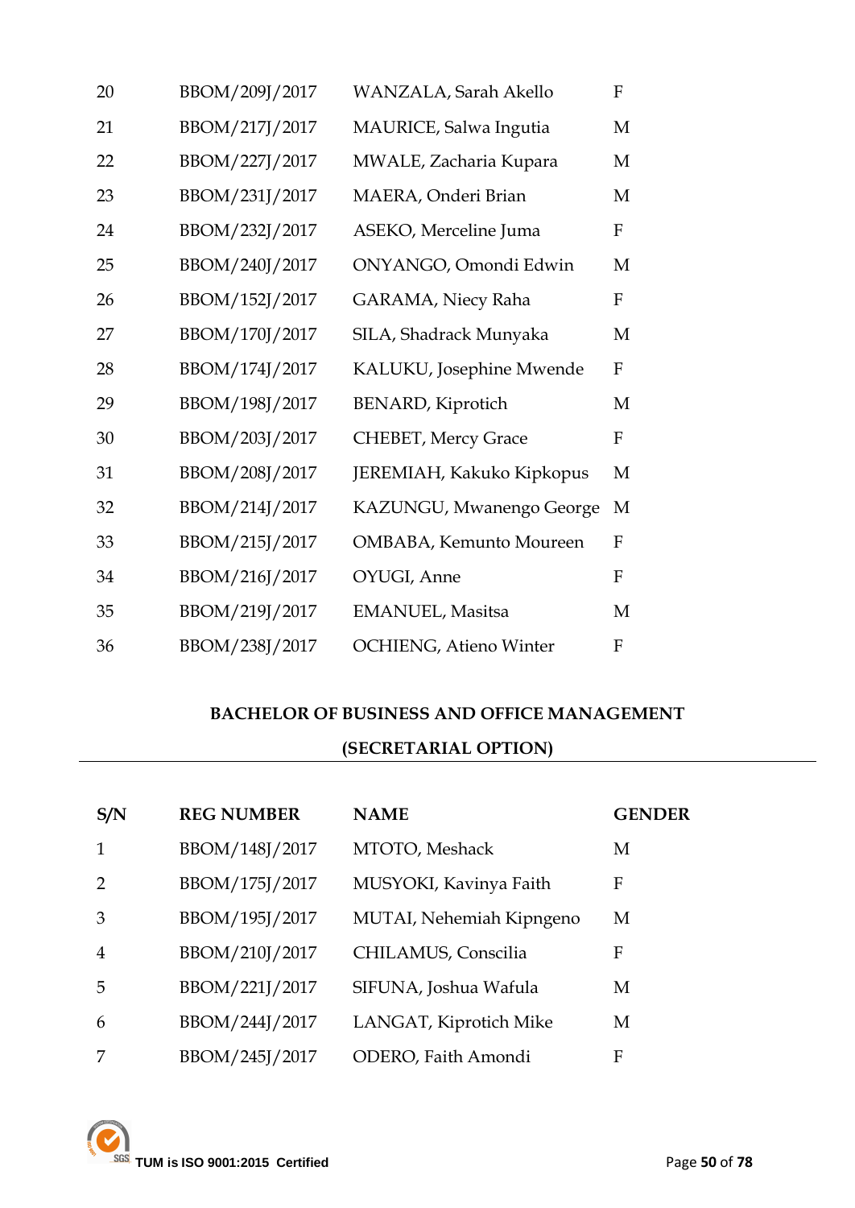| | | | |
|---|---|---|---|
| 20 | BBOM/209J/2017 | WANZALA, Sarah Akello | F |
| 21 | BBOM/217J/2017 | MAURICE, Salwa Ingutia | M |
| 22 | BBOM/227J/2017 | MWALE, Zacharia Kupara | M |
| 23 | BBOM/231J/2017 | MAERA, Onderi Brian | M |
| 24 | BBOM/232J/2017 | ASEKO, Merceline Juma | F |
| 25 | BBOM/240J/2017 | ONYANGO, Omondi Edwin | M |
| 26 | BBOM/152J/2017 | GARAMA, Niecy Raha | F |
| 27 | BBOM/170J/2017 | SILA, Shadrack Munyaka | M |
| 28 | BBOM/174J/2017 | KALUKU, Josephine Mwende | F |
| 29 | BBOM/198J/2017 | BENARD, Kiprotich | M |
| 30 | BBOM/203J/2017 | CHEBET, Mercy Grace | F |
| 31 | BBOM/208J/2017 | JEREMIAH, Kakuko Kipkopus | M |
| 32 | BBOM/214J/2017 | KAZUNGU, Mwanengo George | M |
| 33 | BBOM/215J/2017 | OMBABA, Kemunto Moureen | F |
| 34 | BBOM/216J/2017 | OYUGI, Anne | F |
| 35 | BBOM/219J/2017 | EMANUEL, Masitsa | M |
| 36 | BBOM/238J/2017 | OCHIENG, Atieno Winter | F |

## BACHELOR OF BUSINESS AND OFFICE MANAGEMENT (SECRETARIAL OPTION)

| S/N | REG NUMBER | NAME | GENDER |
|---|---|---|---|
| 1 | BBOM/148J/2017 | MTOTO, Meshack | M |
| 2 | BBOM/175J/2017 | MUSYOKI, Kavinya Faith | F |
| 3 | BBOM/195J/2017 | MUTAI, Nehemiah Kipngeno | M |
| 4 | BBOM/210J/2017 | CHILAMUS, Conscilia | F |
| 5 | BBOM/221J/2017 | SIFUNA, Joshua Wafula | M |
| 6 | BBOM/244J/2017 | LANGAT, Kiprotich Mike | M |
| 7 | BBOM/245J/2017 | ODERO, Faith Amondi | F |

TUM is ISO 9001:2015 Certified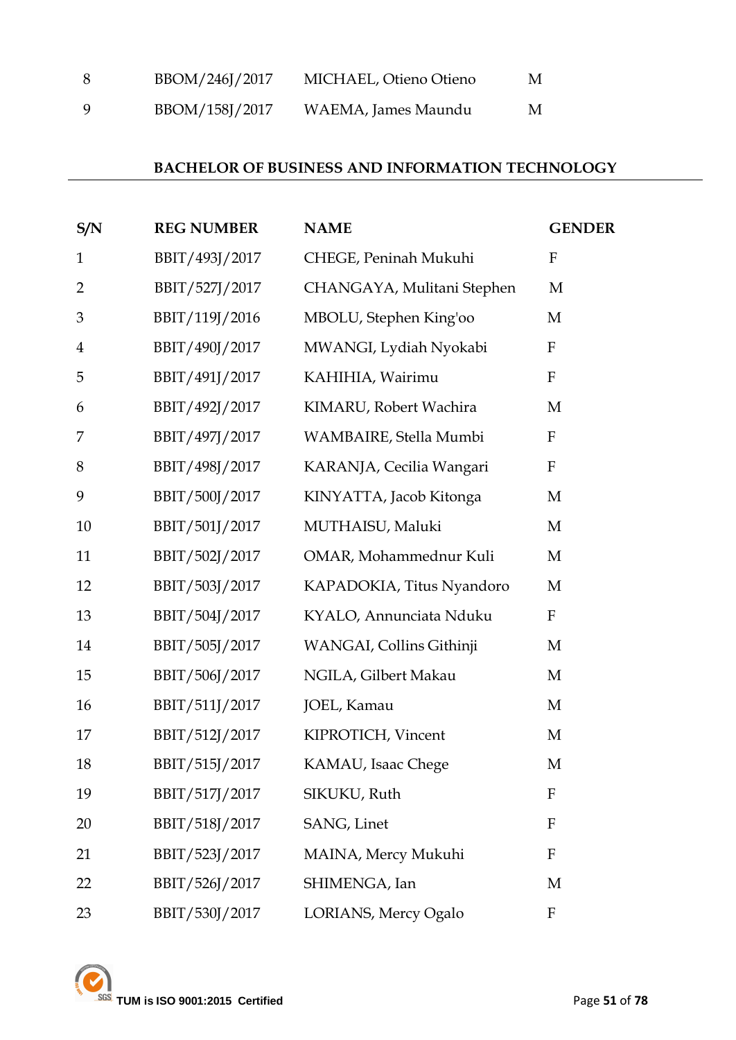| | | | |
|---|---|---|---|
| 8 | BBOM/246J/2017 | MICHAEL, Otieno Otieno | M |
| 9 | BBOM/158J/2017 | WAEMA, James Maundu | M |

## BACHELOR OF BUSINESS AND INFORMATION TECHNOLOGY

| S/N | REG NUMBER | NAME | GENDER |
|---|---|---|---|
| 1 | BBIT/493J/2017 | CHEGE, Peninah Mukuhi | F |
| 2 | BBIT/527J/2017 | CHANGAYA, Mulitani Stephen | M |
| 3 | BBIT/119J/2016 | MBOLU, Stephen King'oo | M |
| 4 | BBIT/490J/2017 | MWANGI, Lydiah Nyokabi | F |
| 5 | BBIT/491J/2017 | KAHIHIA, Wairimu | F |
| 6 | BBIT/492J/2017 | KIMARU, Robert Wachira | M |
| 7 | BBIT/497J/2017 | WAMBAIRE, Stella Mumbi | F |
| 8 | BBIT/498J/2017 | KARANJA, Cecilia Wangari | F |
| 9 | BBIT/500J/2017 | KINYATTA, Jacob Kitonga | M |
| 10 | BBIT/501J/2017 | MUTHAISU, Maluki | M |
| 11 | BBIT/502J/2017 | OMAR, Mohammednur Kuli | M |
| 12 | BBIT/503J/2017 | KAPADOKIA, Titus Nyandoro | M |
| 13 | BBIT/504J/2017 | KYALO, Annunciata Nduku | F |
| 14 | BBIT/505J/2017 | WANGAI, Collins Githinji | M |
| 15 | BBIT/506J/2017 | NGILA, Gilbert Makau | M |
| 16 | BBIT/511J/2017 | JOEL, Kamau | M |
| 17 | BBIT/512J/2017 | KIPROTICH, Vincent | M |
| 18 | BBIT/515J/2017 | KAMAU, Isaac Chege | M |
| 19 | BBIT/517J/2017 | SIKUKU, Ruth | F |
| 20 | BBIT/518J/2017 | SANG, Linet | F |
| 21 | BBIT/523J/2017 | MAINA, Mercy Mukuhi | F |
| 22 | BBIT/526J/2017 | SHIMENGA, Ian | M |
| 23 | BBIT/530J/2017 | LORIANS, Mercy Ogalo | F |

TUM is ISO 9001:2015 Certified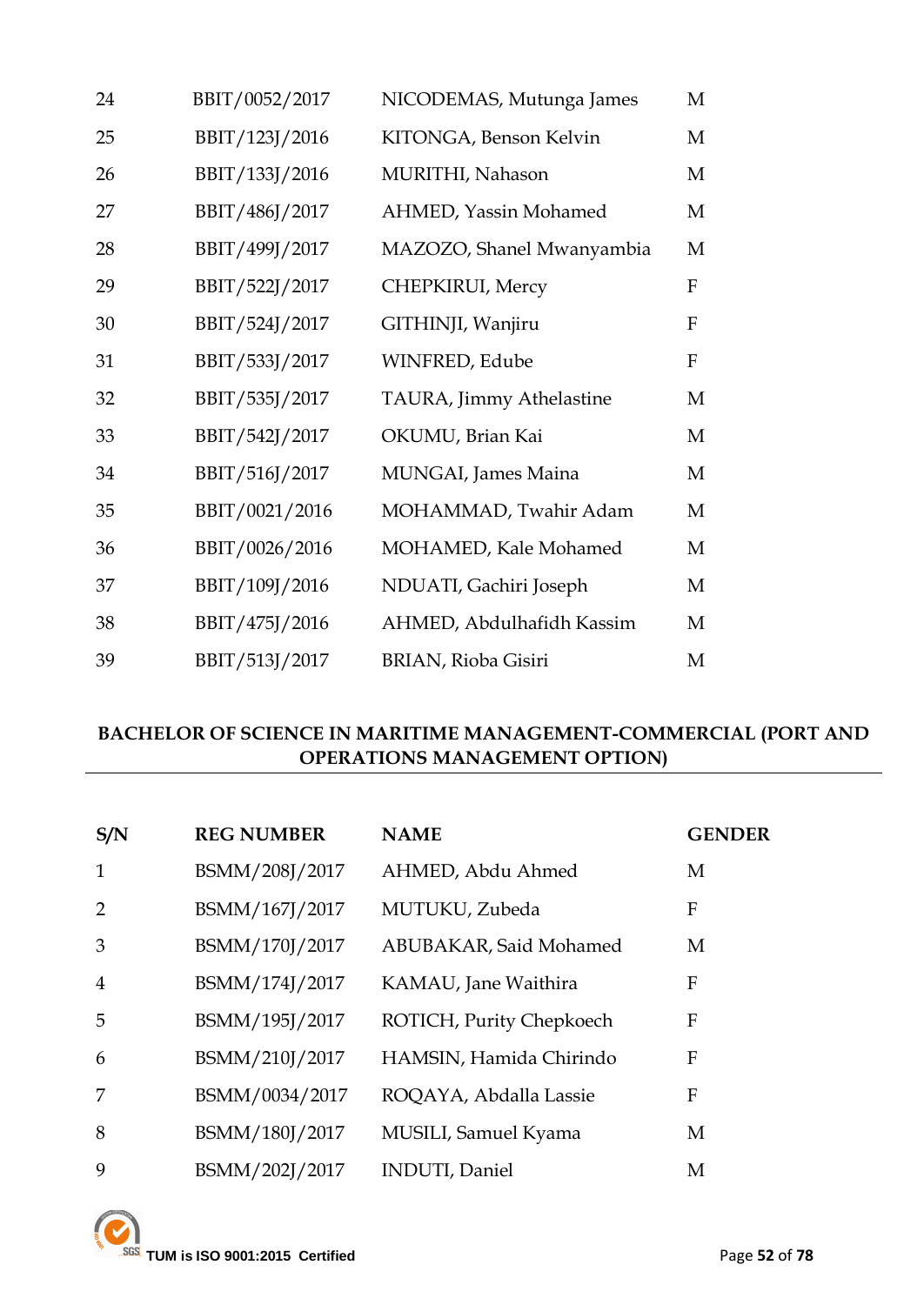| | | | |
|---|---|---|---|
| 24 | BBIT/0052/2017 | NICODEMAS, Mutunga James | M |
| 25 | BBIT/123J/2016 | KITONGA, Benson Kelvin | M |
| 26 | BBIT/133J/2016 | MURITHI, Nahason | M |
| 27 | BBIT/486J/2017 | AHMED, Yassin Mohamed | M |
| 28 | BBIT/499J/2017 | MAZOZO, Shanel Mwanyambia | M |
| 29 | BBIT/522J/2017 | CHEPKIRUI, Mercy | F |
| 30 | BBIT/524J/2017 | GITHINJI, Wanjiru | F |
| 31 | BBIT/533J/2017 | WINFRED, Edube | F |
| 32 | BBIT/535J/2017 | TAURA, Jimmy Athelastine | M |
| 33 | BBIT/542J/2017 | OKUMU, Brian Kai | M |
| 34 | BBIT/516J/2017 | MUNGAI, James Maina | M |
| 35 | BBIT/0021/2016 | MOHAMMAD, Twahir Adam | M |
| 36 | BBIT/0026/2016 | MOHAMED, Kale Mohamed | M |
| 37 | BBIT/109J/2016 | NDUATI, Gachiri Joseph | M |
| 38 | BBIT/475J/2016 | AHMED, Abdulhafidh Kassim | M |
| 39 | BBIT/513J/2017 | BRIAN, Rioba Gisiri | M |

## BACHELOR OF SCIENCE IN MARITIME MANAGEMENT-COMMERCIAL (PORT AND OPERATIONS MANAGEMENT OPTION)

| S/N | REG NUMBER | NAME | GENDER |
|---|---|---|---|
| 1 | BSMM/208J/2017 | AHMED, Abdu Ahmed | M |
| 2 | BSMM/167J/2017 | MUTUKU, Zubeda | F |
| 3 | BSMM/170J/2017 | ABUBAKAR, Said Mohamed | M |
| 4 | BSMM/174J/2017 | KAMAU, Jane Waithira | F |
| 5 | BSMM/195J/2017 | ROTICH, Purity Chepkoech | F |
| 6 | BSMM/210J/2017 | HAMSIN, Hamida Chirindo | F |
| 7 | BSMM/0034/2017 | ROQAYA, Abdalla Lassie | F |
| 8 | BSMM/180J/2017 | MUSILI, Samuel Kyama | M |
| 9 | BSMM/202J/2017 | INDUTI, Daniel | M |

TUM is ISO 9001:2015 Certified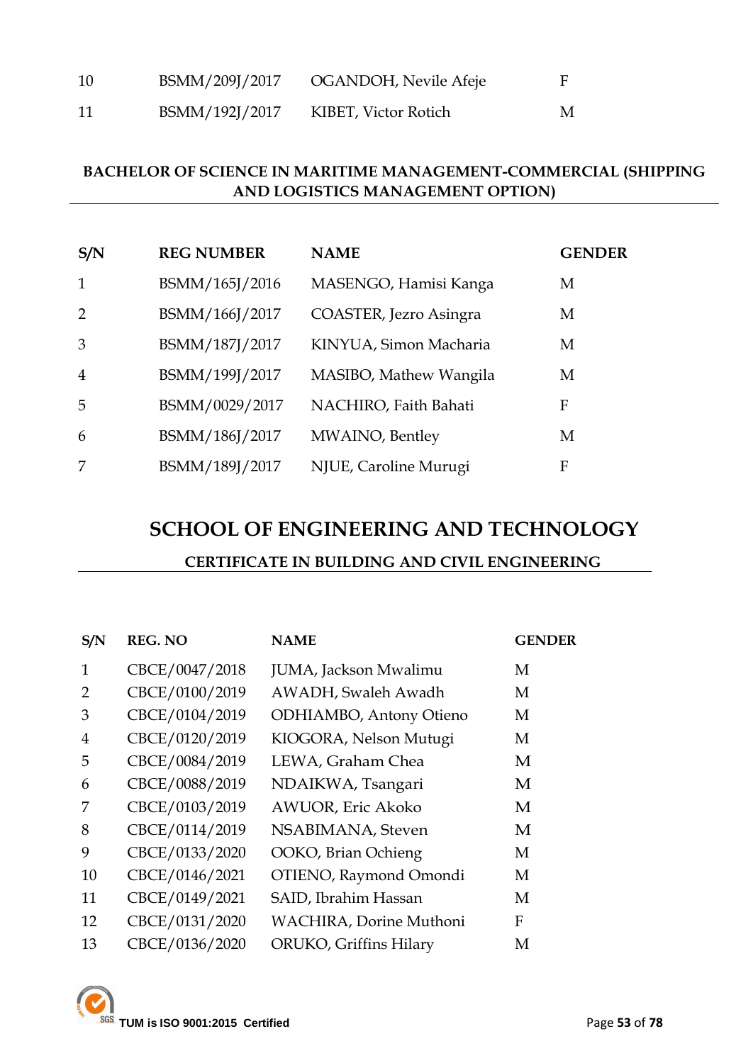| | | | |
|---|---|---|---|
| 10 | BSMM/209J/2017 | OGANDOH, Nevile Afeje | F |
| 11 | BSMM/192J/2017 | KIBET, Victor Rotich | M |

**BACHELOR OF SCIENCE IN MARITIME MANAGEMENT-COMMERCIAL (SHIPPING AND LOGISTICS MANAGEMENT OPTION)**

| S/N | REG NUMBER | NAME | GENDER |
|---|---|---|---|
| 1 | BSMM/165J/2016 | MASENGO, Hamisi Kanga | M |
| 2 | BSMM/166J/2017 | COASTER, Jezro Asingra | M |
| 3 | BSMM/187J/2017 | KINYUA, Simon Macharia | M |
| 4 | BSMM/199J/2017 | MASIBO, Mathew Wangila | M |
| 5 | BSMM/0029/2017 | NACHIRO, Faith Bahati | F |
| 6 | BSMM/186J/2017 | MWAINO, Bentley | M |
| 7 | BSMM/189J/2017 | NJUE, Caroline Murugi | F |

# SCHOOL OF ENGINEERING AND TECHNOLOGY

**CERTIFICATE IN BUILDING AND CIVIL ENGINEERING**

| S/N | REG. NO | NAME | GENDER |
|---|---|---|---|
| 1 | CBCE/0047/2018 | JUMA, Jackson Mwalimu | M |
| 2 | CBCE/0100/2019 | AWADH, Swaleh Awadh | M |
| 3 | CBCE/0104/2019 | ODHIAMBO, Antony Otieno | M |
| 4 | CBCE/0120/2019 | KIOGORA, Nelson Mutugi | M |
| 5 | CBCE/0084/2019 | LEWA, Graham Chea | M |
| 6 | CBCE/0088/2019 | NDAIKWA, Tsangari | M |
| 7 | CBCE/0103/2019 | AWUOR, Eric Akoko | M |
| 8 | CBCE/0114/2019 | NSABIMANA, Steven | M |
| 9 | CBCE/0133/2020 | OOKO, Brian Ochieng | M |
| 10 | CBCE/0146/2021 | OTIENO, Raymond Omondi | M |
| 11 | CBCE/0149/2021 | SAID, Ibrahim Hassan | M |
| 12 | CBCE/0131/2020 | WACHIRA, Dorine Muthoni | F |
| 13 | CBCE/0136/2020 | ORUKO, Griffins Hilary | M |

TUM is ISO 9001:2015 Certified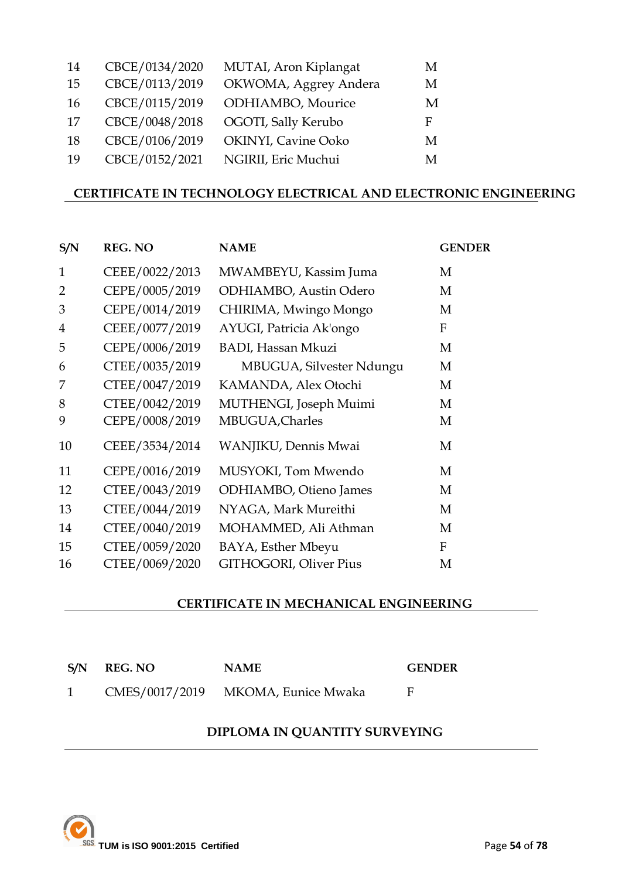| | | | |
|---|---|---|---|
| 14 | CBCE/0134/2020 | MUTAI, Aron Kiplangat | M |
| 15 | CBCE/0113/2019 | OKWOMA, Aggrey Andera | M |
| 16 | CBCE/0115/2019 | ODHIAMBO, Mourice | M |
| 17 | CBCE/0048/2018 | OGOTI, Sally Kerubo | F |
| 18 | CBCE/0106/2019 | OKINYI, Cavine Ooko | M |
| 19 | CBCE/0152/2021 | NGIRII, Eric Muchui | M |

## CERTIFICATE IN TECHNOLOGY ELECTRICAL AND ELECTRONIC ENGINEERING

| S/N | REG. NO | NAME | GENDER |
|---|---|---|---|
| 1 | CEEE/0022/2013 | MWAMBEYU, Kassim Juma | M |
| 2 | CEPE/0005/2019 | ODHIAMBO, Austin Odero | M |
| 3 | CEPE/0014/2019 | CHIRIMA, Mwingo Mongo | M |
| 4 | CEEE/0077/2019 | AYUGI, Patricia Ak'ongo | F |
| 5 | CEPE/0006/2019 | BADI, Hassan Mkuzi | M |
| 6 | CTEE/0035/2019 | MBUGUA, Silvester Ndungu | M |
| 7 | CTEE/0047/2019 | KAMANDA, Alex Otochi | M |
| 8 | CTEE/0042/2019 | MUTHENGI, Joseph Muimi | M |
| 9 | CEPE/0008/2019 | MBUGUA,Charles | M |
| 10 | CEEE/3534/2014 | WANJIKU, Dennis Mwai | M |
| 11 | CEPE/0016/2019 | MUSYOKI, Tom Mwendo | M |
| 12 | CTEE/0043/2019 | ODHIAMBO, Otieno James | M |
| 13 | CTEE/0044/2019 | NYAGA, Mark Mureithi | M |
| 14 | CTEE/0040/2019 | MOHAMMED, Ali Athman | M |
| 15 | CTEE/0059/2020 | BAYA, Esther Mbeyu | F |
| 16 | CTEE/0069/2020 | GITHOGORI, Oliver Pius | M |

## CERTIFICATE IN MECHANICAL ENGINEERING

| S/N | REG. NO | NAME | GENDER |
|---|---|---|---|
| 1 | CMES/0017/2019 | MKOMA, Eunice Mwaka | F |

## DIPLOMA IN QUANTITY SURVEYING

TUM is ISO 9001:2015 Certified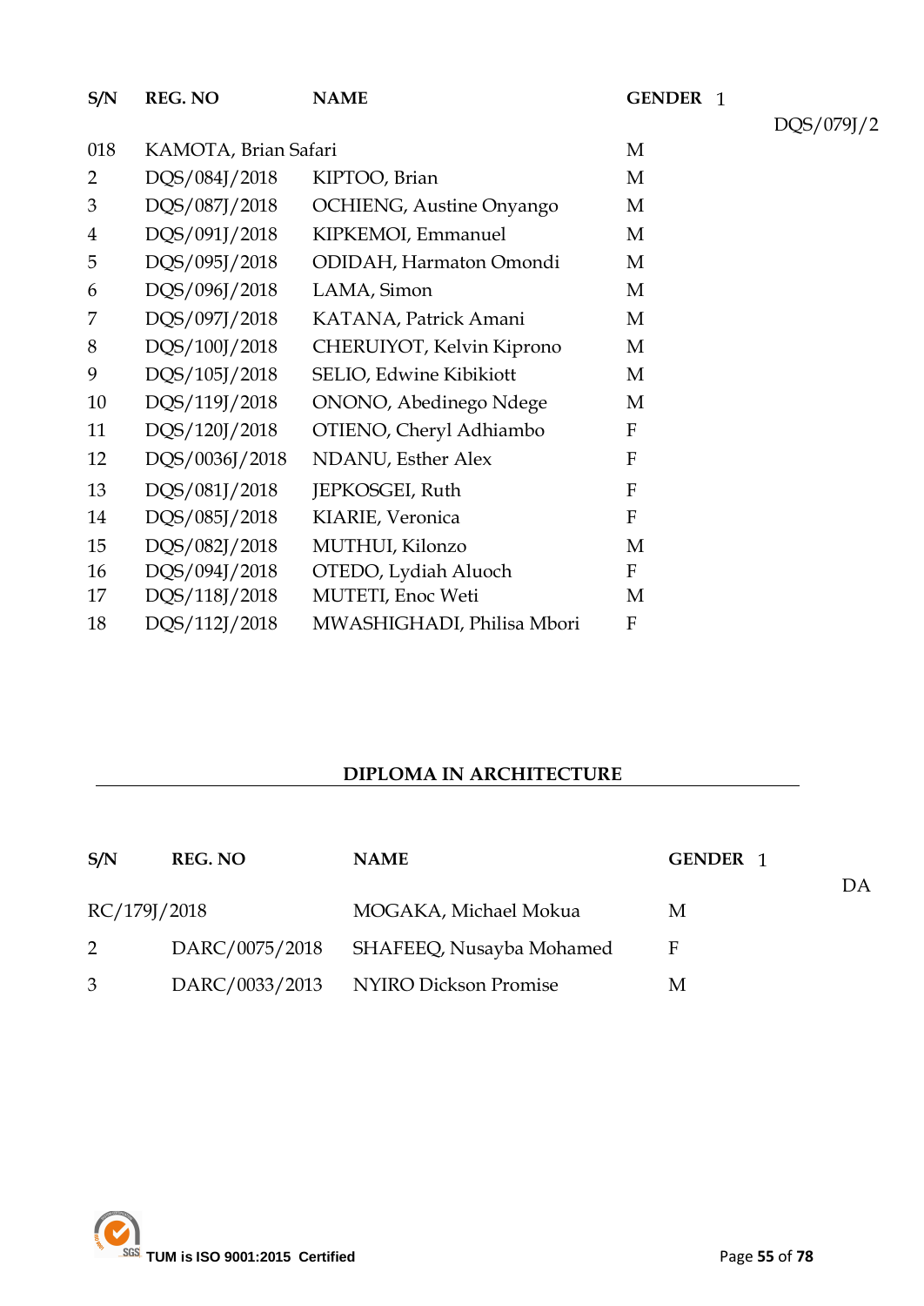| S/N | REG. NO | NAME | GENDER |
|---|---|---|---|
| 1 | DQS/079J/2018 | KAMOTA, Brian Safari | M |
| 2 | DQS/084J/2018 | KIPTOO, Brian | M |
| 3 | DQS/087J/2018 | OCHIENG, Austine Onyango | M |
| 4 | DQS/091J/2018 | KIPKEMOI, Emmanuel | M |
| 5 | DQS/095J/2018 | ODIDAH, Harmaton Omondi | M |
| 6 | DQS/096J/2018 | LAMA, Simon | M |
| 7 | DQS/097J/2018 | KATANA, Patrick Amani | M |
| 8 | DQS/100J/2018 | CHERUIYOT, Kelvin Kiprono | M |
| 9 | DQS/105J/2018 | SELIO, Edwine Kibikiott | M |
| 10 | DQS/119J/2018 | ONONO, Abedinego Ndege | M |
| 11 | DQS/120J/2018 | OTIENO, Cheryl Adhiambo | F |
| 12 | DQS/0036J/2018 | NDANU, Esther Alex | F |
| 13 | DQS/081J/2018 | JEPKOSGEI, Ruth | F |
| 14 | DQS/085J/2018 | KIARIE, Veronica | F |
| 15 | DQS/082J/2018 | MUTHUI, Kilonzo | M |
| 16 | DQS/094J/2018 | OTEDO, Lydiah Aluoch | F |
| 17 | DQS/118J/2018 | MUTETI, Enoc Weti | M |
| 18 | DQS/112J/2018 | MWASHIGHADI, Philisa Mbori | F |

## DIPLOMA IN ARCHITECTURE

| S/N | REG. NO | NAME | GENDER |
|---|---|---|---|
| 1 | DARC/179J/2018 | MOGAKA, Michael Mokua | M |
| 2 | DARC/0075/2018 | SHAFEEQ, Nusayba Mohamed | F |
| 3 | DARC/0033/2013 | NYIRO Dickson Promise | M |

TUM is ISO 9001:2015 Certified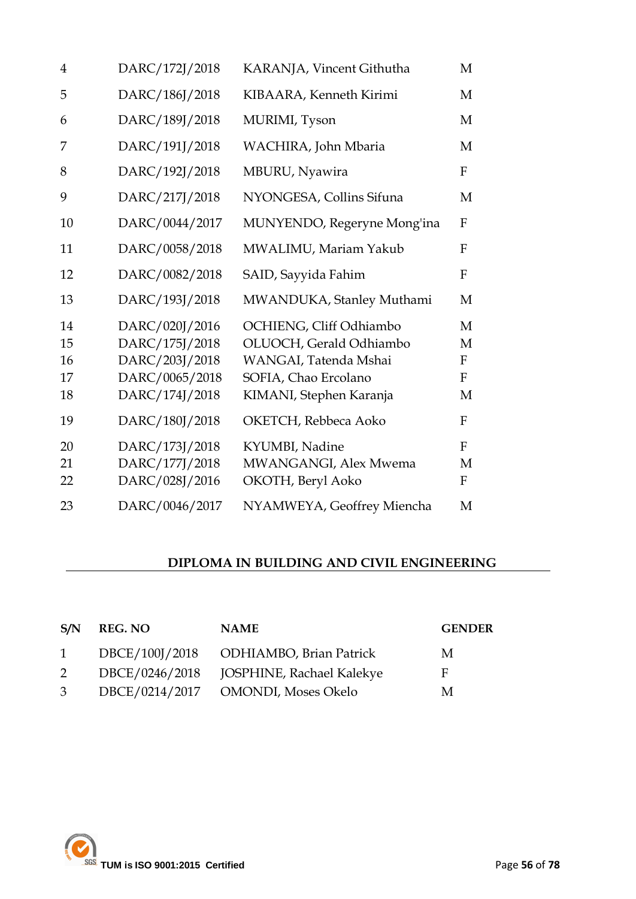| | | | |
|---|---|---|---|
| 4 | DARC/172J/2018 | KARANJA, Vincent Githutha | M |
| 5 | DARC/186J/2018 | KIBAARA, Kenneth Kirimi | M |
| 6 | DARC/189J/2018 | MURIMI, Tyson | M |
| 7 | DARC/191J/2018 | WACHIRA, John Mbaria | M |
| 8 | DARC/192J/2018 | MBURU, Nyawira | F |
| 9 | DARC/217J/2018 | NYONGESA, Collins Sifuna | M |
| 10 | DARC/0044/2017 | MUNYENDO, Regeryne Mong'ina | F |
| 11 | DARC/0058/2018 | MWALIMU, Mariam Yakub | F |
| 12 | DARC/0082/2018 | SAID, Sayyida Fahim | F |
| 13 | DARC/193J/2018 | MWANDUKA, Stanley Muthami | M |
| 14 | DARC/020J/2016 | OCHIENG, Cliff Odhiambo | M |
| 15 | DARC/175J/2018 | OLUOCH, Gerald Odhiambo | M |
| 16 | DARC/203J/2018 | WANGAI, Tatenda Mshai | F |
| 17 | DARC/0065/2018 | SOFIA, Chao Ercolano | F |
| 18 | DARC/174J/2018 | KIMANI, Stephen Karanja | M |
| 19 | DARC/180J/2018 | OKETCH, Rebbeca Aoko | F |
| 20 | DARC/173J/2018 | KYUMBI, Nadine | F |
| 21 | DARC/177J/2018 | MWANGANGI, Alex Mwema | M |
| 22 | DARC/028J/2016 | OKOTH, Beryl Aoko | F |
| 23 | DARC/0046/2017 | NYAMWEYA, Geoffrey Miencha | M |

## DIPLOMA IN BUILDING AND CIVIL ENGINEERING

| S/N | REG. NO | NAME | GENDER |
|---|---|---|---|
| 1 | DBCE/100J/2018 | ODHIAMBO, Brian Patrick | M |
| 2 | DBCE/0246/2018 | JOSPHINE, Rachael Kalekye | F |
| 3 | DBCE/0214/2017 | OMONDI, Moses Okelo | M |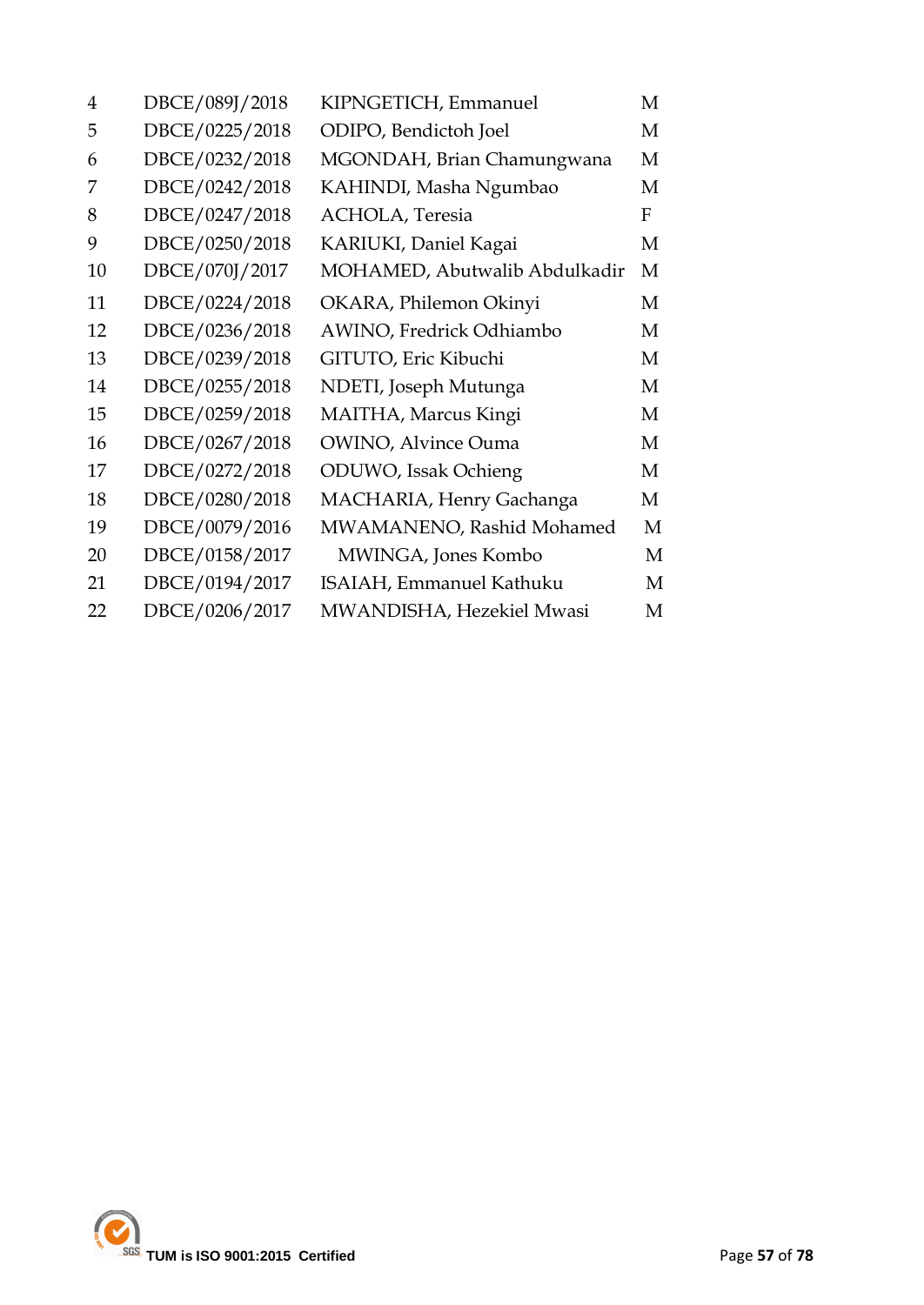| | | | |
|---|---|---|---|
| 4 | DBCE/089J/2018 | KIPNGETICH, Emmanuel | M |
| 5 | DBCE/0225/2018 | ODIPO, Bendictoh Joel | M |
| 6 | DBCE/0232/2018 | MGONDAH, Brian Chamungwana | M |
| 7 | DBCE/0242/2018 | KAHINDI, Masha Ngumbao | M |
| 8 | DBCE/0247/2018 | ACHOLA, Teresia | F |
| 9 | DBCE/0250/2018 | KARIUKI, Daniel Kagai | M |
| 10 | DBCE/070J/2017 | MOHAMED, Abutwalib Abdulkadir | M |
| 11 | DBCE/0224/2018 | OKARA, Philemon Okinyi | M |
| 12 | DBCE/0236/2018 | AWINO, Fredrick Odhiambo | M |
| 13 | DBCE/0239/2018 | GITUTO, Eric Kibuchi | M |
| 14 | DBCE/0255/2018 | NDETI, Joseph Mutunga | M |
| 15 | DBCE/0259/2018 | MAITHA, Marcus Kingi | M |
| 16 | DBCE/0267/2018 | OWINO, Alvince Ouma | M |
| 17 | DBCE/0272/2018 | ODUWO, Issak Ochieng | M |
| 18 | DBCE/0280/2018 | MACHARIA, Henry Gachanga | M |
| 19 | DBCE/0079/2016 | MWAMANENO, Rashid Mohamed | M |
| 20 | DBCE/0158/2017 | MWINGA, Jones Kombo | M |
| 21 | DBCE/0194/2017 | ISAIAH, Emmanuel Kathuku | M |
| 22 | DBCE/0206/2017 | MWANDISHA, Hezekiel Mwasi | M |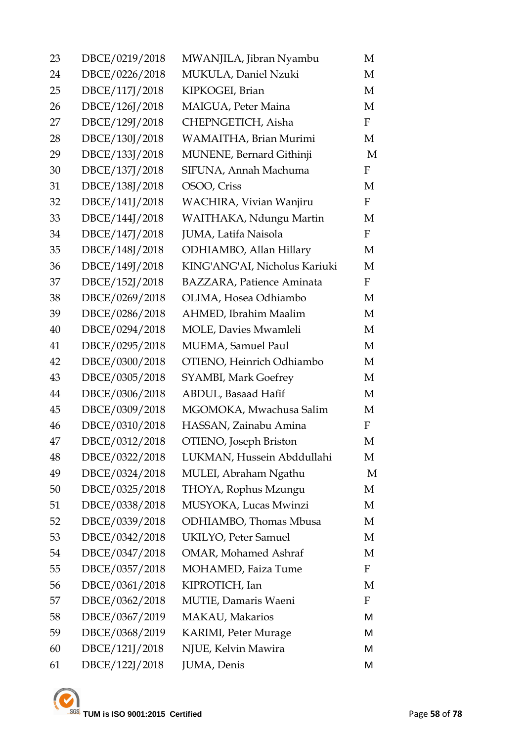| | | | |
|---|---|---|---|
| 23 | DBCE/0219/2018 | MWANJILA, Jibran Nyambu | M |
| 24 | DBCE/0226/2018 | MUKULA, Daniel Nzuki | M |
| 25 | DBCE/117J/2018 | KIPKOGEI, Brian | M |
| 26 | DBCE/126J/2018 | MAIGUA, Peter Maina | M |
| 27 | DBCE/129J/2018 | CHEPNGETICH, Aisha | F |
| 28 | DBCE/130J/2018 | WAMAITHA, Brian Murimi | M |
| 29 | DBCE/133J/2018 | MUNENE, Bernard Githinji | M |
| 30 | DBCE/137J/2018 | SIFUNA, Annah Machuma | F |
| 31 | DBCE/138J/2018 | OSOO, Criss | M |
| 32 | DBCE/141J/2018 | WACHIRA, Vivian Wanjiru | F |
| 33 | DBCE/144J/2018 | WAITHAKA, Ndungu Martin | M |
| 34 | DBCE/147J/2018 | JUMA, Latifa Naisola | F |
| 35 | DBCE/148J/2018 | ODHIAMBO, Allan Hillary | M |
| 36 | DBCE/149J/2018 | KING'ANG'AI, Nicholus Kariuki | M |
| 37 | DBCE/152J/2018 | BAZZARA, Patience Aminata | F |
| 38 | DBCE/0269/2018 | OLIMA, Hosea Odhiambo | M |
| 39 | DBCE/0286/2018 | AHMED, Ibrahim Maalim | M |
| 40 | DBCE/0294/2018 | MOLE, Davies Mwamleli | M |
| 41 | DBCE/0295/2018 | MUEMA, Samuel Paul | M |
| 42 | DBCE/0300/2018 | OTIENO, Heinrich Odhiambo | M |
| 43 | DBCE/0305/2018 | SYAMBI, Mark Goefrey | M |
| 44 | DBCE/0306/2018 | ABDUL, Basaad Hafif | M |
| 45 | DBCE/0309/2018 | MGOMOKA, Mwachusa Salim | M |
| 46 | DBCE/0310/2018 | HASSAN, Zainabu Amina | F |
| 47 | DBCE/0312/2018 | OTIENO, Joseph Briston | M |
| 48 | DBCE/0322/2018 | LUKMAN, Hussein Abddullahi | M |
| 49 | DBCE/0324/2018 | MULEI, Abraham Ngathu | M |
| 50 | DBCE/0325/2018 | THOYA, Rophus Mzungu | M |
| 51 | DBCE/0338/2018 | MUSYOKA, Lucas Mwinzi | M |
| 52 | DBCE/0339/2018 | ODHIAMBO, Thomas Mbusa | M |
| 53 | DBCE/0342/2018 | UKILYO, Peter Samuel | M |
| 54 | DBCE/0347/2018 | OMAR, Mohamed Ashraf | M |
| 55 | DBCE/0357/2018 | MOHAMED, Faiza Tume | F |
| 56 | DBCE/0361/2018 | KIPROTICH, Ian | M |
| 57 | DBCE/0362/2018 | MUTIE, Damaris Waeni | F |
| 58 | DBCE/0367/2019 | MAKAU, Makarios | M |
| 59 | DBCE/0368/2019 | KARIMI, Peter Murage | M |
| 60 | DBCE/121J/2018 | NJUE, Kelvin Mawira | M |
| 61 | DBCE/122J/2018 | JUMA, Denis | M |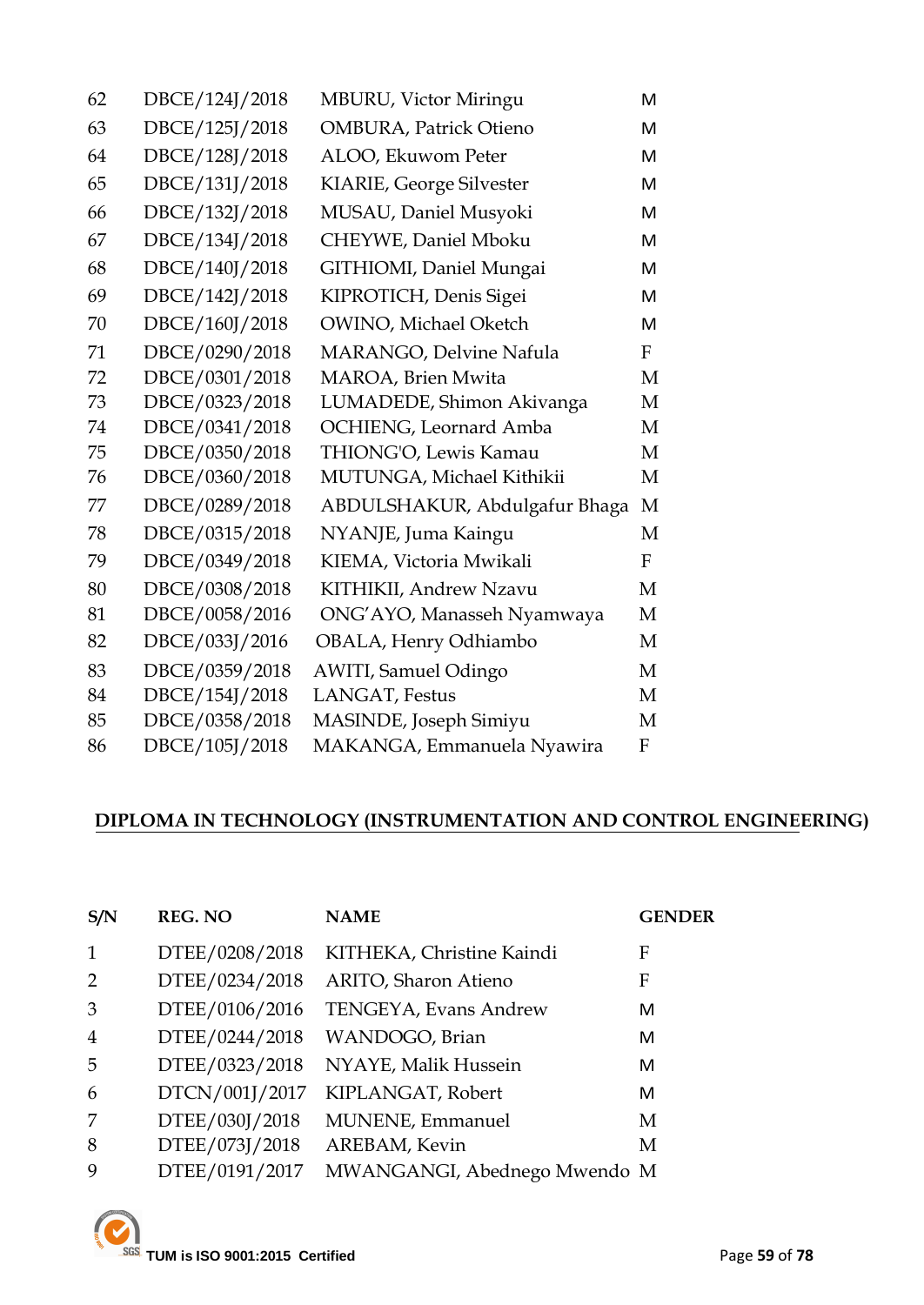| | | | |
|---|---|---|---|
| 62 | DBCE/124J/2018 | MBURU, Victor Miringu | M |
| 63 | DBCE/125J/2018 | OMBURA, Patrick Otieno | M |
| 64 | DBCE/128J/2018 | ALOO, Ekuwom Peter | M |
| 65 | DBCE/131J/2018 | KIARIE, George Silvester | M |
| 66 | DBCE/132J/2018 | MUSAU, Daniel Musyoki | M |
| 67 | DBCE/134J/2018 | CHEYWE, Daniel Mboku | M |
| 68 | DBCE/140J/2018 | GITHIOMI, Daniel Mungai | M |
| 69 | DBCE/142J/2018 | KIPROTICH, Denis Sigei | M |
| 70 | DBCE/160J/2018 | OWINO, Michael Oketch | M |
| 71 | DBCE/0290/2018 | MARANGO, Delvine Nafula | F |
| 72 | DBCE/0301/2018 | MAROA, Brien Mwita | M |
| 73 | DBCE/0323/2018 | LUMADEDE, Shimon Akivanga | M |
| 74 | DBCE/0341/2018 | OCHIENG, Leornard Amba | M |
| 75 | DBCE/0350/2018 | THIONG'O, Lewis Kamau | M |
| 76 | DBCE/0360/2018 | MUTUNGA, Michael Kithikii | M |
| 77 | DBCE/0289/2018 | ABDULSHAKUR, Abdulgafur Bhaga | M |
| 78 | DBCE/0315/2018 | NYANJE, Juma Kaingu | M |
| 79 | DBCE/0349/2018 | KIEMA, Victoria Mwikali | F |
| 80 | DBCE/0308/2018 | KITHIKII, Andrew Nzavu | M |
| 81 | DBCE/0058/2016 | ONG'AYO, Manasseh Nyamwaya | M |
| 82 | DBCE/033J/2016 | OBALA, Henry Odhiambo | M |
| 83 | DBCE/0359/2018 | AWITI, Samuel Odingo | M |
| 84 | DBCE/154J/2018 | LANGAT, Festus | M |
| 85 | DBCE/0358/2018 | MASINDE, Joseph Simiyu | M |
| 86 | DBCE/105J/2018 | MAKANGA, Emmanuela Nyawira | F |

## DIPLOMA IN TECHNOLOGY (INSTRUMENTATION AND CONTROL ENGINEERING)

| S/N | REG. NO | NAME | GENDER |
|---|---|---|---|
| 1 | DTEE/0208/2018 | KITHEKA, Christine Kaindi | F |
| 2 | DTEE/0234/2018 | ARITO, Sharon Atieno | F |
| 3 | DTEE/0106/2016 | TENGEYA, Evans Andrew | M |
| 4 | DTEE/0244/2018 | WANDOGO, Brian | M |
| 5 | DTEE/0323/2018 | NYAYE, Malik Hussein | M |
| 6 | DTCN/001J/2017 | KIPLANGAT, Robert | M |
| 7 | DTEE/030J/2018 | MUNENE, Emmanuel | M |
| 8 | DTEE/073J/2018 | AREBAM, Kevin | M |
| 9 | DTEE/0191/2017 | MWANGANGI, Abednego Mwendo | M |

TUM is ISO 9001:2015 Certified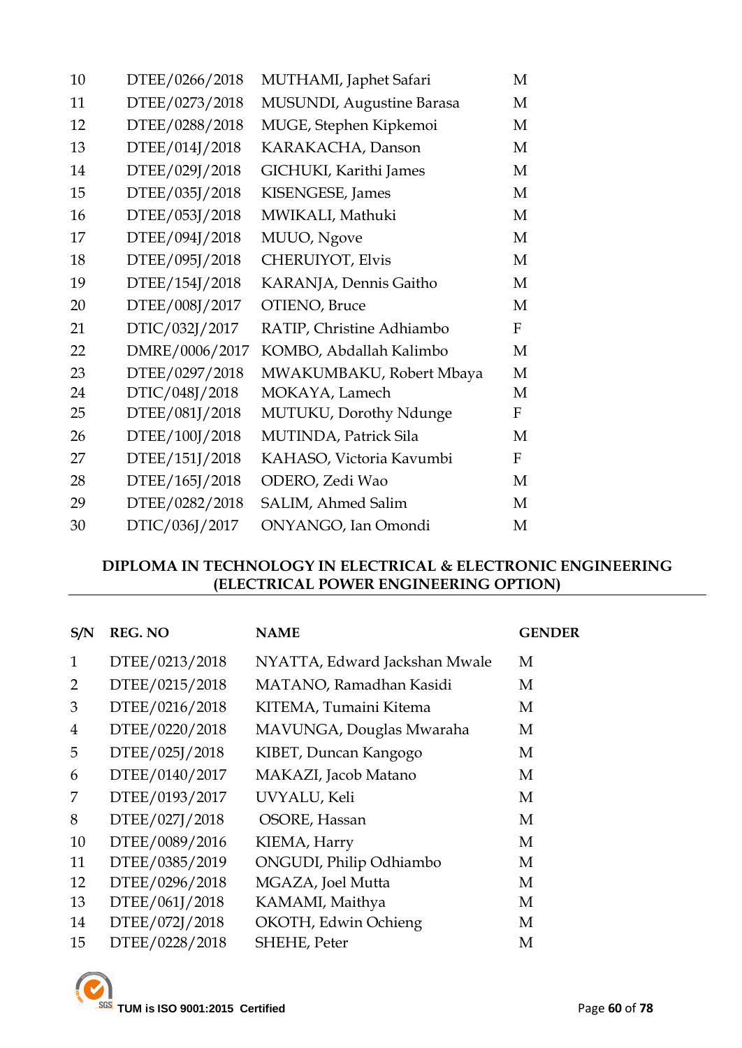| | | | |
|---|---|---|---|
| 10 | DTEE/0266/2018 | MUTHAMI, Japhet Safari | M |
| 11 | DTEE/0273/2018 | MUSUNDI, Augustine Barasa | M |
| 12 | DTEE/0288/2018 | MUGE, Stephen Kipkemoi | M |
| 13 | DTEE/014J/2018 | KARAKACHA, Danson | M |
| 14 | DTEE/029J/2018 | GICHUKI, Karithi James | M |
| 15 | DTEE/035J/2018 | KISENGESE, James | M |
| 16 | DTEE/053J/2018 | MWIKALI, Mathuki | M |
| 17 | DTEE/094J/2018 | MUUO, Ngove | M |
| 18 | DTEE/095J/2018 | CHERUIYOT, Elvis | M |
| 19 | DTEE/154J/2018 | KARANJA, Dennis Gaitho | M |
| 20 | DTEE/008J/2017 | OTIENO, Bruce | M |
| 21 | DTIC/032J/2017 | RATIP, Christine Adhiambo | F |
| 22 | DMRE/0006/2017 | KOMBO, Abdallah Kalimbo | M |
| 23 | DTEE/0297/2018 | MWAKUMBAKU, Robert Mbaya | M |
| 24 | DTIC/048J/2018 | MOKAYA, Lamech | M |
| 25 | DTEE/081J/2018 | MUTUKU, Dorothy Ndunge | F |
| 26 | DTEE/100J/2018 | MUTINDA, Patrick Sila | M |
| 27 | DTEE/151J/2018 | KAHASO, Victoria Kavumbi | F |
| 28 | DTEE/165J/2018 | ODERO, Zedi Wao | M |
| 29 | DTEE/0282/2018 | SALIM, Ahmed Salim | M |
| 30 | DTIC/036J/2017 | ONYANGO, Ian Omondi | M |

## DIPLOMA IN TECHNOLOGY IN ELECTRICAL & ELECTRONIC ENGINEERING (ELECTRICAL POWER ENGINEERING OPTION)

| S/N | REG. NO | NAME | GENDER |
|---|---|---|---|
| 1 | DTEE/0213/2018 | NYATTA, Edward Jackshan Mwale | M |
| 2 | DTEE/0215/2018 | MATANO, Ramadhan Kasidi | M |
| 3 | DTEE/0216/2018 | KITEMA, Tumaini Kitema | M |
| 4 | DTEE/0220/2018 | MAVUNGA, Douglas Mwaraha | M |
| 5 | DTEE/025J/2018 | KIBET, Duncan Kangogo | M |
| 6 | DTEE/0140/2017 | MAKAZI, Jacob Matano | M |
| 7 | DTEE/0193/2017 | UVYALU, Keli | M |
| 8 | DTEE/027J/2018 | OSORE, Hassan | M |
| 10 | DTEE/0089/2016 | KIEMA, Harry | M |
| 11 | DTEE/0385/2019 | ONGUDI, Philip Odhiambo | M |
| 12 | DTEE/0296/2018 | MGAZA, Joel Mutta | M |
| 13 | DTEE/061J/2018 | KAMAMI, Maithya | M |
| 14 | DTEE/072J/2018 | OKOTH, Edwin Ochieng | M |
| 15 | DTEE/0228/2018 | SHEHE, Peter | M |

TUM is ISO 9001:2015 Certified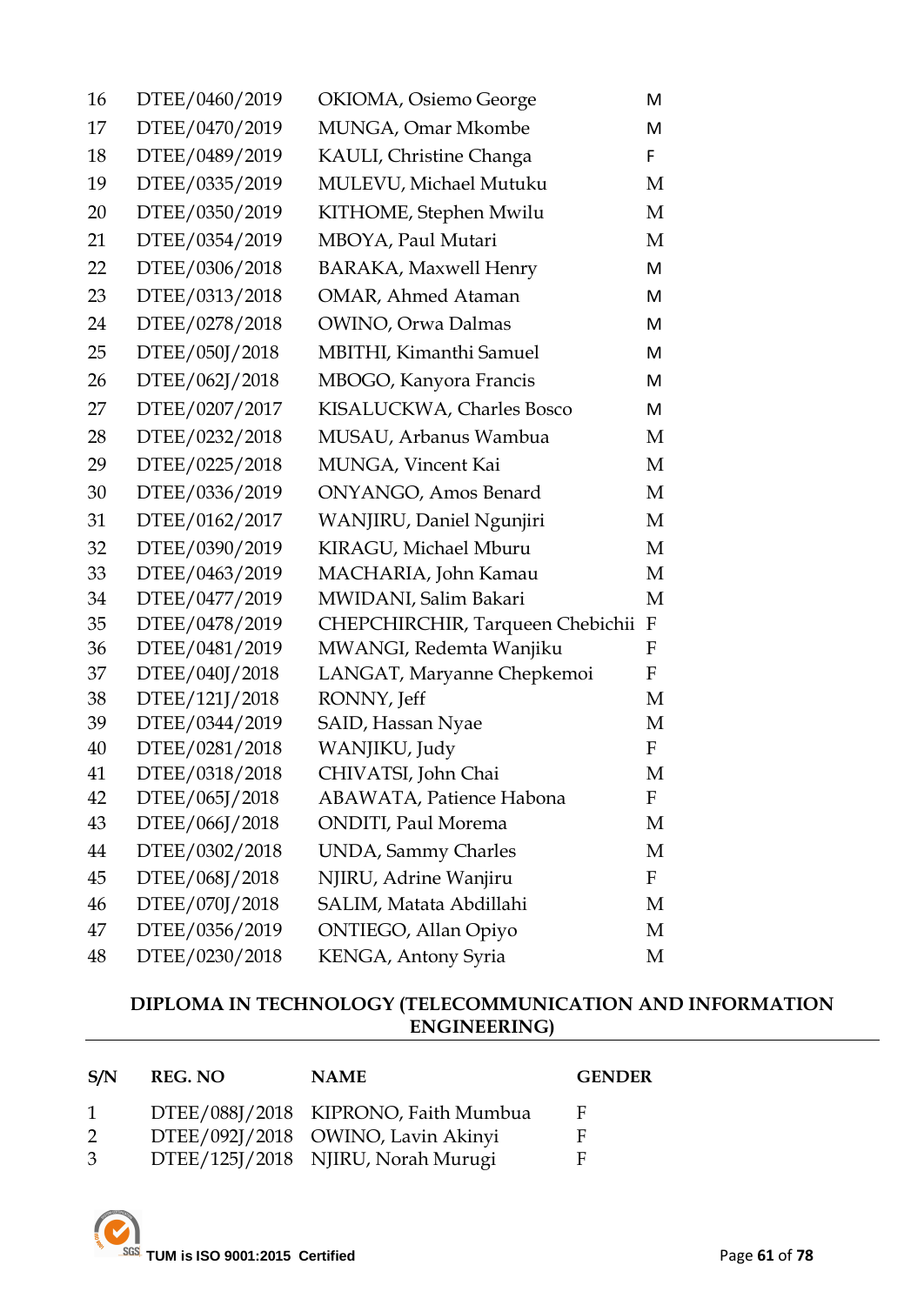| | | | |
|---|---|---|---|
| 16 | DTEE/0460/2019 | OKIOMA, Osiemo George | M |
| 17 | DTEE/0470/2019 | MUNGA, Omar Mkombe | M |
| 18 | DTEE/0489/2019 | KAULI, Christine Changa | F |
| 19 | DTEE/0335/2019 | MULEVU, Michael Mutuku | M |
| 20 | DTEE/0350/2019 | KITHOME, Stephen Mwilu | M |
| 21 | DTEE/0354/2019 | MBOYA, Paul Mutari | M |
| 22 | DTEE/0306/2018 | BARAKA, Maxwell Henry | M |
| 23 | DTEE/0313/2018 | OMAR, Ahmed Ataman | M |
| 24 | DTEE/0278/2018 | OWINO, Orwa Dalmas | M |
| 25 | DTEE/050J/2018 | MBITHI, Kimanthi Samuel | M |
| 26 | DTEE/062J/2018 | MBOGO, Kanyora Francis | M |
| 27 | DTEE/0207/2017 | KISALUCKWA, Charles Bosco | M |
| 28 | DTEE/0232/2018 | MUSAU, Arbanus Wambua | M |
| 29 | DTEE/0225/2018 | MUNGA, Vincent Kai | M |
| 30 | DTEE/0336/2019 | ONYANGO, Amos Benard | M |
| 31 | DTEE/0162/2017 | WANJIRU, Daniel Ngunjiri | M |
| 32 | DTEE/0390/2019 | KIRAGU, Michael Mburu | M |
| 33 | DTEE/0463/2019 | MACHARIA, John Kamau | M |
| 34 | DTEE/0477/2019 | MWIDANI, Salim Bakari | M |
| 35 | DTEE/0478/2019 | CHEPCHIRCHIR, Tarqueen Chebichii | F |
| 36 | DTEE/0481/2019 | MWANGI, Redemta Wanjiku | F |
| 37 | DTEE/040J/2018 | LANGAT, Maryanne Chepkemoi | F |
| 38 | DTEE/121J/2018 | RONNY, Jeff | M |
| 39 | DTEE/0344/2019 | SAID, Hassan Nyae | M |
| 40 | DTEE/0281/2018 | WANJIKU, Judy | F |
| 41 | DTEE/0318/2018 | CHIVATSI, John Chai | M |
| 42 | DTEE/065J/2018 | ABAWATA, Patience Habona | F |
| 43 | DTEE/066J/2018 | ONDITI, Paul Morema | M |
| 44 | DTEE/0302/2018 | UNDA, Sammy Charles | M |
| 45 | DTEE/068J/2018 | NJIRU, Adrine Wanjiru | F |
| 46 | DTEE/070J/2018 | SALIM, Matata Abdillahi | M |
| 47 | DTEE/0356/2019 | ONTIEGO, Allan Opiyo | M |
| 48 | DTEE/0230/2018 | KENGA, Antony Syria | M |

## DIPLOMA IN TECHNOLOGY (TELECOMMUNICATION AND INFORMATION ENGINEERING)

| S/N | REG. NO | NAME | GENDER |
|---|---|---|---|
| 1 | DTEE/088J/2018 | KIPRONO, Faith Mumbua | F |
| 2 | DTEE/092J/2018 | OWINO, Lavin Akinyi | F |
| 3 | DTEE/125J/2018 | NJIRU, Norah Murugi | F |

TUM is ISO 9001:2015 Certified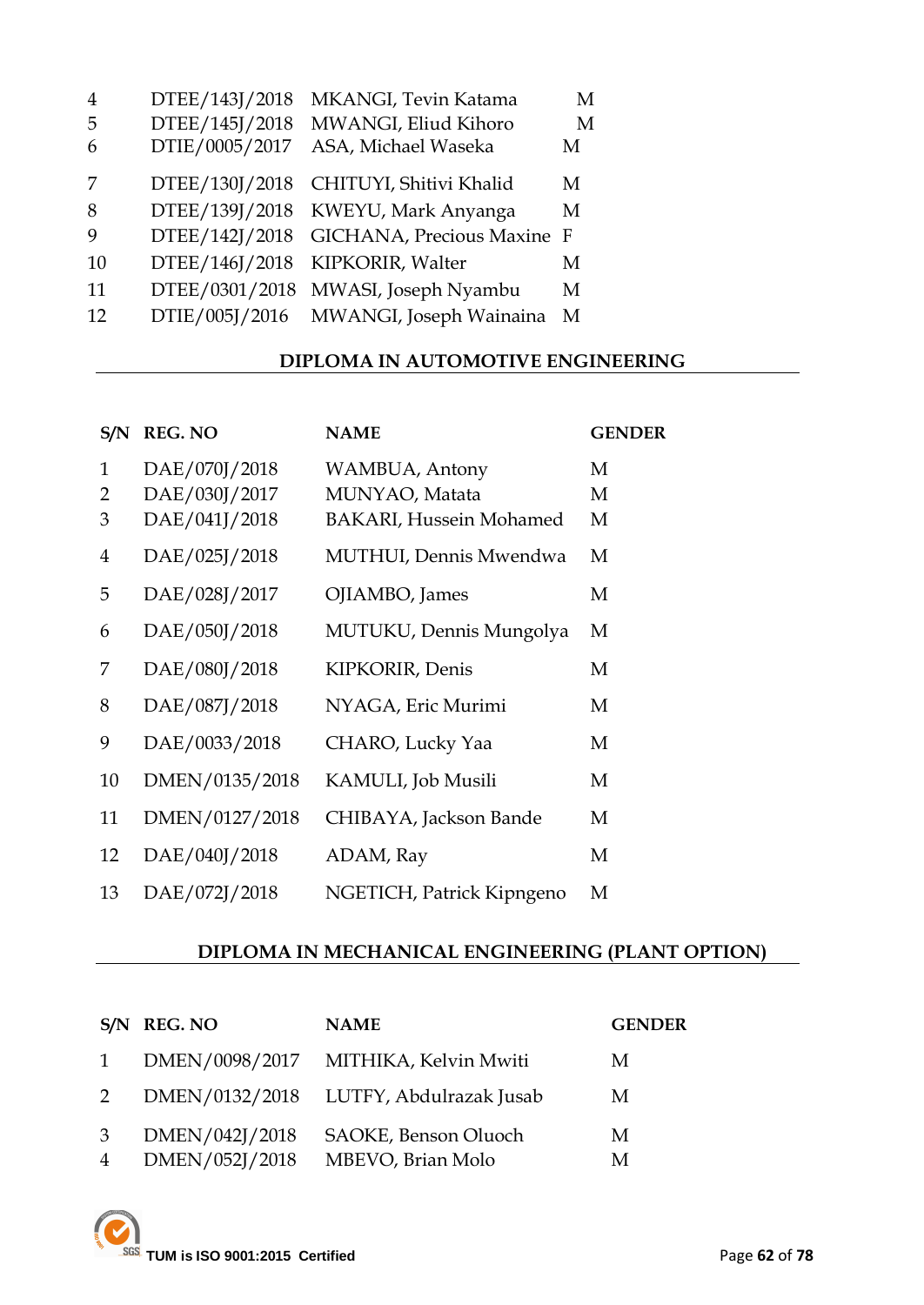| | | | |
|---|---|---|---|
| 4 | DTEE/143J/2018 | MKANGI, Tevin Katama | M |
| 5 | DTEE/145J/2018 | MWANGI, Eliud Kihoro | M |
| 6 | DTIE/0005/2017 | ASA, Michael Waseka | M |
| 7 | DTEE/130J/2018 | CHITUYI, Shitivi Khalid | M |
| 8 | DTEE/139J/2018 | KWEYU, Mark Anyanga | M |
| 9 | DTEE/142J/2018 | GICHANA, Precious Maxine | F |
| 10 | DTEE/146J/2018 | KIPKORIR, Walter | M |
| 11 | DTEE/0301/2018 | MWASI, Joseph Nyambu | M |
| 12 | DTIE/005J/2016 | MWANGI, Joseph Wainaina | M |

## DIPLOMA IN AUTOMOTIVE ENGINEERING

| S/N | REG. NO | NAME | GENDER |
|---|---|---|---|
| 1 | DAE/070J/2018 | WAMBUA, Antony | M |
| 2 | DAE/030J/2017 | MUNYAO, Matata | M |
| 3 | DAE/041J/2018 | BAKARI, Hussein Mohamed | M |
| 4 | DAE/025J/2018 | MUTHUI, Dennis Mwendwa | M |
| 5 | DAE/028J/2017 | OJIAMBO, James | M |
| 6 | DAE/050J/2018 | MUTUKU, Dennis Mungolya | M |
| 7 | DAE/080J/2018 | KIPKORIR, Denis | M |
| 8 | DAE/087J/2018 | NYAGA, Eric Murimi | M |
| 9 | DAE/0033/2018 | CHARO, Lucky Yaa | M |
| 10 | DMEN/0135/2018 | KAMULI, Job Musili | M |
| 11 | DMEN/0127/2018 | CHIBAYA, Jackson Bande | M |
| 12 | DAE/040J/2018 | ADAM, Ray | M |
| 13 | DAE/072J/2018 | NGETICH, Patrick Kipngeno | M |

## DIPLOMA IN MECHANICAL ENGINEERING (PLANT OPTION)

| S/N | REG. NO | NAME | GENDER |
|---|---|---|---|
| 1 | DMEN/0098/2017 | MITHIKA, Kelvin Mwiti | M |
| 2 | DMEN/0132/2018 | LUTFY, Abdulrazak Jusab | M |
| 3 | DMEN/042J/2018 | SAOKE, Benson Oluoch | M |
| 4 | DMEN/052J/2018 | MBEVO, Brian Molo | M |

TUM is ISO 9001:2015 Certified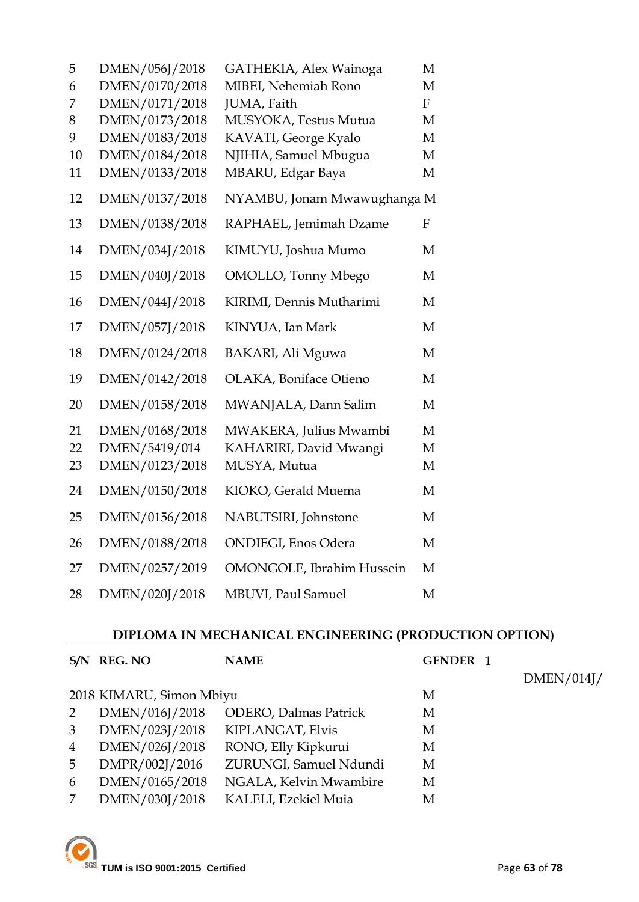| | | | |
|---|---|---|---|
| 5 | DMEN/056J/2018 | GATHEKIA, Alex Wainoga | M |
| 6 | DMEN/0170/2018 | MIBEI, Nehemiah Rono | M |
| 7 | DMEN/0171/2018 | JUMA, Faith | F |
| 8 | DMEN/0173/2018 | MUSYOKA, Festus Mutua | M |
| 9 | DMEN/0183/2018 | KAVATI, George Kyalo | M |
| 10 | DMEN/0184/2018 | NJIHIA, Samuel Mbugua | M |
| 11 | DMEN/0133/2018 | MBARU, Edgar Baya | M |
| 12 | DMEN/0137/2018 | NYAMBU, Jonam Mwawughanga | M |
| 13 | DMEN/0138/2018 | RAPHAEL, Jemimah Dzame | F |
| 14 | DMEN/034J/2018 | KIMUYU, Joshua Mumo | M |
| 15 | DMEN/040J/2018 | OMOLLO, Tonny Mbego | M |
| 16 | DMEN/044J/2018 | KIRIMI, Dennis Mutharimi | M |
| 17 | DMEN/057J/2018 | KINYUA, Ian Mark | M |
| 18 | DMEN/0124/2018 | BAKARI, Ali Mguwa | M |
| 19 | DMEN/0142/2018 | OLAKA, Boniface Otieno | M |
| 20 | DMEN/0158/2018 | MWANJALA, Dann Salim | M |
| 21 | DMEN/0168/2018 | MWAKERA, Julius Mwambi | M |
| 22 | DMEN/5419/014 | KAHARIRI, David Mwangi | M |
| 23 | DMEN/0123/2018 | MUSYA, Mutua | M |
| 24 | DMEN/0150/2018 | KIOKO, Gerald Muema | M |
| 25 | DMEN/0156/2018 | NABUTSIRI, Johnstone | M |
| 26 | DMEN/0188/2018 | ONDIEGI, Enos Odera | M |
| 27 | DMEN/0257/2019 | OMONGOLE, Ibrahim Hussein | M |
| 28 | DMEN/020J/2018 | MBUVI, Paul Samuel | M |

## DIPLOMA IN MECHANICAL ENGINEERING (PRODUCTION OPTION)

| S/N | REG. NO | NAME | GENDER |
|---|---|---|---|
| 1 | DMEN/014J/2018 | KIMARU, Simon Mbiyu | M |
| 2 | DMEN/016J/2018 | ODERO, Dalmas Patrick | M |
| 3 | DMEN/023J/2018 | KIPLANGAT, Elvis | M |
| 4 | DMEN/026J/2018 | RONO, Elly Kipkurui | M |
| 5 | DMPR/002J/2016 | ZURUNGI, Samuel Ndundi | M |
| 6 | DMEN/0165/2018 | NGALA, Kelvin Mwambire | M |
| 7 | DMEN/030J/2018 | KALELI, Ezekiel Muia | M |

TUM is ISO 9001:2015 Certified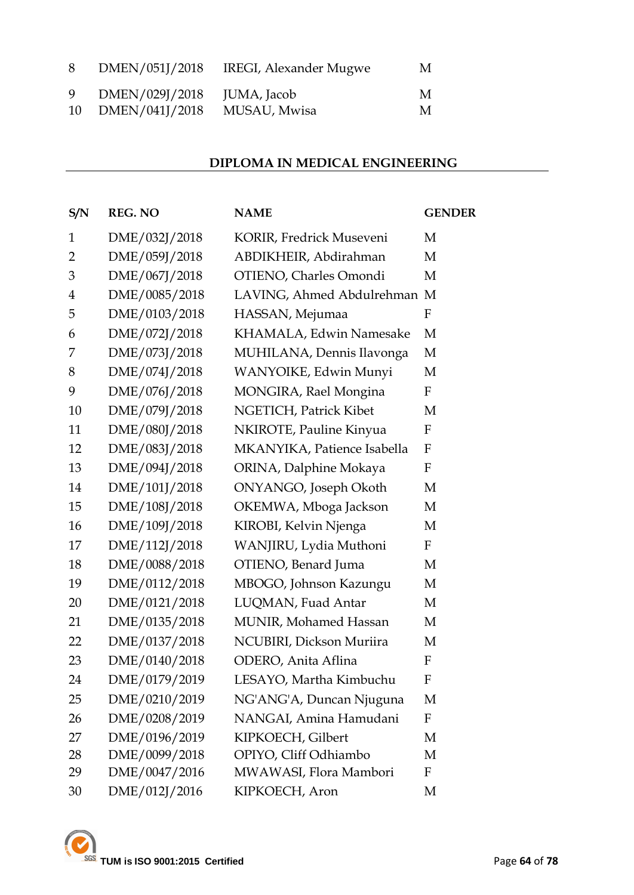| 8 | DMEN/051J/2018 | IREGI, Alexander Mugwe | M |
|---|---|---|---|
| 9 | DMEN/029J/2018 | JUMA, Jacob | M |
| 10 | DMEN/041J/2018 | MUSAU, Mwisa | M |

## DIPLOMA IN MEDICAL ENGINEERING

| S/N | REG. NO | NAME | GENDER |
|---|---|---|---|
| 1 | DME/032J/2018 | KORIR, Fredrick Museveni | M |
| 2 | DME/059J/2018 | ABDIKHEIR, Abdirahman | M |
| 3 | DME/067J/2018 | OTIENO, Charles Omondi | M |
| 4 | DME/0085/2018 | LAVING, Ahmed Abdulrehman | M |
| 5 | DME/0103/2018 | HASSAN, Mejumaa | F |
| 6 | DME/072J/2018 | KHAMALA, Edwin Namesake | M |
| 7 | DME/073J/2018 | MUHILANA, Dennis Ilavonga | M |
| 8 | DME/074J/2018 | WANYOIKE, Edwin Munyi | M |
| 9 | DME/076J/2018 | MONGIRA, Rael Mongina | F |
| 10 | DME/079J/2018 | NGETICH, Patrick Kibet | M |
| 11 | DME/080J/2018 | NKIROTE, Pauline Kinyua | F |
| 12 | DME/083J/2018 | MKANYIKA, Patience Isabella | F |
| 13 | DME/094J/2018 | ORINA, Dalphine Mokaya | F |
| 14 | DME/101J/2018 | ONYANGO, Joseph Okoth | M |
| 15 | DME/108J/2018 | OKEMWA, Mboga Jackson | M |
| 16 | DME/109J/2018 | KIROBI, Kelvin Njenga | M |
| 17 | DME/112J/2018 | WANJIRU, Lydia Muthoni | F |
| 18 | DME/0088/2018 | OTIENO, Benard Juma | M |
| 19 | DME/0112/2018 | MBOGO, Johnson Kazungu | M |
| 20 | DME/0121/2018 | LUQMAN, Fuad Antar | M |
| 21 | DME/0135/2018 | MUNIR, Mohamed Hassan | M |
| 22 | DME/0137/2018 | NCUBIRI, Dickson Muriira | M |
| 23 | DME/0140/2018 | ODERO, Anita Aflina | F |
| 24 | DME/0179/2019 | LESAYO, Martha Kimbuchu | F |
| 25 | DME/0210/2019 | NG'ANG'A, Duncan Njuguna | M |
| 26 | DME/0208/2019 | NANGAI, Amina Hamudani | F |
| 27 | DME/0196/2019 | KIPKOECH, Gilbert | M |
| 28 | DME/0099/2018 | OPIYO, Cliff Odhiambo | M |
| 29 | DME/0047/2016 | MWAWASI, Flora Mambori | F |
| 30 | DME/012J/2016 | KIPKOECH, Aron | M |

TUM is ISO 9001:2015 Certified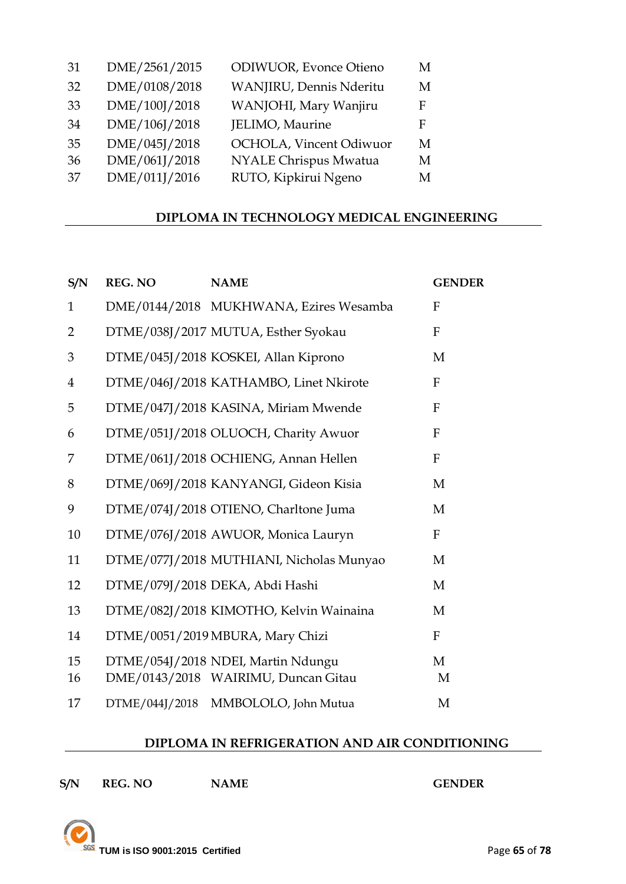| | | | |
|---|---|---|---|
| 31 | DME/2561/2015 | ODIWUOR, Evonce Otieno | M |
| 32 | DME/0108/2018 | WANJIRU, Dennis Nderitu | M |
| 33 | DME/100J/2018 | WANJOHI, Mary Wanjiru | F |
| 34 | DME/106J/2018 | JELIMO, Maurine | F |
| 35 | DME/045J/2018 | OCHOLA, Vincent Odiwuor | M |
| 36 | DME/061J/2018 | NYALE Chrispus Mwatua | M |
| 37 | DME/011J/2016 | RUTO, Kipkirui Ngeno | M |

## DIPLOMA IN TECHNOLOGY MEDICAL ENGINEERING

| S/N | REG. NO | NAME | GENDER |
|---|---|---|---|
| 1 | DME/0144/2018 | MUKHWANA, Ezires Wesamba | F |
| 2 | DTME/038J/2017 | MUTUA, Esther Syokau | F |
| 3 | DTME/045J/2018 | KOSKEI, Allan Kiprono | M |
| 4 | DTME/046J/2018 | KATHAMBO, Linet Nkirote | F |
| 5 | DTME/047J/2018 | KASINA, Miriam Mwende | F |
| 6 | DTME/051J/2018 | OLUOCH, Charity Awuor | F |
| 7 | DTME/061J/2018 | OCHIENG, Annan Hellen | F |
| 8 | DTME/069J/2018 | KANYANGI, Gideon Kisia | M |
| 9 | DTME/074J/2018 | OTIENO, Charltone Juma | M |
| 10 | DTME/076J/2018 | AWUOR, Monica Lauryn | F |
| 11 | DTME/077J/2018 | MUTHIANI, Nicholas Munyao | M |
| 12 | DTME/079J/2018 | DEKA, Abdi Hashi | M |
| 13 | DTME/082J/2018 | KIMOTHO, Kelvin Wainaina | M |
| 14 | DTME/0051/2019 | MBURA, Mary Chizi | F |
| 15 | DTME/054J/2018 | NDEI, Martin Ndungu | M |
| 16 | DME/0143/2018 | WAIRIMU, Duncan Gitau | M |
| 17 | DTME/044J/2018 | MMBOLOLO, John Mutua | M |

## DIPLOMA IN REFRIGERATION AND AIR CONDITIONING

| S/N | REG. NO | NAME | GENDER |
|---|---|---|---|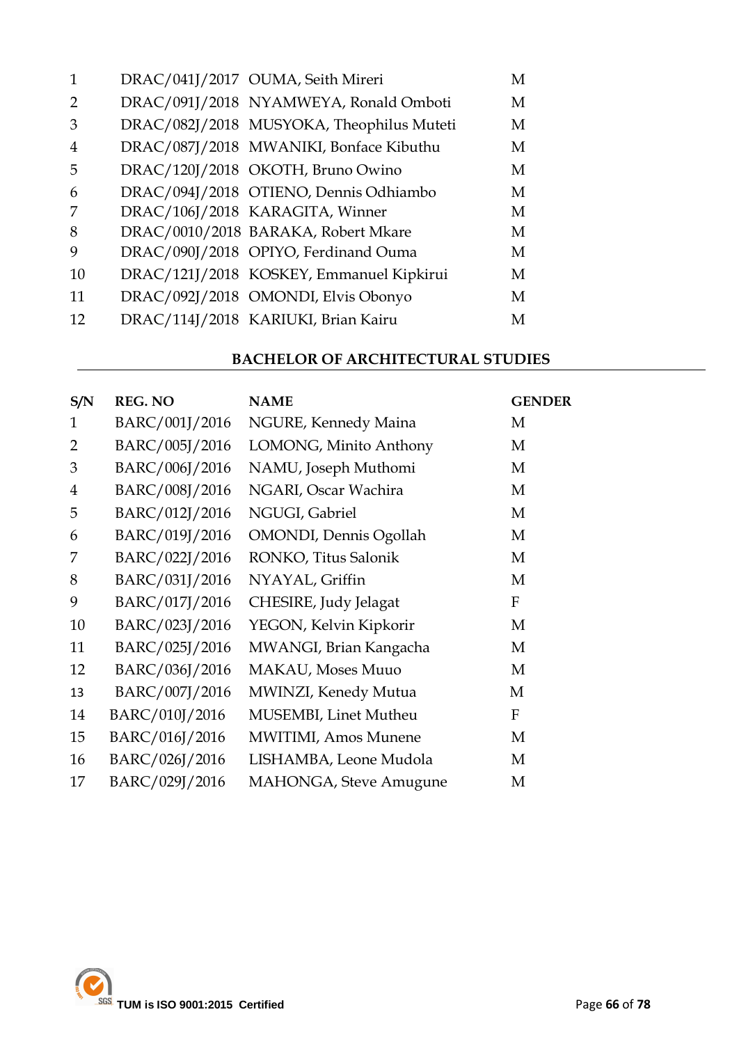| | | | |
|---|---|---|---|
| 1 | DRAC/041J/2017 | OUMA, Seith Mireri | M |
| 2 | DRAC/091J/2018 | NYAMWEYA, Ronald Omboti | M |
| 3 | DRAC/082J/2018 | MUSYOKA, Theophilus Muteti | M |
| 4 | DRAC/087J/2018 | MWANIKI, Bonface Kibuthu | M |
| 5 | DRAC/120J/2018 | OKOTH, Bruno Owino | M |
| 6 | DRAC/094J/2018 | OTIENO, Dennis Odhiambo | M |
| 7 | DRAC/106J/2018 | KARAGITA, Winner | M |
| 8 | DRAC/0010/2018 | BARAKA, Robert Mkare | M |
| 9 | DRAC/090J/2018 | OPIYO, Ferdinand Ouma | M |
| 10 | DRAC/121J/2018 | KOSKEY, Emmanuel Kipkirui | M |
| 11 | DRAC/092J/2018 | OMONDI, Elvis Obonyo | M |
| 12 | DRAC/114J/2018 | KARIUKI, Brian Kairu | M |

**BACHELOR OF ARCHITECTURAL STUDIES**

| S/N | REG. NO | NAME | GENDER |
|---|---|---|---|
| 1 | BARC/001J/2016 | NGURE, Kennedy Maina | M |
| 2 | BARC/005J/2016 | LOMONG, Minito Anthony | M |
| 3 | BARC/006J/2016 | NAMU, Joseph Muthomi | M |
| 4 | BARC/008J/2016 | NGARI, Oscar Wachira | M |
| 5 | BARC/012J/2016 | NGUGI, Gabriel | M |
| 6 | BARC/019J/2016 | OMONDI, Dennis Ogollah | M |
| 7 | BARC/022J/2016 | RONKO, Titus Salonik | M |
| 8 | BARC/031J/2016 | NYAYAL, Griffin | M |
| 9 | BARC/017J/2016 | CHESIRE, Judy Jelagat | F |
| 10 | BARC/023J/2016 | YEGON, Kelvin Kipkorir | M |
| 11 | BARC/025J/2016 | MWANGI, Brian Kangacha | M |
| 12 | BARC/036J/2016 | MAKAU, Moses Muuo | M |
| 13 | BARC/007J/2016 | MWINZI, Kenedy Mutua | M |
| 14 | BARC/010J/2016 | MUSEMBI, Linet Mutheu | F |
| 15 | BARC/016J/2016 | MWITIMI, Amos Munene | M |
| 16 | BARC/026J/2016 | LISHAMBA, Leone Mudola | M |
| 17 | BARC/029J/2016 | MAHONGA, Steve Amugune | M |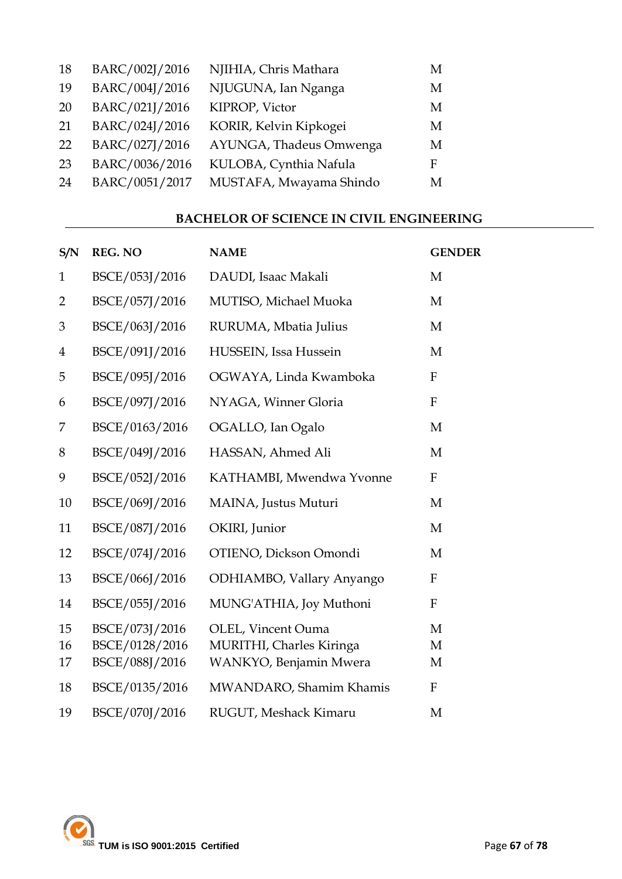| | | | |
|---|---|---|---|
| 18 | BARC/002J/2016 | NJIHIA, Chris Mathara | M |
| 19 | BARC/004J/2016 | NJUGUNA, Ian Nganga | M |
| 20 | BARC/021J/2016 | KIPROP, Victor | M |
| 21 | BARC/024J/2016 | KORIR, Kelvin Kipkogei | M |
| 22 | BARC/027J/2016 | AYUNGA, Thadeus Omwenga | M |
| 23 | BARC/0036/2016 | KULOBA, Cynthia Nafula | F |
| 24 | BARC/0051/2017 | MUSTAFA, Mwayama Shindo | M |

## BACHELOR OF SCIENCE IN CIVIL ENGINEERING

| S/N | REG. NO | NAME | GENDER |
|---|---|---|---|
| 1 | BSCE/053J/2016 | DAUDI, Isaac Makali | M |
| 2 | BSCE/057J/2016 | MUTISO, Michael Muoka | M |
| 3 | BSCE/063J/2016 | RURUMA, Mbatia Julius | M |
| 4 | BSCE/091J/2016 | HUSSEIN, Issa Hussein | M |
| 5 | BSCE/095J/2016 | OGWAYA, Linda Kwamboka | F |
| 6 | BSCE/097J/2016 | NYAGA, Winner Gloria | F |
| 7 | BSCE/0163/2016 | OGALLO, Ian Ogalo | M |
| 8 | BSCE/049J/2016 | HASSAN, Ahmed Ali | M |
| 9 | BSCE/052J/2016 | KATHAMBI, Mwendwa Yvonne | F |
| 10 | BSCE/069J/2016 | MAINA, Justus Muturi | M |
| 11 | BSCE/087J/2016 | OKIRI, Junior | M |
| 12 | BSCE/074J/2016 | OTIENO, Dickson Omondi | M |
| 13 | BSCE/066J/2016 | ODHIAMBO, Vallary Anyango | F |
| 14 | BSCE/055J/2016 | MUNG'ATHIA, Joy Muthoni | F |
| 15 | BSCE/073J/2016 | OLEL, Vincent Ouma | M |
| 16 | BSCE/0128/2016 | MURITHI, Charles Kiringa | M |
| 17 | BSCE/088J/2016 | WANKYO, Benjamin Mwera | M |
| 18 | BSCE/0135/2016 | MWANDARO, Shamim Khamis | F |
| 19 | BSCE/070J/2016 | RUGUT, Meshack Kimaru | M |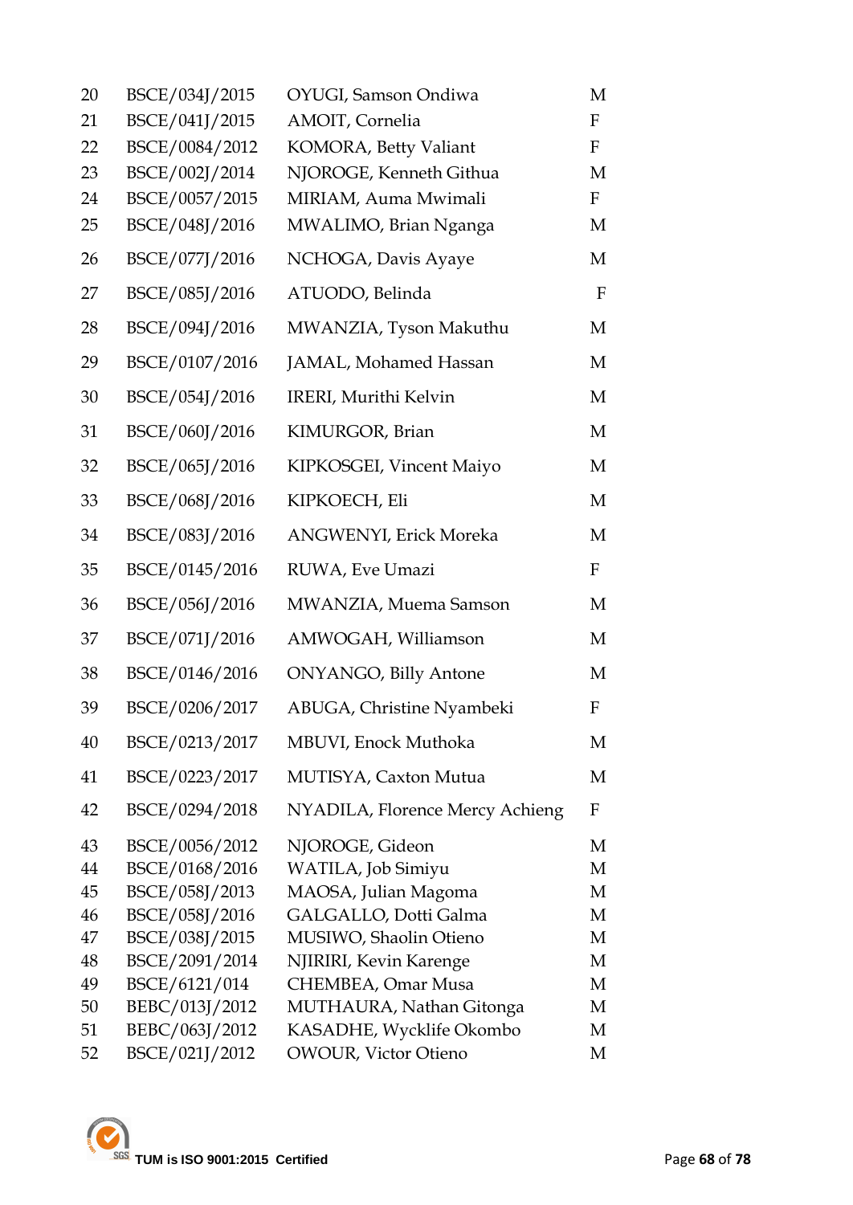| | | | |
|---|---|---|---|
| 20 | BSCE/034J/2015 | OYUGI, Samson Ondiwa | M |
| 21 | BSCE/041J/2015 | AMOIT, Cornelia | F |
| 22 | BSCE/0084/2012 | KOMORA, Betty Valiant | F |
| 23 | BSCE/002J/2014 | NJOROGE, Kenneth Githua | M |
| 24 | BSCE/0057/2015 | MIRIAM, Auma Mwimali | F |
| 25 | BSCE/048J/2016 | MWALIMO, Brian Nganga | M |
| 26 | BSCE/077J/2016 | NCHOGA, Davis Ayaye | M |
| 27 | BSCE/085J/2016 | ATUODO, Belinda | F |
| 28 | BSCE/094J/2016 | MWANZIA, Tyson Makuthu | M |
| 29 | BSCE/0107/2016 | JAMAL, Mohamed Hassan | M |
| 30 | BSCE/054J/2016 | IRERI, Murithi Kelvin | M |
| 31 | BSCE/060J/2016 | KIMURGOR, Brian | M |
| 32 | BSCE/065J/2016 | KIPKOSGEI, Vincent Maiyo | M |
| 33 | BSCE/068J/2016 | KIPKOECH, Eli | M |
| 34 | BSCE/083J/2016 | ANGWENYI, Erick Moreka | M |
| 35 | BSCE/0145/2016 | RUWA, Eve Umazi | F |
| 36 | BSCE/056J/2016 | MWANZIA, Muema Samson | M |
| 37 | BSCE/071J/2016 | AMWOGAH, Williamson | M |
| 38 | BSCE/0146/2016 | ONYANGO, Billy Antone | M |
| 39 | BSCE/0206/2017 | ABUGA, Christine Nyambeki | F |
| 40 | BSCE/0213/2017 | MBUVI, Enock Muthoka | M |
| 41 | BSCE/0223/2017 | MUTISYA, Caxton Mutua | M |
| 42 | BSCE/0294/2018 | NYADILA, Florence Mercy Achieng | F |
| 43 | BSCE/0056/2012 | NJOROGE, Gideon | M |
| 44 | BSCE/0168/2016 | WATILA, Job Simiyu | M |
| 45 | BSCE/058J/2013 | MAOSA, Julian Magoma | M |
| 46 | BSCE/058J/2016 | GALGALLO, Dotti Galma | M |
| 47 | BSCE/038J/2015 | MUSIWO, Shaolin Otieno | M |
| 48 | BSCE/2091/2014 | NJIRIRI, Kevin Karenge | M |
| 49 | BSCE/6121/014 | CHEMBEA, Omar Musa | M |
| 50 | BEBC/013J/2012 | MUTHAURA, Nathan Gitonga | M |
| 51 | BEBC/063J/2012 | KASADHE, Wycklife Okombo | M |
| 52 | BSCE/021J/2012 | OWOUR, Victor Otieno | M |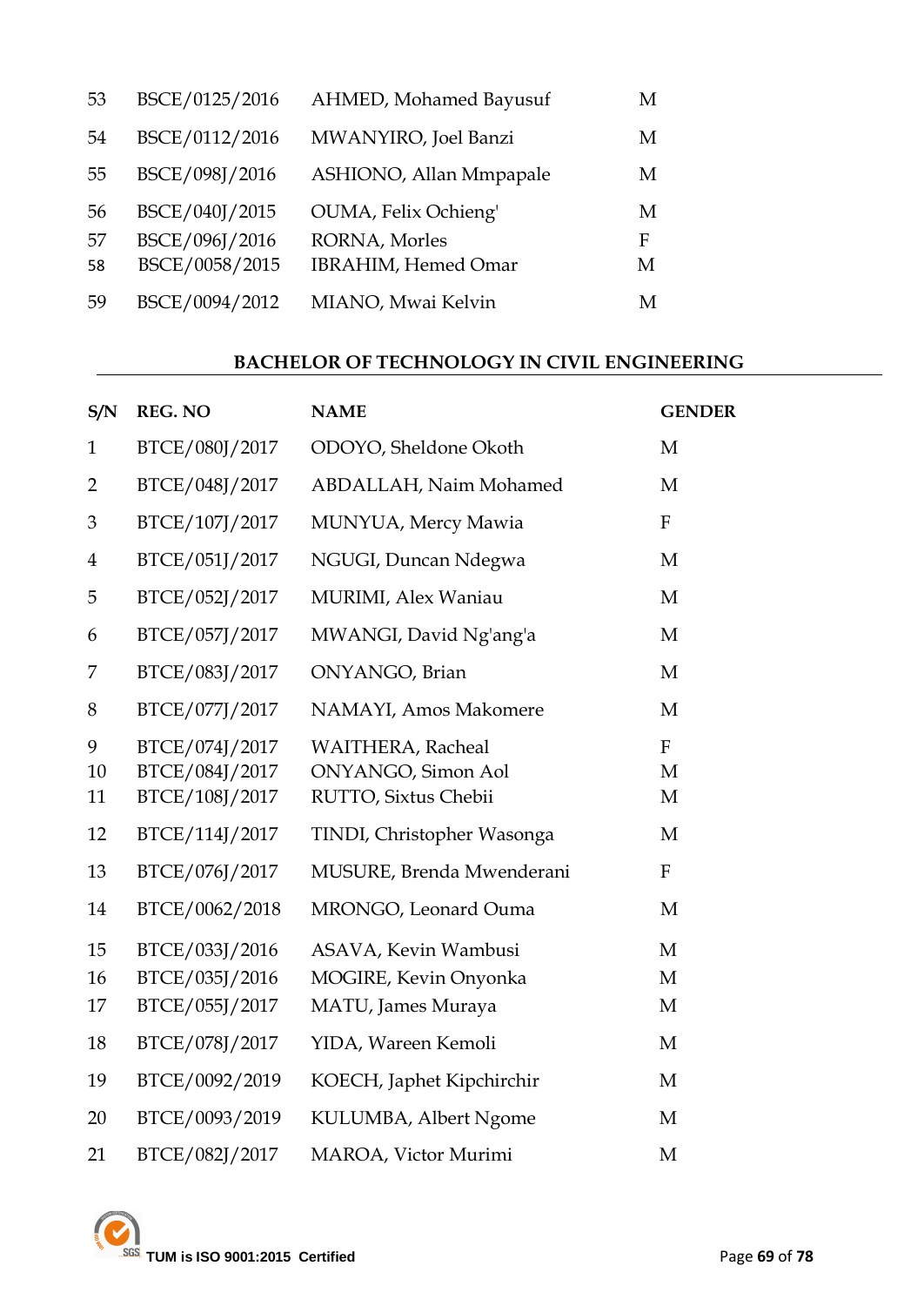| 53 | BSCE/0125/2016 | AHMED, Mohamed Bayusuf | M |
|---|---|---|---|
| 54 | BSCE/0112/2016 | MWANYIRO, Joel Banzi | M |
| 55 | BSCE/098J/2016 | ASHIONO, Allan Mmpapale | M |
| 56 | BSCE/040J/2015 | OUMA, Felix Ochieng' | M |
| 57 | BSCE/096J/2016 | RORNA, Morles | F |
| 58 | BSCE/0058/2015 | IBRAHIM, Hemed Omar | M |
| 59 | BSCE/0094/2012 | MIANO, Mwai Kelvin | M |

## BACHELOR OF TECHNOLOGY IN CIVIL ENGINEERING

| S/N | REG. NO | NAME | GENDER |
|---|---|---|---|
| 1 | BTCE/080J/2017 | ODOYO, Sheldone Okoth | M |
| 2 | BTCE/048J/2017 | ABDALLAH, Naim Mohamed | M |
| 3 | BTCE/107J/2017 | MUNYUA, Mercy Mawia | F |
| 4 | BTCE/051J/2017 | NGUGI, Duncan Ndegwa | M |
| 5 | BTCE/052J/2017 | MURIMI, Alex Waniau | M |
| 6 | BTCE/057J/2017 | MWANGI, David Ng'ang'a | M |
| 7 | BTCE/083J/2017 | ONYANGO, Brian | M |
| 8 | BTCE/077J/2017 | NAMAYI, Amos Makomere | M |
| 9 | BTCE/074J/2017 | WAITHERA, Racheal | F |
| 10 | BTCE/084J/2017 | ONYANGO, Simon Aol | M |
| 11 | BTCE/108J/2017 | RUTTO, Sixtus Chebii | M |
| 12 | BTCE/114J/2017 | TINDI, Christopher Wasonga | M |
| 13 | BTCE/076J/2017 | MUSURE, Brenda Mwenderani | F |
| 14 | BTCE/0062/2018 | MRONGO, Leonard Ouma | M |
| 15 | BTCE/033J/2016 | ASAVA, Kevin Wambusi | M |
| 16 | BTCE/035J/2016 | MOGIRE, Kevin Onyonka | M |
| 17 | BTCE/055J/2017 | MATU, James Muraya | M |
| 18 | BTCE/078J/2017 | YIDA, Wareen Kemoli | M |
| 19 | BTCE/0092/2019 | KOECH, Japhet Kipchirchir | M |
| 20 | BTCE/0093/2019 | KULUMBA, Albert Ngome | M |
| 21 | BTCE/082J/2017 | MAROA, Victor Murimi | M |

TUM is ISO 9001:2015 Certified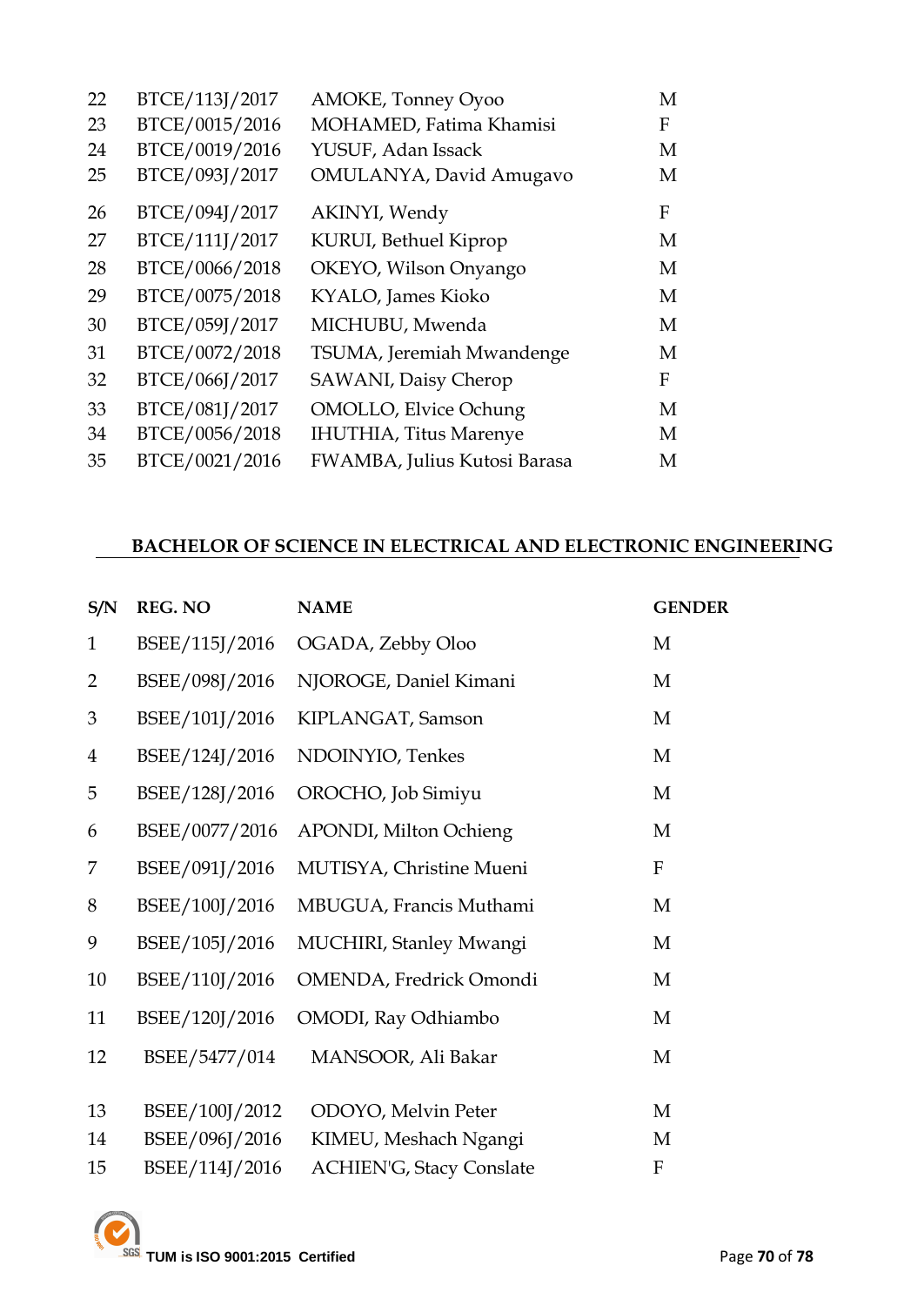| | | | |
|---|---|---|---|
| 22 | BTCE/113J/2017 | AMOKE, Tonney Oyoo | M |
| 23 | BTCE/0015/2016 | MOHAMED, Fatima Khamisi | F |
| 24 | BTCE/0019/2016 | YUSUF, Adan Issack | M |
| 25 | BTCE/093J/2017 | OMULANYA, David Amugavo | M |
| 26 | BTCE/094J/2017 | AKINYI, Wendy | F |
| 27 | BTCE/111J/2017 | KURUI, Bethuel Kiprop | M |
| 28 | BTCE/0066/2018 | OKEYO, Wilson Onyango | M |
| 29 | BTCE/0075/2018 | KYALO, James Kioko | M |
| 30 | BTCE/059J/2017 | MICHUBU, Mwenda | M |
| 31 | BTCE/0072/2018 | TSUMA, Jeremiah Mwandenge | M |
| 32 | BTCE/066J/2017 | SAWANI, Daisy Cherop | F |
| 33 | BTCE/081J/2017 | OMOLLO, Elvice Ochung | M |
| 34 | BTCE/0056/2018 | IHUTHIA, Titus Marenye | M |
| 35 | BTCE/0021/2016 | FWAMBA, Julius Kutosi Barasa | M |

**BACHELOR OF SCIENCE IN ELECTRICAL AND ELECTRONIC ENGINEERING**

| S/N | REG. NO | NAME | GENDER |
|---|---|---|---|
| 1 | BSEE/115J/2016 | OGADA, Zebby Oloo | M |
| 2 | BSEE/098J/2016 | NJOROGE, Daniel Kimani | M |
| 3 | BSEE/101J/2016 | KIPLANGAT, Samson | M |
| 4 | BSEE/124J/2016 | NDOINYIO, Tenkes | M |
| 5 | BSEE/128J/2016 | OROCHO, Job Simiyu | M |
| 6 | BSEE/0077/2016 | APONDI, Milton Ochieng | M |
| 7 | BSEE/091J/2016 | MUTISYA, Christine Mueni | F |
| 8 | BSEE/100J/2016 | MBUGUA, Francis Muthami | M |
| 9 | BSEE/105J/2016 | MUCHIRI, Stanley Mwangi | M |
| 10 | BSEE/110J/2016 | OMENDA, Fredrick Omondi | M |
| 11 | BSEE/120J/2016 | OMODI, Ray Odhiambo | M |
| 12 | BSEE/5477/014 | MANSOOR, Ali Bakar | M |
| 13 | BSEE/100J/2012 | ODOYO, Melvin Peter | M |
| 14 | BSEE/096J/2016 | KIMEU, Meshach Ngangi | M |
| 15 | BSEE/114J/2016 | ACHIEN'G, Stacy Conslate | F |

TUM is ISO 9001:2015 Certified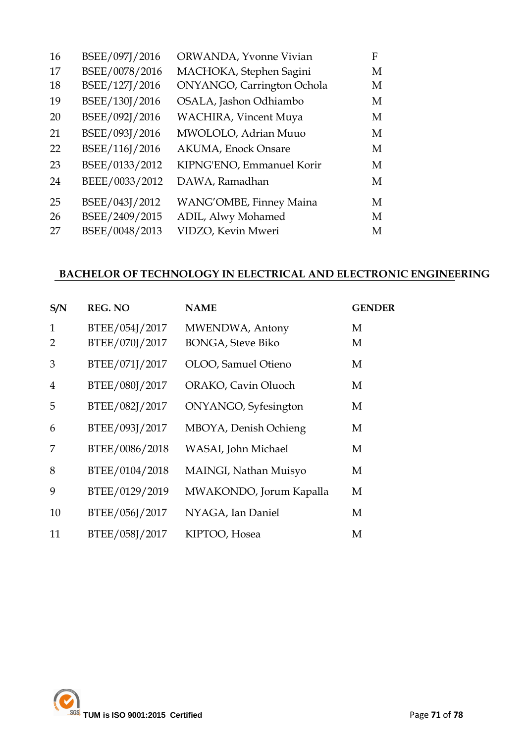| | | | |
|---|---|---|---|
| 16 | BSEE/097J/2016 | ORWANDA, Yvonne Vivian | F |
| 17 | BSEE/0078/2016 | MACHOKA, Stephen Sagini | M |
| 18 | BSEE/127J/2016 | ONYANGO, Carrington Ochola | M |
| 19 | BSEE/130J/2016 | OSALA, Jashon Odhiambo | M |
| 20 | BSEE/092J/2016 | WACHIRA, Vincent Muya | M |
| 21 | BSEE/093J/2016 | MWOLOLO, Adrian Muuo | M |
| 22 | BSEE/116J/2016 | AKUMA, Enock Onsare | M |
| 23 | BSEE/0133/2012 | KIPNG'ENO, Emmanuel Korir | M |
| 24 | BEEE/0033/2012 | DAWA, Ramadhan | M |
| 25 | BSEE/043J/2012 | WANG'OMBE, Finney Maina | M |
| 26 | BSEE/2409/2015 | ADIL, Alwy Mohamed | M |
| 27 | BSEE/0048/2013 | VIDZO, Kevin Mweri | M |

## BACHELOR OF TECHNOLOGY IN ELECTRICAL AND ELECTRONIC ENGINEERING

| S/N | REG. NO | NAME | GENDER |
|---|---|---|---|
| 1 | BTEE/054J/2017 | MWENDWA, Antony | M |
| 2 | BTEE/070J/2017 | BONGA, Steve Biko | M |
| 3 | BTEE/071J/2017 | OLOO, Samuel Otieno | M |
| 4 | BTEE/080J/2017 | ORAKO, Cavin Oluoch | M |
| 5 | BTEE/082J/2017 | ONYANGO, Syfesington | M |
| 6 | BTEE/093J/2017 | MBOYA, Denish Ochieng | M |
| 7 | BTEE/0086/2018 | WASAI, John Michael | M |
| 8 | BTEE/0104/2018 | MAINGI, Nathan Muisyo | M |
| 9 | BTEE/0129/2019 | MWAKONDO, Jorum Kapalla | M |
| 10 | BTEE/056J/2017 | NYAGA, Ian Daniel | M |
| 11 | BTEE/058J/2017 | KIPTOO, Hosea | M |

TUM is ISO 9001:2015 Certified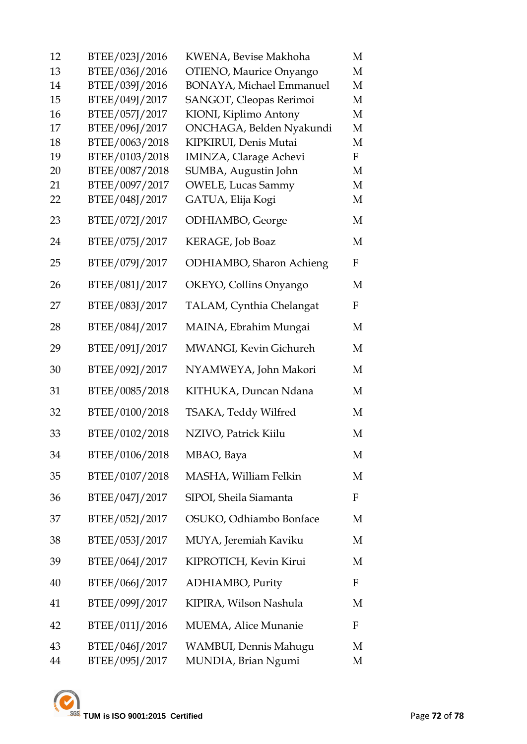| | | | |
|---|---|---|---|
| 12 | BTEE/023J/2016 | KWENA, Bevise Makhoha | M |
| 13 | BTEE/036J/2016 | OTIENO, Maurice Onyango | M |
| 14 | BTEE/039J/2016 | BONAYA, Michael Emmanuel | M |
| 15 | BTEE/049J/2017 | SANGOT, Cleopas Rerimoi | M |
| 16 | BTEE/057J/2017 | KIONI, Kiplimo Antony | M |
| 17 | BTEE/096J/2017 | ONCHAGA, Belden Nyakundi | M |
| 18 | BTEE/0063/2018 | KIPKIRUI, Denis Mutai | M |
| 19 | BTEE/0103/2018 | IMINZA, Clarage Achevi | F |
| 20 | BTEE/0087/2018 | SUMBA, Augustin John | M |
| 21 | BTEE/0097/2017 | OWELE, Lucas Sammy | M |
| 22 | BTEE/048J/2017 | GATUA, Elija Kogi | M |
| 23 | BTEE/072J/2017 | ODHIAMBO, George | M |
| 24 | BTEE/075J/2017 | KERAGE, Job Boaz | M |
| 25 | BTEE/079J/2017 | ODHIAMBO, Sharon Achieng | F |
| 26 | BTEE/081J/2017 | OKEYO, Collins Onyango | M |
| 27 | BTEE/083J/2017 | TALAM, Cynthia Chelangat | F |
| 28 | BTEE/084J/2017 | MAINA, Ebrahim Mungai | M |
| 29 | BTEE/091J/2017 | MWANGI, Kevin Gichureh | M |
| 30 | BTEE/092J/2017 | NYAMWEYA, John Makori | M |
| 31 | BTEE/0085/2018 | KITHUKA, Duncan Ndana | M |
| 32 | BTEE/0100/2018 | TSAKA, Teddy Wilfred | M |
| 33 | BTEE/0102/2018 | NZIVO, Patrick Kiilu | M |
| 34 | BTEE/0106/2018 | MBAO, Baya | M |
| 35 | BTEE/0107/2018 | MASHA, William Felkin | M |
| 36 | BTEE/047J/2017 | SIPOI, Sheila Siamanta | F |
| 37 | BTEE/052J/2017 | OSUKO, Odhiambo Bonface | M |
| 38 | BTEE/053J/2017 | MUYA, Jeremiah Kaviku | M |
| 39 | BTEE/064J/2017 | KIPROTICH, Kevin Kirui | M |
| 40 | BTEE/066J/2017 | ADHIAMBO, Purity | F |
| 41 | BTEE/099J/2017 | KIPIRA, Wilson Nashula | M |
| 42 | BTEE/011J/2016 | MUEMA, Alice Munanie | F |
| 43 | BTEE/046J/2017 | WAMBUI, Dennis Mahugu | M |
| 44 | BTEE/095J/2017 | MUNDIA, Brian Ngumi | M |

TUM is ISO 9001:2015 Certified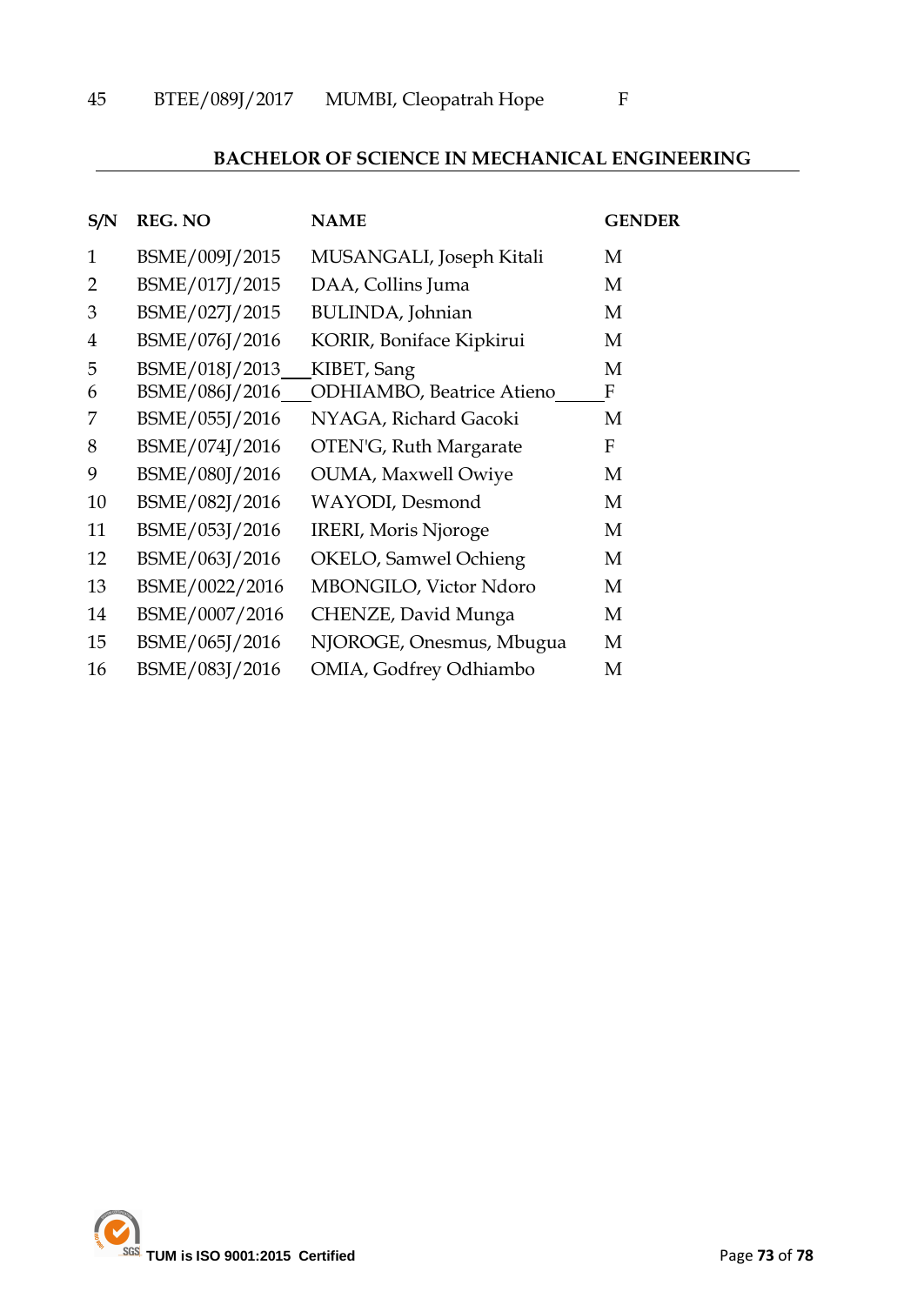| 45 | BTEE/089J/2017 | MUMBI, Cleopatrah Hope | F |
|---|---|---|---|

## BACHELOR OF SCIENCE IN MECHANICAL ENGINEERING

| S/N | REG. NO | NAME | GENDER |
|---|---|---|---|
| 1 | BSME/009J/2015 | MUSANGALI, Joseph Kitali | M |
| 2 | BSME/017J/2015 | DAA, Collins Juma | M |
| 3 | BSME/027J/2015 | BULINDA, Johnian | M |
| 4 | BSME/076J/2016 | KORIR, Boniface Kipkirui | M |
| 5 | BSME/018J/2013 | KIBET, Sang | M |
| 6 | BSME/086J/2016 | ODHIAMBO, Beatrice Atieno | F |
| 7 | BSME/055J/2016 | NYAGA, Richard Gacoki | M |
| 8 | BSME/074J/2016 | OTEN'G, Ruth Margarate | F |
| 9 | BSME/080J/2016 | OUMA, Maxwell Owiye | M |
| 10 | BSME/082J/2016 | WAYODI, Desmond | M |
| 11 | BSME/053J/2016 | IRERI, Moris Njoroge | M |
| 12 | BSME/063J/2016 | OKELO, Samwel Ochieng | M |
| 13 | BSME/0022/2016 | MBONGILO, Victor Ndoro | M |
| 14 | BSME/0007/2016 | CHENZE, David Munga | M |
| 15 | BSME/065J/2016 | NJOROGE, Onesmus, Mbugua | M |
| 16 | BSME/083J/2016 | OMIA, Godfrey Odhiambo | M |

TUM is ISO 9001:2015 Certified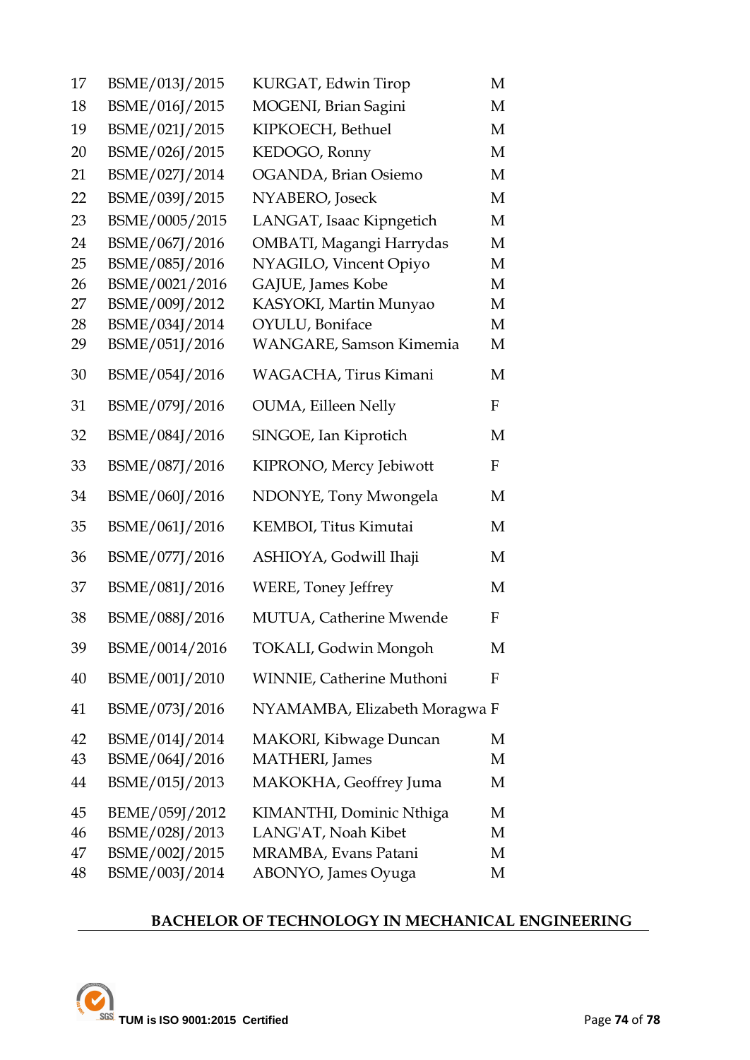| | | | |
|---|---|---|---|
| 17 | BSME/013J/2015 | KURGAT, Edwin Tirop | M |
| 18 | BSME/016J/2015 | MOGENI, Brian Sagini | M |
| 19 | BSME/021J/2015 | KIPKOECH, Bethuel | M |
| 20 | BSME/026J/2015 | KEDOGO, Ronny | M |
| 21 | BSME/027J/2014 | OGANDA, Brian Osiemo | M |
| 22 | BSME/039J/2015 | NYABERO, Joseck | M |
| 23 | BSME/0005/2015 | LANGAT, Isaac Kipngetich | M |
| 24 | BSME/067J/2016 | OMBATI, Magangi Harrydas | M |
| 25 | BSME/085J/2016 | NYAGILO, Vincent Opiyo | M |
| 26 | BSME/0021/2016 | GAJUE, James Kobe | M |
| 27 | BSME/009J/2012 | KASYOKI, Martin Munyao | M |
| 28 | BSME/034J/2014 | OYULU, Boniface | M |
| 29 | BSME/051J/2016 | WANGARE, Samson Kimemia | M |
| 30 | BSME/054J/2016 | WAGACHA, Tirus Kimani | M |
| 31 | BSME/079J/2016 | OUMA, Eilleen Nelly | F |
| 32 | BSME/084J/2016 | SINGOE, Ian Kiprotich | M |
| 33 | BSME/087J/2016 | KIPRONO, Mercy Jebiwott | F |
| 34 | BSME/060J/2016 | NDONYE, Tony Mwongela | M |
| 35 | BSME/061J/2016 | KEMBOI, Titus Kimutai | M |
| 36 | BSME/077J/2016 | ASHIOYA, Godwill Ihaji | M |
| 37 | BSME/081J/2016 | WERE, Toney Jeffrey | M |
| 38 | BSME/088J/2016 | MUTUA, Catherine Mwende | F |
| 39 | BSME/0014/2016 | TOKALI, Godwin Mongoh | M |
| 40 | BSME/001J/2010 | WINNIE, Catherine Muthoni | F |
| 41 | BSME/073J/2016 | NYAMAMBA, Elizabeth Moragwa | F |
| 42 | BSME/014J/2014 | MAKORI, Kibwage Duncan | M |
| 43 | BSME/064J/2016 | MATHERI, James | M |
| 44 | BSME/015J/2013 | MAKOKHA, Geoffrey Juma | M |
| 45 | BEME/059J/2012 | KIMANTHI, Dominic Nthiga | M |
| 46 | BSME/028J/2013 | LANG'AT, Noah Kibet | M |
| 47 | BSME/002J/2015 | MRAMBA, Evans Patani | M |
| 48 | BSME/003J/2014 | ABONYO, James Oyuga | M |

## BACHELOR OF TECHNOLOGY IN MECHANICAL ENGINEERING

TUM is ISO 9001:2015 Certified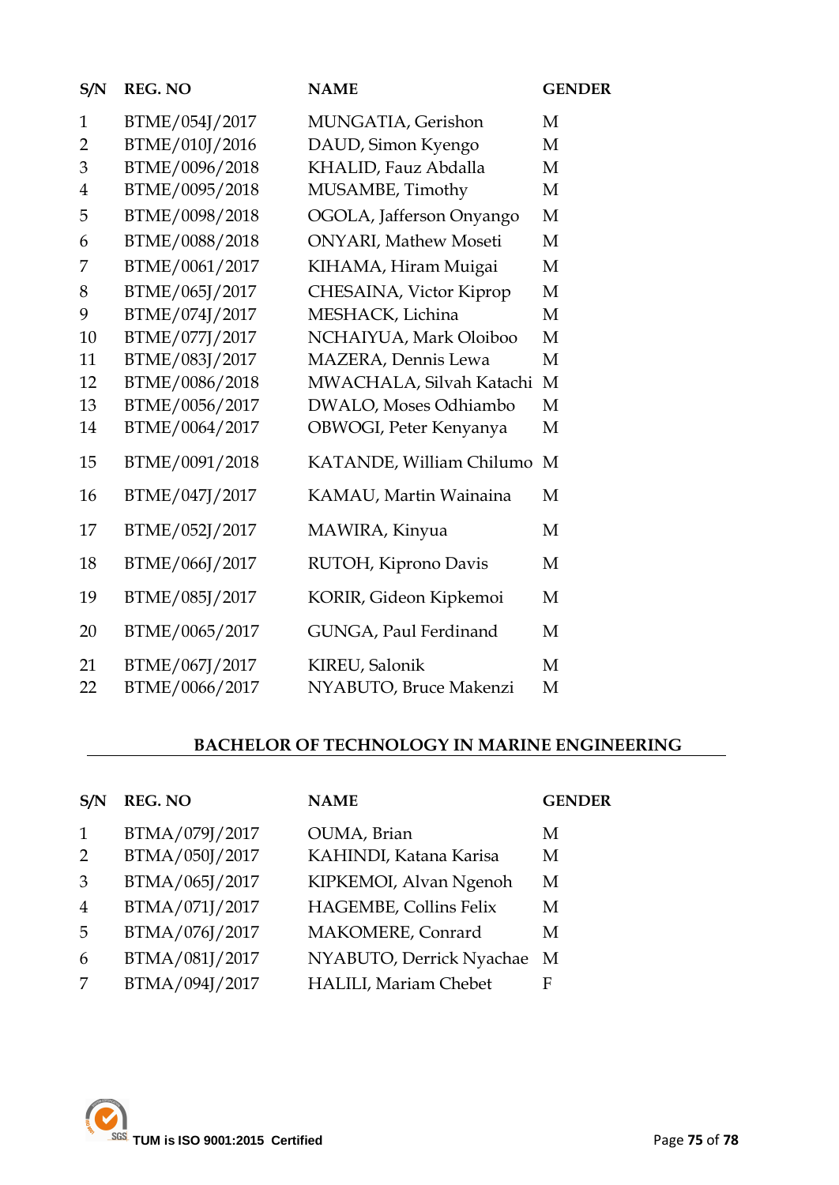| S/N | REG. NO | NAME | GENDER |
|---|---|---|---|
| 1 | BTME/054J/2017 | MUNGATIA, Gerishon | M |
| 2 | BTME/010J/2016 | DAUD, Simon Kyengo | M |
| 3 | BTME/0096/2018 | KHALID, Fauz Abdalla | M |
| 4 | BTME/0095/2018 | MUSAMBE, Timothy | M |
| 5 | BTME/0098/2018 | OGOLA, Jafferson Onyango | M |
| 6 | BTME/0088/2018 | ONYARI, Mathew Moseti | M |
| 7 | BTME/0061/2017 | KIHAMA, Hiram Muigai | M |
| 8 | BTME/065J/2017 | CHESAINA, Victor Kiprop | M |
| 9 | BTME/074J/2017 | MESHACK, Lichina | M |
| 10 | BTME/077J/2017 | NCHAIYUA, Mark Oloiboo | M |
| 11 | BTME/083J/2017 | MAZERA, Dennis Lewa | M |
| 12 | BTME/0086/2018 | MWACHALA, Silvah Katachi | M |
| 13 | BTME/0056/2017 | DWALO, Moses Odhiambo | M |
| 14 | BTME/0064/2017 | OBWOGI, Peter Kenyanya | M |
| 15 | BTME/0091/2018 | KATANDE, William Chilumo | M |
| 16 | BTME/047J/2017 | KAMAU, Martin Wainaina | M |
| 17 | BTME/052J/2017 | MAWIRA, Kinyua | M |
| 18 | BTME/066J/2017 | RUTOH, Kiprono Davis | M |
| 19 | BTME/085J/2017 | KORIR, Gideon Kipkemoi | M |
| 20 | BTME/0065/2017 | GUNGA, Paul Ferdinand | M |
| 21 | BTME/067J/2017 | KIREU, Salonik | M |
| 22 | BTME/0066/2017 | NYABUTO, Bruce Makenzi | M |

## BACHELOR OF TECHNOLOGY IN MARINE ENGINEERING

| S/N | REG. NO | NAME | GENDER |
|---|---|---|---|
| 1 | BTMA/079J/2017 | OUMA, Brian | M |
| 2 | BTMA/050J/2017 | KAHINDI, Katana Karisa | M |
| 3 | BTMA/065J/2017 | KIPKEMOI, Alvan Ngenoh | M |
| 4 | BTMA/071J/2017 | HAGEMBE, Collins Felix | M |
| 5 | BTMA/076J/2017 | MAKOMERE, Conrard | M |
| 6 | BTMA/081J/2017 | NYABUTO, Derrick Nyachae | M |
| 7 | BTMA/094J/2017 | HALILI, Mariam Chebet | F |

TUM is ISO 9001:2015 Certified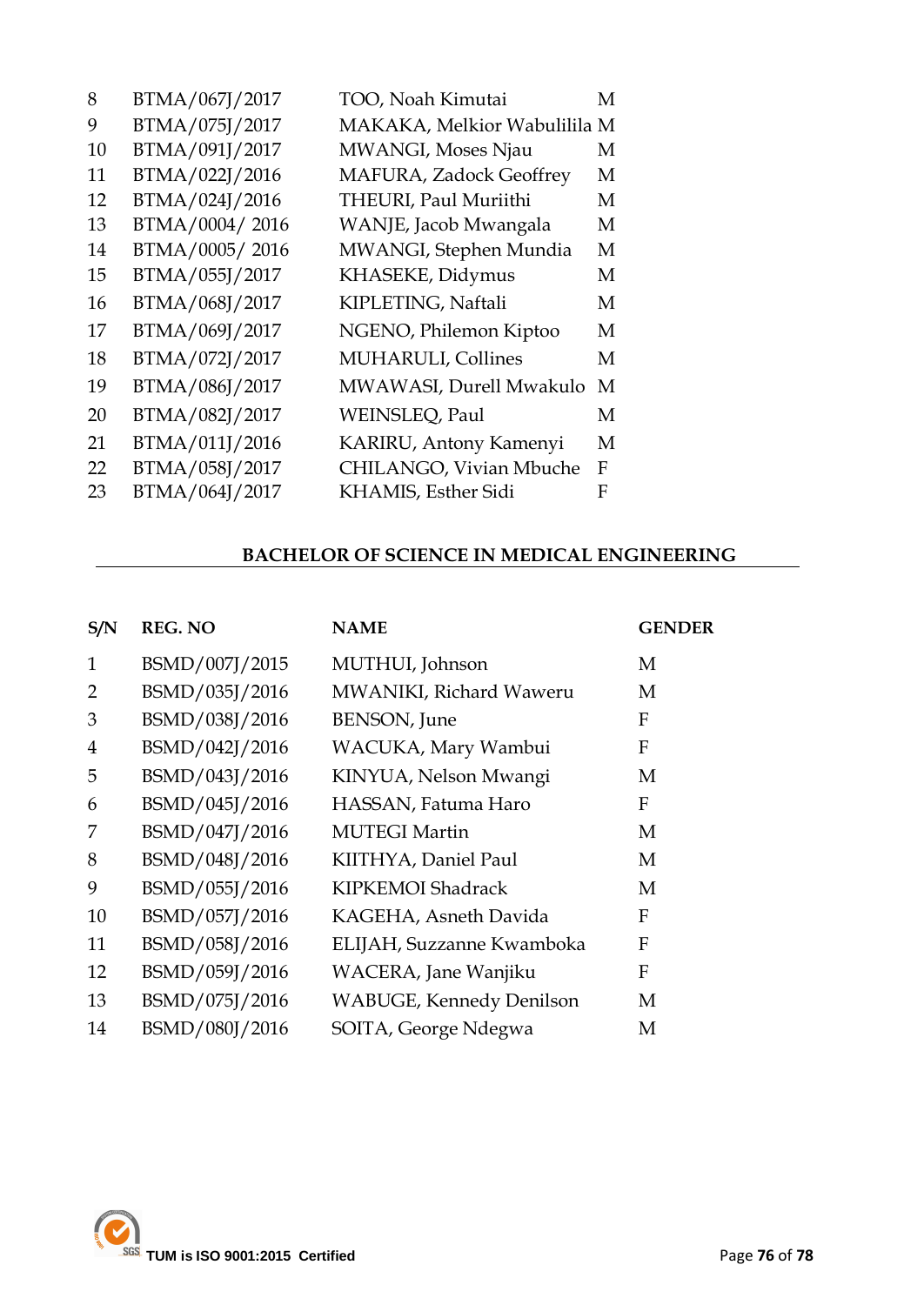| | | | |
|---|---|---|---|
| 8 | BTMA/067J/2017 | TOO, Noah Kimutai | M |
| 9 | BTMA/075J/2017 | MAKAKA, Melkior Wabulilila | M |
| 10 | BTMA/091J/2017 | MWANGI, Moses Njau | M |
| 11 | BTMA/022J/2016 | MAFURA, Zadock Geoffrey | M |
| 12 | BTMA/024J/2016 | THEURI, Paul Muriithi | M |
| 13 | BTMA/0004/ 2016 | WANJE, Jacob Mwangala | M |
| 14 | BTMA/0005/ 2016 | MWANGI, Stephen Mundia | M |
| 15 | BTMA/055J/2017 | KHASEKE, Didymus | M |
| 16 | BTMA/068J/2017 | KIPLETING, Naftali | M |
| 17 | BTMA/069J/2017 | NGENO, Philemon Kiptoo | M |
| 18 | BTMA/072J/2017 | MUHARULI, Collines | M |
| 19 | BTMA/086J/2017 | MWAWASI, Durell Mwakulo | M |
| 20 | BTMA/082J/2017 | WEINSLEQ, Paul | M |
| 21 | BTMA/011J/2016 | KARIRU, Antony Kamenyi | M |
| 22 | BTMA/058J/2017 | CHILANGO, Vivian Mbuche | F |
| 23 | BTMA/064J/2017 | KHAMIS, Esther Sidi | F |

## BACHELOR OF SCIENCE IN MEDICAL ENGINEERING

| S/N | REG. NO | NAME | GENDER |
|---|---|---|---|
| 1 | BSMD/007J/2015 | MUTHUI, Johnson | M |
| 2 | BSMD/035J/2016 | MWANIKI, Richard Waweru | M |
| 3 | BSMD/038J/2016 | BENSON, June | F |
| 4 | BSMD/042J/2016 | WACUKA, Mary Wambui | F |
| 5 | BSMD/043J/2016 | KINYUA, Nelson Mwangi | M |
| 6 | BSMD/045J/2016 | HASSAN, Fatuma Haro | F |
| 7 | BSMD/047J/2016 | MUTEGI Martin | M |
| 8 | BSMD/048J/2016 | KIITHYA, Daniel Paul | M |
| 9 | BSMD/055J/2016 | KIPKEMOI Shadrack | M |
| 10 | BSMD/057J/2016 | KAGEHA, Asneth Davida | F |
| 11 | BSMD/058J/2016 | ELIJAH, Suzzanne Kwamboka | F |
| 12 | BSMD/059J/2016 | WACERA, Jane Wanjiku | F |
| 13 | BSMD/075J/2016 | WABUGE, Kennedy Denilson | M |
| 14 | BSMD/080J/2016 | SOITA, George Ndegwa | M |

TUM is ISO 9001:2015 Certified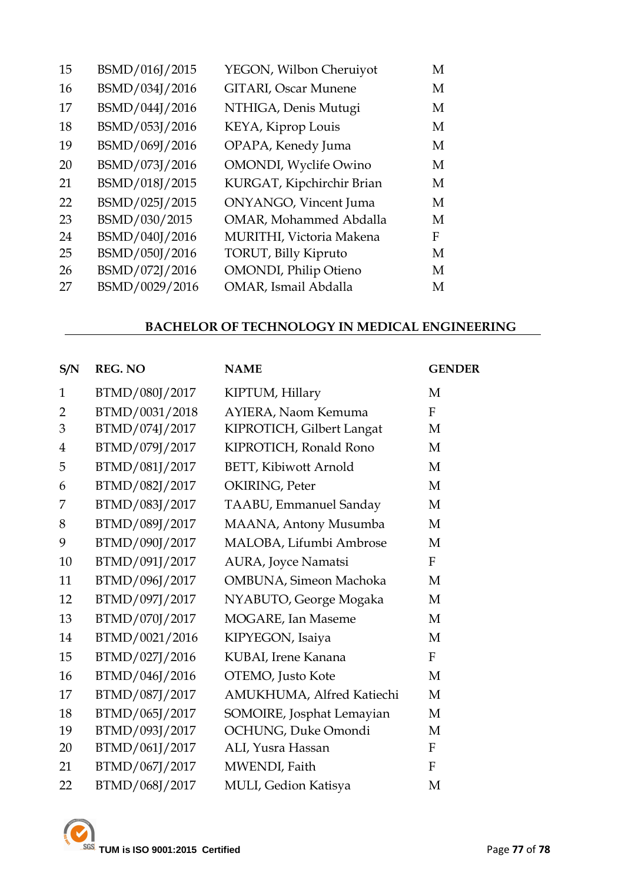| | | | |
|---|---|---|---|
| 15 | BSMD/016J/2015 | YEGON, Wilbon Cheruiyot | M |
| 16 | BSMD/034J/2016 | GITARI, Oscar Munene | M |
| 17 | BSMD/044J/2016 | NTHIGA, Denis Mutugi | M |
| 18 | BSMD/053J/2016 | KEYA, Kiprop Louis | M |
| 19 | BSMD/069J/2016 | OPAPA, Kenedy Juma | M |
| 20 | BSMD/073J/2016 | OMONDI, Wyclife Owino | M |
| 21 | BSMD/018J/2015 | KURGAT, Kipchirchir Brian | M |
| 22 | BSMD/025J/2015 | ONYANGO, Vincent Juma | M |
| 23 | BSMD/030/2015 | OMAR, Mohammed Abdalla | M |
| 24 | BSMD/040J/2016 | MURITHI, Victoria Makena | F |
| 25 | BSMD/050J/2016 | TORUT, Billy Kipruto | M |
| 26 | BSMD/072J/2016 | OMONDI, Philip Otieno | M |
| 27 | BSMD/0029/2016 | OMAR, Ismail Abdalla | M |

## BACHELOR OF TECHNOLOGY IN MEDICAL ENGINEERING

| S/N | REG. NO | NAME | GENDER |
|---|---|---|---|
| 1 | BTMD/080J/2017 | KIPTUM, Hillary | M |
| 2 | BTMD/0031/2018 | AYIERA, Naom Kemuma | F |
| 3 | BTMD/074J/2017 | KIPROTICH, Gilbert Langat | M |
| 4 | BTMD/079J/2017 | KIPROTICH, Ronald Rono | M |
| 5 | BTMD/081J/2017 | BETT, Kibiwott Arnold | M |
| 6 | BTMD/082J/2017 | OKIRING, Peter | M |
| 7 | BTMD/083J/2017 | TAABU, Emmanuel Sanday | M |
| 8 | BTMD/089J/2017 | MAANA, Antony Musumba | M |
| 9 | BTMD/090J/2017 | MALOBA, Lifumbi Ambrose | M |
| 10 | BTMD/091J/2017 | AURA, Joyce Namatsi | F |
| 11 | BTMD/096J/2017 | OMBUNA, Simeon Machoka | M |
| 12 | BTMD/097J/2017 | NYABUTO, George Mogaka | M |
| 13 | BTMD/070J/2017 | MOGARE, Ian Maseme | M |
| 14 | BTMD/0021/2016 | KIPYEGON, Isaiya | M |
| 15 | BTMD/027J/2016 | KUBAI, Irene Kanana | F |
| 16 | BTMD/046J/2016 | OTEMO, Justo Kote | M |
| 17 | BTMD/087J/2017 | AMUKHUMA, Alfred Katiechi | M |
| 18 | BTMD/065J/2017 | SOMOIRE, Josphat Lemayian | M |
| 19 | BTMD/093J/2017 | OCHUNG, Duke Omondi | M |
| 20 | BTMD/061J/2017 | ALI, Yusra Hassan | F |
| 21 | BTMD/067J/2017 | MWENDI, Faith | F |
| 22 | BTMD/068J/2017 | MULI, Gedion Katisya | M |

TUM is ISO 9001:2015 Certified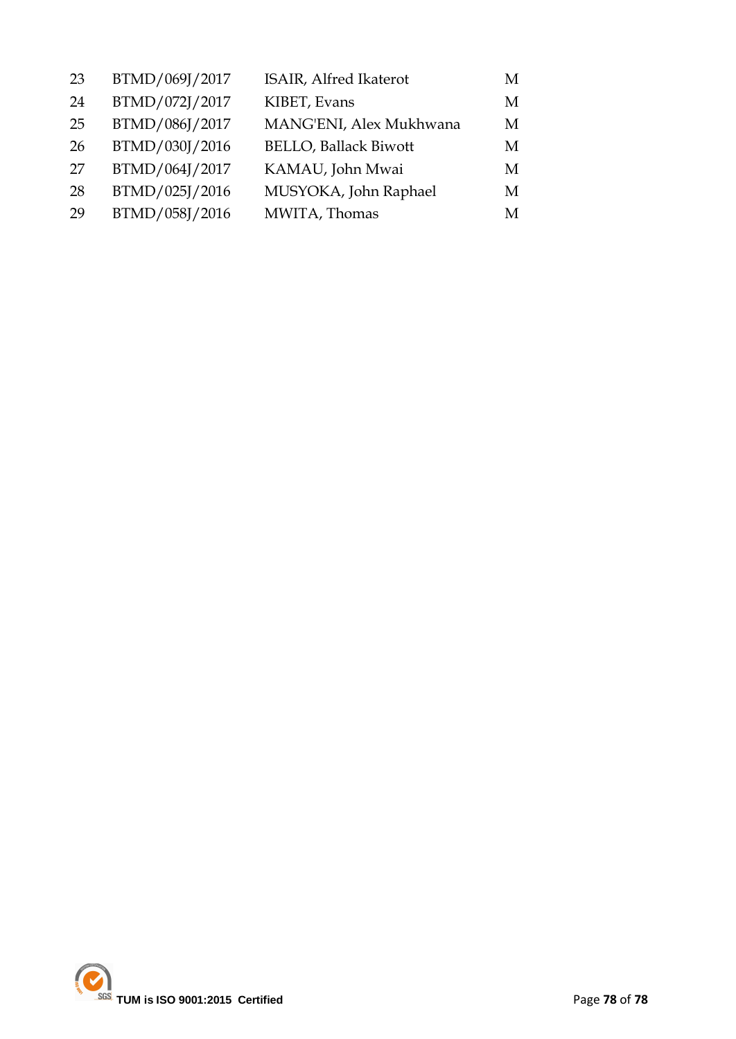| | | | |
|---|---|---|---|
| 23 | BTMD/069J/2017 | ISAIR, Alfred Ikaterot | M |
| 24 | BTMD/072J/2017 | KIBET, Evans | M |
| 25 | BTMD/086J/2017 | MANG'ENI, Alex Mukhwana | M |
| 26 | BTMD/030J/2016 | BELLO, Ballack Biwott | M |
| 27 | BTMD/064J/2017 | KAMAU, John Mwai | M |
| 28 | BTMD/025J/2016 | MUSYOKA, John Raphael | M |
| 29 | BTMD/058J/2016 | MWITA, Thomas | M |